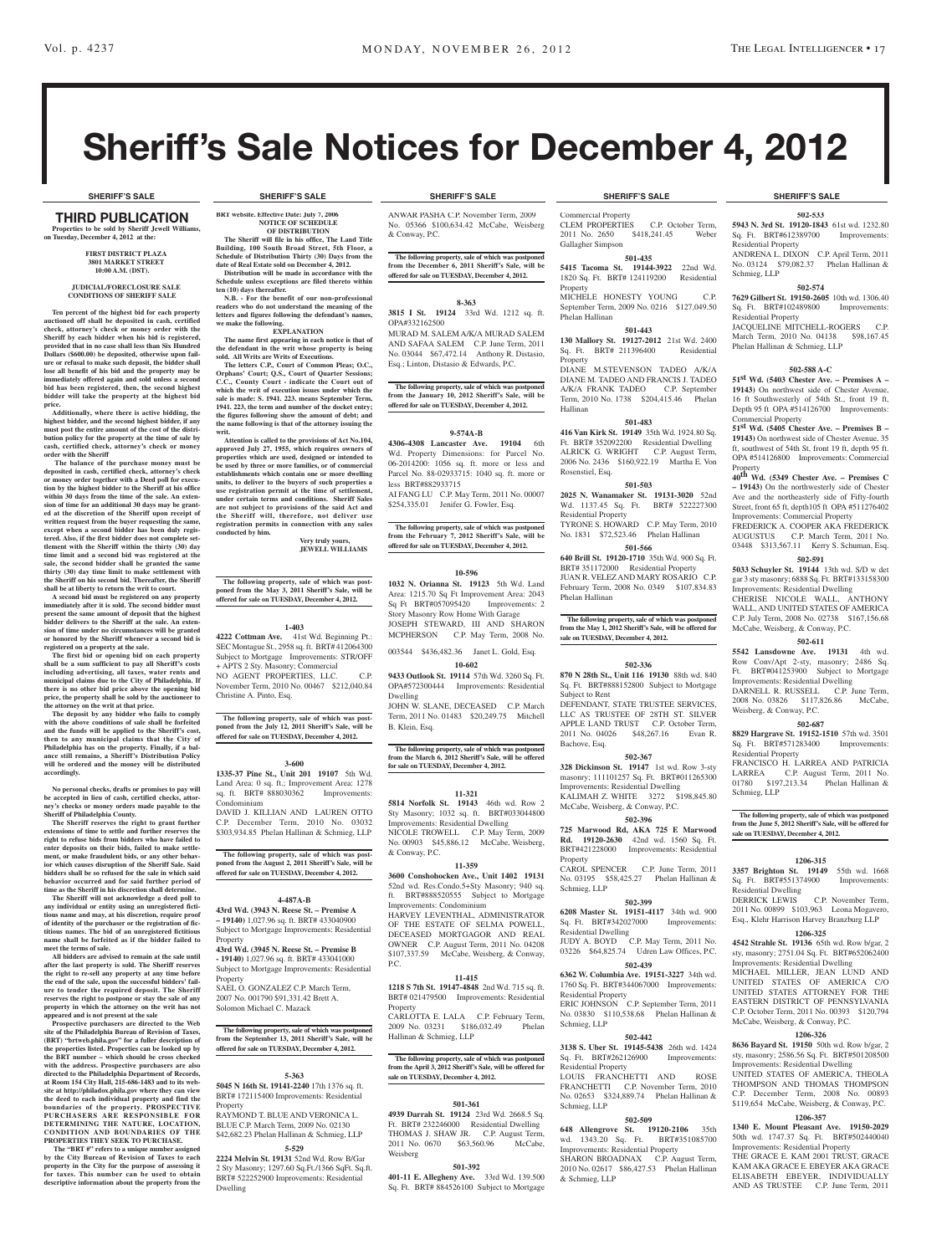# Sheriff's Sale Notices for December 4, 2012

**SHERIFF'S SALE**

## THIRD PUBLICATION

**Properties to be sold by Sheriff Jewell Williams, on Tuesday, December 4, 2012 at the:**

**FIRST DISTRICT PLAZA
3801 MARKET STREET
10:00 A.M. (DST).**

**JUDICIAL/FORECLOSURE SALE CONDITIONS OF SHERIFF SALE**

**Ten percent of the highest bid for each property auctioned off shall be deposited in cash, certified check, attorney's check or money order with the Sheriff by each bidder when his bid is registered, provided that in no case shall less than Six Hundred Dollars ($600.00) be deposited, otherwise upon failure or refusal to make such deposit, the bidder shall lose all benefit of his bid and the property may be immediately offered again and sold unless a second bid has been registered, then, the second highest bidder will take the property at the highest bid price.**

**Additionally, where there is active bidding, the highest bidder, and the second highest bidder, if any must post the entire amount of the cost of the distribution policy for the property at the time of sale by cash, certified check, attorney's check or money order with the Sheriff**

**The balance of the purchase money must be deposited in cash, certified check, attorney's check or money order together with a Deed poll for execution by the highest bidder to the Sheriff at his office within 30 days from the time of the sale. An extension of time for an additional 30 days may be granted at the discretion of the Sheriff upon receipt of written request from the buyer requesting the same, except when a second bidder has been duly registered. Also, if the first bidder does not complete settlement with the Sheriff within the thirty (30) day time limit and a second bid was registered at the sale, the second bidder shall be granted the same thirty (30) day time limit to make settlement with the Sheriff on his second bid. Thereafter, the Sheriff shall be at liberty to return the writ to court.**

**A second bid must be registered on any property immediately after it is sold. The second bidder must present the same amount of deposit that the highest bidder delivers to the Sheriff at the sale. An extension of time under no circumstances will be granted or honored by the Sheriff whenever a second bid is registered on a property at the sale.**

**The first bid or opening bid on each property shall be a sum sufficient to pay all Sheriff's costs including advertising, all taxes, water rents and municipal claims due to the City of Philadelphia. If there is no other bid price above the opening bid price, the property shall be sold by the auctioneer to the attorney on the writ at that price.**

**The deposit by any bidder who fails to comply with the above conditions of sale shall be forfeited and the funds will be applied to the Sheriff's cost, then to any municipal claims that the City of Philadelphia has on the property. Finally, if a balance still remains, a Sheriff's Distribution Policy will be ordered and the money will be distributed accordingly.**

**No personal checks, drafts or promises to pay will be accepted in lieu of cash, certified checks, attorney's checks or money orders made payable to the Sheriff of Philadelphia County.**

**The Sheriff reserves the right to grant further extensions of time to settle and further reserves the right to refuse bids from bidders who have failed to enter deposits on their bids, failed to make settlement, or make fraudulent bids, or any other behavior which causes disruption of the Sheriff Sale. Said bidders shall be so refused for the sale in which said behavior occurred and for said further period of time as the Sheriff in his discretion shall determine.**

**The Sheriff will not acknowledge a deed poll to any individual or entity using an unregistered fictitious name and may, at his discretion, require proof of identity of the purchaser or the registration of fictitious names. The bid of an unregistered fictitious name shall be forfeited as if the bidder failed to meet the terms of sale.**

**All bidders are advised to remain at the sale until after the last property is sold. The Sheriff reserves the right to re-sell any property at any time before the end of the sale, upon the successful bidders' failure to tender the required deposit. The Sheriff reserves the right to postpone or stay the sale of any property in which the attorney on the writ has not appeared and is not present at the sale**

**Prospective purchasers are directed to the Web site of the Philadelphia Bureau of Revision of Taxes, (BRT) "brtweb.phila.gov" for a fuller description of the properties listed. Properties can be looked up by the BRT number – which should be cross checked with the address. Prospective purchasers are also directed to the Philadelphia Department of Records, at Room 154 City Hall, 215-686-1483 and to its website at http://philadox.phila.gov where they can view the deed to each individual property and find the boundaries of the property. PROSPECTIVE PURCHASERS ARE RESPONSIBLE FOR DETERMINING THE NATURE, LOCATION, CONDITION AND BOUNDARIES OF THE PROPERTIES THEY SEEK TO PURCHASE.**

**The "BRT #" refers to a unique number assigned by the City Bureau of Revision of Taxes to each property in the City for the purpose of assessing it for taxes. This number can be used to obtain descriptive information about the property from the BRT website. Effective Date: July 7, 2006**

**NOTICE OF SCHEDULE OF DISTRIBUTION**

**The Sheriff will file in his office, The Land Title Building, 100 South Broad Street, 5th Floor, a Schedule of Distribution Thirty (30) Days from the date of Real Estate sold on December 4, 2012.**

**Distribution will be made in accordance with the Schedule unless exceptions are filed thereto within ten (10) days thereafter.**

**N.B. - For the benefit of our non-professional readers who do not understand the meaning of the letters and figures following the defendant's names, we make the following.**

**EXPLANATION**

**The name first appearing in each notice is that of the defendant in the writ whose property is being sold. All Writs are Writs of Executions.**

**The letters C.P., Court of Common Pleas; O.C., Orphans' Court; Q.S., Court of Quarter Sessions; C.C., County Court - indicate the Court out of which the writ of execution issues under which the sale is made: S. 1941. 223. means September Term, 1941. 223, the term and number of the docket entry; the figures following show the amount of debt; and the name following is that of the attorney issuing the writ.**

**Attention is called to the provisions of Act No.104, approved July 27, 1955, which requires owners of properties which are used, designed or intended to be used by three or more families, or of commercial establishments which contain one or more dwelling units, to deliver to the buyers of such properties a use registration permit at the time of settlement, under certain terms and conditions. Sheriff Sales are not subject to provisions of the said Act and the Sheriff will, therefore, not deliver use registration permits in connection with any sales conducted by him.**

**Very truly yours,
JEWELL WILLIAMS**

**The following property, sale of which was postponed from the May 3, 2011 Sheriff's Sale, will be offered for sale on TUESDAY, December 4, 2012.**

**1-403**

**4222 Cottman Ave.** 41st Wd. Beginning Pt.: SEC Montague St., 2958 sq. ft. BRT# 412064300 Subject to Mortgage Improvements: STR/OFF + APTS 2 Sty. Masonry; Commercial

NO AGENT PROPERTIES, LLC. C.P. November Term, 2010 No. 00467 $212,040.84 Christine A. Pinto, Esq.

**The following property, sale of which was postponed from the July 12, 2011 Sheriff's Sale, will be offered for sale on TUESDAY, December 4, 2012.**

**3-600**

**1335-37 Pine St., Unit 201 19107** 5th Wd. Land Area: 0 sq. ft.; Improvement Area: 1278 sq. ft. BRT# 888030362 Improvements: Condominium

DAVID J. KILLIAN AND LAUREN OTTO C.P. December Term, 2010 No. 03032 $303,934.85 Phelan Hallinan & Schmieg, LLP

**The following property, sale of which was postponed from the August 2, 2011 Sheriff's Sale, will be offered for sale on TUESDAY, December 4, 2012.**

**4-487A-B**

**43rd Wd. (3943 N. Reese St. – Premise A – 19140)** 1,027.96 sq. ft. BRT# 433040900 Subject to Mortgage Improvements: Residential Property

**43rd Wd. (3945 N. Reese St. – Premise B - 19140)** 1,027.96 sq. ft. BRT# 433041000 Subject to Mortgage Improvements: Residential Property

SAEL O. GONZALEZ C.P. March Term, 2007 No. 001790 $91,331.42 Brett A. Solomon Michael C. Mazack

**The following property, sale of which was postponed from the September 13, 2011 Sheriff's Sale, will be offered for sale on TUESDAY, December 4, 2012.**

**5-363**

**5045 N 16th St. 19141-2240** 17th 1376 sq. ft. BRT# 172115400 Improvements: Residential Property

RAYMOND T. BLUE AND VERONICA L. BLUE C.P. March Term, 2009 No. 02130 $42,682.23 Phelan Hallinan & Schmieg, LLP

**5-529**

**2224 Melvin St. 19131** 52nd Wd. Row B/Gar 2 Sty Masonry; 1297.60 Sq.Ft./1366 SqFt. Sq.ft. BRT# 522252900 Improvements: Residential Dwelling

ANWAR PASHA C.P. November Term, 2009 No. 05366 $100,634.42 McCabe, Weisberg & Conway, P.C.

**The following property, sale of which was postponed from the December 6, 2011 Sheriff's Sale, will be offered for sale on TUESDAY, December 4, 2012.**

**8-363**

**3815 I St. 19124** 33rd Wd. 1212 sq. ft. OPA#332162500

MURAD M. SALEM A/K/A MURAD SALEM AND SAFAA SALEM C.P. June Term, 2011 No. 03044 $67,472.14 Anthony R. Distasio, Esq.; Linton, Distasio & Edwards, P.C.

**The following property, sale of which was postponed from the January 10, 2012 Sheriff's Sale, will be offered for sale on TUESDAY, December 4, 2012.**

**9-574A-B**

**4306-4308 Lancaster Ave. 19104** 6th Wd. Property Dimensions: for Parcel No. 06-2014200: 1056 sq. ft. more or less and Parcel No. 88-02933715: 1040 sq. ft. more or less BRT#882933715

AI FANG LU C.P. May Term, 2011 No. 00007 $254,335.01 Jenifer G. Fowler, Esq.

**The following property, sale of which was postponed from the February 7, 2012 Sheriff's Sale, will be offered for sale on TUESDAY, December 4, 2012.**

**10-596**

**1032 N. Orianna St. 19123** 5th Wd. Land Area: 1215.70 Sq Ft Improvement Area: 2043 Sq Ft BRT#057095420 Improvements: 2 Story Masonry Row Home With Garage

JOSEPH STEWARD, III AND SHARON MCPHERSON C.P. May Term, 2008 No. 003544 $436,482.36 Janet L. Gold, Esq.

**10-602**

**9433 Outlook St. 19114** 57th Wd. 3260 Sq. Ft. OPA#572300444 Improvements: Residential Dwelling

JOHN W. SLANE, DECEASED C.P. March Term, 2011 No. 01483 $20,249.75 Mitchell B. Klein, Esq.

**The following property, sale of which was postponed from the March 6, 2012 Sheriff's Sale, will be offered for sale on TUESDAY, December 4, 2012.**

**11-321**

**5814 Norfolk St. 19143** 46th wd. Row 2 Sty Masonry; 1032 sq. ft. BRT#033044800 Improvements: Residential Dwelling

NICOLE TROWELL C.P. May Term, 2009 No. 00903 $45,886.12 McCabe, Weisberg, & Conway, P.C.

**11-359**

**3600 Conshohocken Ave., Unit 1402 19131** 52nd wd. Res.Condo.5+Sty Masonry; 940 sq. ft. BRT#888520555 Subject to Mortgage Improvements: Condominium

HARVEY LEVENTHAL, ADMINISTRATOR OF THE ESTATE OF SELMA POWELL, DECEASED MORTGAGOR AND REAL OWNER C.P. August Term, 2011 No. 04208 $107,337.59 McCabe, Weisberg, & Conway, P.C.

**11-415**

**1218 S 7th St. 19147-4848** 2nd Wd. 715 sq. ft. BRT# 021479500 Improvements: Residential Property

CARLOTTA E. LALA C.P. February Term, 2009 No. 03231 $186,032.49 Phelan Hallinan & Schmieg, LLP

**The following property, sale of which was postponed from the April 3, 2012 Sheriff's Sale, will be offered for sale on TUESDAY, December 4, 2012.**

**501-361**

**4939 Darrah St. 19124** 23rd Wd. 2668.5 Sq. Ft. BRT# 232246000 Residential Dwelling

THOMAS J. SHAW JR. C.P. August Term, 2011 No. 0670 $63,560.96 McCabe, Weisberg

**501-392**

**401-11 E. Allegheny Ave.** 33rd Wd. 139.500 Sq. Ft. BRT# 884526100 Subject to Mortgage Commercial Property

CLEM PROPERTIES C.P. October Term, 2011 No. 2650 $418,241.45 Weber Gallagher Simpson

**501-435**

**5415 Tacoma St. 19144-3922** 22nd Wd. 1820 Sq. Ft. BRT# 124119200 Residential Property

MICHELE HONESTY YOUNG C.P. September Term, 2009 No. 0216 $127,049.50 Phelan Hallinan

**501-443**

**130 Mallory St. 19127-2012** 21st Wd. 2400 Sq. Ft. BRT# 211396400 Residential Property

DIANE M.STEVENSON TADEO A/K/A DIANE M. TADEO AND FRANCIS J. TADEO A/K/A FRANK TADEO C.P. September Term, 2010 No. 1738 $204,415.46 Phelan Hallinan

**501-483**

**416 Van Kirk St. 19149** 35th Wd. 1924.80 Sq. Ft. BRT# 352092200 Residential Dwelling

ALRICK G. WRIGHT C.P. August Term, 2006 No. 2436 $160,922.19 Martha E. Von Rosenstiel, Esq.

**501-503**

**2025 N. Wanamaker St. 19131-3020** 52nd Wd. 1137.45 Sq. Ft. BRT# 522227300 Residential Property

TYRONE S. HOWARD C.P. May Term, 2010 No. 1831 $72,523.46 Phelan Hallinan

**501-566**

**640 Brill St. 19120-1710** 35th Wd. 900 Sq. Ft. BRT# 351172000 Residential Property

JUAN R. VELEZ AND MARY ROSARIO C.P. February Term, 2008 No. 0349 $107,834.83 Phelan Hallinan

**The following property, sale of which was postponed from the May 1, 2012 Sheriff's Sale, will be offered for sale on TUESDAY, December 4, 2012.**

**502-336**

**870 N 28th St., Unit 116 19130** 88th wd. 840 Sq. Ft. BRT#888152800 Subject to Mortgage Subject to Rent

DEFENDANT, STATE TRUSTEE SERVICES, LLC AS TRUSTEE OF 28TH ST. SILVER APPLE LAND TRUST C.P. October Term, 2011 No. 04026 $48,267.16 Evan R. Bachove, Esq.

**502-367**

**328 Dickinson St. 19147** 1st wd. Row 3-sty masonry; 111101257 Sq. Ft. BRT#011265300 Improvements: Residential Dwelling

KALIMAH Z. WHITE 3272 $198,845.80 McCabe, Weisberg, & Conway, P.C.

**502-396**

**725 Marwood Rd, AKA 725 E Marwood Rd. 19120-2630** 42nd wd. 1560 Sq. Ft. BRT#421228000 Improvements: Residential Property

CAROL SPENCER C.P. June Term, 2011 No. 03195 $58,425.27 Phelan Hallinan & Schmieg, LLP

**502-399**

**6208 Master St. 19151-4117** 34th wd. 900 Sq. Ft. BRT#342027000 Improvements: Residential Dwelling

JUDY A. BOYD C.P. May Term, 2011 No. 03226 $64,825.74 Udren Law Offices, P.C.

**502-439**

**6362 W. Columbia Ave. 19151-3227** 34th wd. 1760 Sq. Ft. BRT#344067000 Improvements: Residential Property

ERIC JOHNSON C.P. September Term, 2011 No. 03830 $110,538.68 Phelan Hallinan & Schmieg, LLP

**502-442**

**3138 S. Uber St. 19145-5438** 26th wd. 1424 Sq. Ft. BRT#262126900 Improvements: Residential Property

LOUIS FRANCHETTI AND ROSE FRANCHETTI C.P. November Term, 2010 No. 02653 $324,889.74 Phelan Hallinan & Schmieg, LLP

**502-509**

**648 Allengrove St. 19120-2106** 35th wd. 1343.20 Sq. Ft. BRT#351085700 Improvements: Residential Property

SHARON BROADNAX C.P. August Term, 2010 No. 02617 $86,427.53 Phelan Hallinan & Schmieg, LLP

**502-533**

**5943 N. 3rd St. 19120-1843** 61st wd. 1232.80 Sq. Ft. BRT#612389700 Improvements: Residential Property

ANDRENA L. DIXON C.P. April Term, 2011 No. 03124 $79,082.37 Phelan Hallinan & Schmieg, LLP

**502-574**

**7629 Gilbert St. 19150-2605** 10th wd. 1306.40 Sq. Ft. BRT#102489800 Improvements: Residential Property

JACQUELINE MITCHELL-ROGERS C.P. March Term, 2010 No. 04138 $98,167.45 Phelan Hallinan & Schmieg, LLP

**502-588 A-C**

**51st Wd. (5403 Chester Ave. – Premises A – 19143)** On northwest side of Chester Avenue, 16 ft Southwesterly of 54th St., front 19 ft, Depth 95 ft OPA #514126700 Improvements: Commercial Property

**51st Wd. (5405 Chester Ave. – Premises B – 19143)** On northwest side of Chester Avenue, 35 ft, southwest of 54th St, front 19 ft, depth 95 ft. OPA #514126800 Improvements: Commercial Property

**40th Wd. (5349 Chester Ave. – Premises C – 19143)** On the northwesterly side of Chester Ave and the northeasterly side of Fifty-fourth Street, front 65 ft, depth105 ft OPA #511276402 Improvements: Commercial Property

FREDERICK A. COOPER AKA FREDERICK AUGUSTUS C.P. March Term, 2011 No. 03448 $313,567.11 Kerry S. Schuman, Esq.

**502-591**

**5033 Schuyler St. 19144** 13th wd. S/D w det gar 3 sty masonry; 6888 Sq. Ft. BRT#133158300 Improvements: Residential Dwelling

CHERISE NICOLE WALL, ANTHONY WALL, AND UNITED STATES OF AMERICA C.P. July Term, 2008 No. 02738 $167,156.68 McCabe, Weisberg, & Conway, P.C.

**502-611**

**5542 Lansdowne Ave. 19131** 4th wd. Row Conv/Apt 2-sty, masonry; 2486 Sq. Ft. BRT#041253900 Subject to Mortgage Improvements: Residential Dwelling

DARNELL R. RUSSELL C.P. June Term, 2008 No. 03826 $117,826.86 McCabe, Weisberg, & Conway, P.C.

**502-687**

**8829 Hargrave St. 19152-1510** 57th wd. 3501 Sq. Ft. BRT#571283400 Improvements: Residential Property

FRANCISCO H. LARREA AND PATRICIA LARREA C.P. August Term, 2011 No. 01780 $197,213.34 Phelan Hallinan & Schmieg, LLP

**The following property, sale of which was postponed from the June 5, 2012 Sheriff's Sale, will be offered for sale on TUESDAY, December 4, 2012.**

**1206-315**

**3357 Brighton St. 19149** 55th wd. 1668 Sq. Ft. BRT#551374900 Improvements: Residential Dwelling

DERRICK LEWIS C.P. November Term, 2011 No. 00899 $103,963 Leona Mogavero, Esq., Klehr Harrison Harvey Branzburg LLP

**1206-325**

**4542 Strahle St. 19136** 65th wd. Row b/gar, 2 sty, masonry; 2751.04 Sq. Ft. BRT#652062400 Improvements: Residential Dwelling

MICHAEL MILLER, JEAN LUND AND UNITED STATES OF AMERICA C/O UNITED STATES ATTORNEY FOR THE EASTERN DISTRICT OF PENNSYLVANIA C.P. October Term, 2011 No. 00393 $120,794 McCabe, Weisberg, & Conway, P.C.

**1206-326**

**8636 Bayard St. 19150** 50th wd. Row b/gar, 2 sty, masonry; 2586.56 Sq. Ft. BRT#501208500 Improvements: Residential Dwelling

UNITED STATES OF AMERICA, THEOLA THOMPSON AND THOMAS THOMPSON C.P. December Term, 2008 No. 00893 $119,654 McCabe, Weisberg, & Conway, P.C.

**1206-357**

**1340 E. Mount Pleasant Ave. 19150-2029** 50th wd. 1747.37 Sq. Ft. BRT#502440040 Improvements: Residential Property

THE GRACE E. KAM 2001 TRUST, GRACE KAM AKA GRACE E. EBEYER AKA GRACE ELISABETH EBEYER, INDIVIDUALLY AND AS TRUSTEE C.P. June Term, 2011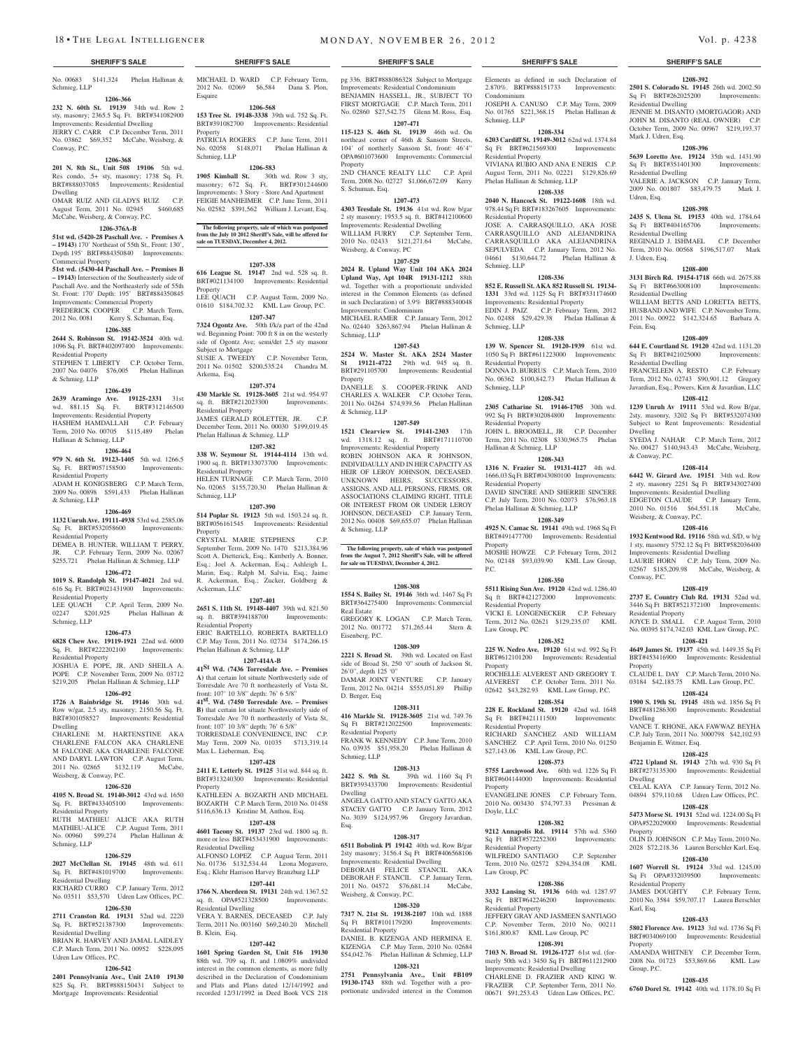## SHERIFF'S SALE

No. 00683 $141,324 Phelan Hallinan & Schmieg, LLP

**1206-366**

**232 N. 60th St. 19139** 34th wd. Row 2 sty, masonry; 2365.5 Sq. Ft. BRT#341082900 Improvements: Residential Dwelling

JERRY C. CARR C.P. December Term, 2011 No. 03862 $69,352 McCabe, Weisberg, & Conway, P.C.

**1206-368**

**201 N. 8th St., Unit 508 19106** 5th wd. Res condo, .5+ sty, masonry; 1738 Sq. Ft. BRT#888037085 Improvements: Residential Dwelling

OMAR RUIZ AND GLADYS RUIZ C.P. August Term, 2011 No. 02945 $460,685 McCabe, Weisberg, & Conway, P.C.

**1206-376A-B**

**51st wd. (5420-28 Paschall Ave. - Premises A – 19143)** 170' Northeast of 55th St., Front: 130', Depth 195' BRT#884350840 Improvements: Commercial Property

**51st wd. (5430-44 Paschall Ave. – Premises B – 19143)** Intersection of the Southeasterly side of Paschall Ave. and the Northeasterly side of 55th St. Front: 170' Depth: 195' BRT#884350845 Improvements: Commercial Property

FREDERICK COOPER C.P. March Term, 2012 No. 0081 Kerry S. Schuman, Esq.

**1206-385**

**2644 S. Robinson St. 19142-3524** 40th wd. 1096 Sq. Ft. BRT#402097400 Improvements: Residential Property

STEPHEN T. LIBERTY C.P. October Term, 2007 No. 04076 $76,005 Phelan Hallinan & Schmieg, LLP

**1206-439**

**2639 Aramingo Ave. 19125-2331** 31st wd. 881.15 Sq. Ft. BRT#312146500 Improvements: Residential Property

HASHEM HAMDALLAH C.P. February Term, 2010 No. 00705 $115,489 Phelan Hallinan & Schmieg, LLP

**1206-464**

**979 N. 6th St. 19123-1405** 5th wd. 1266.5 Sq. Ft. BRT#057158500 Improvements: Residential Property

ADAM H. KONIGSBERG C.P. March Term, 2009 No. 00898 $591,433 Phelan Hallinan & Schmieg, LLP

**1206-469**

**1132 Unruh Ave. 19111-4938** 53rd wd. 2585.06 Sq. Ft. BRT#532058600 Improvements: Residential Property

DEMEA B. HUNTER, WILLIAM T. PERRY, JR. C.P. February Term, 2009 No. 02067 $255,721 Phelan Hallinan & Schmieg, LLP

**1206-472**

**1019 S. Randolph St. 19147-4021** 2nd wd. 616 Sq. Ft. BRT#021431900 Improvements: Residential Property

LEE QUACH C.P. April Term, 2009 No. 02247 $201,925 Phelan Hallinan & Schmieg, LLP

**1206-473**

**6828 Chew Ave. 19119-1921** 22nd wd. 6000 Sq. Ft. BRT#222202100 Improvements: Residential Property

JOSHUA E. POPE, JR. AND SHEILA A. POPE C.P. November Term, 2009 No. 03712 $219,205 Phelan Hallinan & Schmieg, LLP

**1206-492**

**1726 A Bainbridge St. 19146** 30th wd. Row w/gar, 2.5 sty, masonry; 2150.56 Sq. Ft. BRT#301058527 Improvements: Residential Dwelling

CHARLENE M. HARTENSTINE AKA CHARLENE FALCON AKA CHARLENE M FALCONE AKA CHARLENE FALCONE AND DARYL LAWTON C.P. August Term, 2011 No. 02865 $132,119 McCabe, Weisberg, & Conway, P.C.

**1206-520**

**4105 N. Broad St. 19140-3012** 43rd wd. 1650 Sq. Ft. BRT#433405100 Improvements: Residential Property

RUTH MATHIEU ALICE AKA RUTH MATHIEU-ALICE C.P. August Term, 2011 No. 00960 $99,274 Phelan Hallinan & Schmieg, LLP

**1206-529**

**2027 McClellan St. 19145** 48th wd. 611 Sq. Ft. BRT#481019700 Improvements: Residential Dwelling

RICHARD CURRO C.P. January Term, 2012 No. 03511 $53,570 Udren Law Offices, P.C.

**1206-530**

**2711 Cranston Rd. 19131** 52nd wd. 2220 Sq. Ft. BRT#521387300 Improvements: Residential Dwelling

BRIAN R. HARVEY AND JAMAL LAIDLEY C.P. March Term, 2011 No. 00952 $228,095 Udren Law Offices, P.C.

**1206-542**

**2401 Pennsylvania Ave., Unit 2A10 19130** 825 Sq. Ft. BRT#888150431 Subject to Mortgage Improvements: Residential

MICHAEL D. WARD C.P. February Term, 2012 No. 02069 $6,584 Dana S. Plon, Esquire

**1206-568**

**153 Tree St. 19148-3338** 39th wd. 752 Sq. Ft. BRT#391082700 Improvements: Residential Property

PATRICIA ROGERS C.P. June Term, 2011 No. 02058 $148,071 Phelan Hallinan & Schmieg, LLP

**1206-583**

**1905 Kimball St.** 30th wd. Row 3 sty, masonry; 672 Sq. Ft. BRT#301244600 Improvements: 3 Story - Store And Apartment

FEIGIE MANHEIMER C.P. June Term, 2011 No. 02582 $391,562 William J. Levant, Esq.

**The following property, sale of which was postponed from the July 10 2012 Sheriff's Sale, will be offered for sale on TUESDAY, December 4, 2012.**

**1207-338**

**616 League St. 19147** 2nd wd. 528 sq. ft. BRT#021134100 Improvements: Residential Property

LEE QUACH C.P. August Term, 2009 No. 01610 $184,702.32 KML Law Group, P.C.

**1207-347**

**7324 Ogontz Ave.** 50th f/k/a part of the 42nd wd. Beginning Point: 700 ft 8 in on the westerly side of Ogontz Ave; semi/det 2.5 sty masonr Subject to Mortgage

SUSIE A. TWEEDY C.P. November Term, 2011 No. 01502 $200,535.24 Chandra M. Arkema, Esq.

**1207-374**

**430 Markle St. 19128-3605** 21st wd. 954.97 sq. ft. BRT#212023300 Improvements: Residential Property

JAMES GERALD ROLETTER, JR. C.P. December Term, 2011 No. 00030 $199,019.45 Phelan Hallinan & Schmieg, LLP

**1207-382**

**338 W. Seymour St. 19144-4114** 13th wd. 1900 sq. ft. BRT#133073700 Improvements: Residential Property

HELEN TURNAGE C.P. March Term, 2010 No. 02065 $155,720.30 Phelan Hallinan & Schmieg, LLP

**1207-390**

**514 Poplar St. 19123** 5th wd. 1503.24 sq. ft. BRT#056161545 Improvements: Residential Property

CRYSTAL MARIE STEPHENS C.P. September Term, 2009 No. 1470 $213,384.96 Scott A. Dietterick, Esq.; Kimberly A. Bonner, Esq.; Joel A. Ackerman, Esq.; Ashleigh L. Marin, Esq.; Ralph M. Salvia, Esq.; Jaime R. Ackerman, Esq.; Zucker, Goldberg & Ackerman, LLC

**1207-401**

**2651 S. 11th St. 19148-4407** 39th wd. 821.50 sq. ft. BRT#394188700 Improvements: Residential Property

ERIC BARTELLO, ROBERTA BARTELLO C.P. May Term, 2011 No. 02734 $174,266.15 Phelan Hallinan & Schmieg, LLP

**1207-414A-B**

**41St Wd. (7436 Torresdale Ave. – Premises A)** that certain lot situate Northwesterly side of Torresdale Ave 70 ft northeasterly of Vista St, front: 107' 10 3/8" depth: 76' 6 5/8"

**41St. Wd. (7450 Torresdale Ave. – Premises B)** that certain lot situate Northwesterly side of Torresdale Ave 70 ft northeasterly of Vista St, front: 107' 10 3/8" depth: 76' 6 5/8"

TORRESDALE CONVENIENCE, INC C.P. May Term, 2009 No. 01035 $713,319.14 Max L. Lieberman, Esq.

**1207-428**

**2411 E. Letterly St. 19125** 31st wd. 844 sq. ft. BRT#313240300 Improvements: Residential Property

KATHLEEN A. BOZARTH AND MICHAEL BOZARTH C.P. March Term, 2010 No. 01458 $116,636.13 Kristine M. Anthou, Esq.

**1207-438**

**4601 Tacony St. 19137** 23rd wd. 1800 sq. ft. more or less BRT#453431900 Improvements: Residential Dwelling

ALFONSO LOPEZ C.P. August Term, 2011 No. 01736 $132,534.44 Leona Mogavero, Esq.; Klehr Harrison Harvey Branzburg LLP

**1207-441**

**1766 N. Aberdeen St. 19131** 24th wd. 1367.52 sq. ft. OPA#521328500 Improvements: Residential Dwelling

VERA Y. BARNES, DECEASED C.P. July Term, 2011 No. 003160 $69,240.20 Mitchell B. Klein, Esq.

**1207-442**

**1601 Spring Garden St, Unit 516 19130** 88th wd. 709 sq. ft. and 1.0809% undivided interest in the common elements, as more fully described in the Declaration of Condominium and Plats and Plans dated 12/14/1992 and recorded 12/31/1992 in Deed Book VCS 218 pg 336. BRT#888086328 Subject to Mortgage Improvements: Residential Condominium

BENJAMIN HASSELL, JR., SUBJECT TO FIRST MORTGAGE C.P. March Term, 2011 No. 02860 $27,542.75 Glenn M. Ross, Esq.

**1207-471**

**115-123 S. 46th St. 19139** 46th wd. On northeast corner of 46th & Sansom Streets, 104' of northerly Sansom St, front: 46'4" OPA#601073600 Improvements: Commercial Property

2ND CHANCE REALTY LLC C.P. April Term, 2008 No. 02727 $1,066,672.09 Kerry S. Schuman, Esq.

**1207-473**

**4303 Teesdale St. 19136** 41st wd. Row b/gar 2 sty masonry; 1953.5 sq. ft. BRT#412100600 Improvements: Residential Dwelling

WILLIAM FURRY C.P. September Term, 2010 No. 02433 $121,271.64 McCabe, Weisberg & Conway, PC

**1207-529**

**2024 R. Upland Way Unit 104 AKA 2024 Upland Way, Apt 104R 19131-1212** 88th wd. Together with a proportionate undivided interest in the Common Elements (as defined in such Declaration) of 3.9% BRT#888340048 Improvements: Condominium

MICHAEL RAMER C.P. January Term, 2012 No. 02440 $263,867.94 Phelan Hallinan & Schmieg, LLP

**1207-543**

**2524 W. Master St. AKA 2524 Master St 19121-4722** 29th wd. 945 sq. ft. BRT#291105700 Improvements: Residential Property

DANELLE S. COOPER-FRINK AND CHARLES A. WALKER C.P. October Term, 2011 No. 04264 $74,939.56 Phelan Hallinan & Schmieg, LLP

**1207-549**

**1521 Clearview St. 19141-2303** 17th wd. 1318.12 sq. ft. BRT#171110700 Improvements: Residential Property

ROBIN JOHNSON AKA R JOHNSON, INDIVIDUALLY AND IN HER CAPACITY AS HEIR OF LEROY JOHNSON, DECEASED. UNKNOWN HEIRS, SUCCESSORS, ASSIGNS, AND ALL PERSONS, FIRMS, OR ASSOCIATIONS CLAIMING RIGHT, TITLE OR INTEREST FROM OR UNDER LEROY JOHNSON, DECEASED C.P. January Term, 2012 No. 00408 $69,655.07 Phelan Hallinan & Schmieg, LLP

**The following property, sale of which was postponed from the August 7, 2012 Sheriff's Sale, will be offered for sale on TUESDAY, December 4, 2012.**

**1208-308**

**1554 S. Bailey St. 19146** 36th wd. 1467 Sq Ft BRT#364275400 Improvements: Commercial Real Estate

GREGORY K. LOGAN C.P. March Term, 2012 No. 001772 $71,265.44 Stern & Eisenberg, P.C.

**1208-309**

**2221 S. Broad St.** 39th wd. Located on East side of Broad St, 250 '0" south of Jackson St, 26'0", depth 125 '0"

DAMAR JOINT VENTURE C.P. January Term, 2012 No. 04214 $555,051.89 Phillip D. Berger, Esq

**1208-311**

**416 Markle St. 19128-3605** 21st wd. 749.76 Sq Ft BRT#212022500 Improvements: Residential Property

FRANK W. KENNEDY C.P. June Term, 2010 No. 03935 $51,958.20 Phelan Hallinan & Schmieg, LLP

**1208-313**

**2422 S. 9th St.** 39th wd. 1160 Sq Ft BRT#393433700 Improvements: Residential Dwelling

ANGELA GATTO AND STACY GATTO AKA STACEY GATTO C.P. January Term, 2012 No. 3039 $124,957.96 Gregory Javardian, Esq.

**1208-317**

**6511 Bobolink Pl 19142** 40th wd. Row B/gar 2sty masonry; 3156.4 Sq Ft BRT#406568106 Improvements: Residential Dwelling

DEBORAH FELICE STANCIL AKA DEBORAH F. STANCIL C.P. January Term, 2011 No. 04572 $76,681.14 McCabe, Weisberg, & Conway, P.C.

**1208-320**

**7317 N. 21st St. 19138-2107** 10th wd. 1888 Sq Ft BRT#101179200 Improvements: Residential Property

DANIEL B. KIZENGA AND HERMINA E. KIZENGA C.P. May Term, 2010 No. 02684 $54,042.76 Phelan Hallinan & Schmieg, LLP

**1208-321**

**2751 Pennsylvania Ave., Unit #B109 19130-1743** 88th wd. Together with a proportionate undivided interest in the Common Elements as defined in such Declaration of 2.870%. BRT#888151733 Improvements: Condominium

JOSEPH A. CANUSO C.P. May Term, 2009 No. 01765 $221,368.15 Phelan Hallinan & Schmieg, LLP

**1208-334**

**6203 Cardiff St. 19149-3012** 62nd wd. 1374.84 Sq Ft BRT#621569300 Improvements: Residential Property

VIVIANA RUBIO AND ANA E NERIS C.P. August Term, 2011 No. 02221 $129,826.69 Phelan Hallinan & Schmieg, LLP

**1208-335**

**2040 N. Hancock St. 19122-1608** 18th wd. 978.44 Sq Ft BRT#183267605 Improvements: Residential Property

JOSE A. CARRASQUILLO, AKA JOSE CARRASQUILLO AND ALEJANDRINA CARRASQUILLO AKA ALEJANDRINA SEPULVEDA C.P. January Term, 2012 No. 04661 $130,644.72 Phelan Hallinan & Schmieg, LLP

**1208-336**

**852 E. Russell St. AKA 852 Russell St. 19134-1331** 33rd wd. 1125 Sq Ft BRT#331174600 Improvements: Residential Property

EDIN J. PAIZ C.P. February Term, 2012 No. 02488 $29,429.38 Phelan Hallinan & Schmieg, LLP

**1208-338**

**139 W. Spencer St. 19120-1939** 61st wd. 1050 Sq Ft BRT#611223000 Improvements: Residential Property

DONNA D. BURRUS C.P. March Term, 2010 No. 06362 $100,842.73 Phelan Hallinan & Schmieg, LLP

**1208-342**

**2305 Catharine St. 19146-1705** 30th wd. 992 Sq Ft BRT#302084800 Improvements: Residential Property

JOHN L. BROOMELL, JR C.P. December Term, 2011 No. 02308 $330,965.75 Phelan Hallinan & Schmieg, LLP

**1208-343**

**1316 N. Frazier St. 19131-4127** 4th wd. 1666.03 Sq Ft BRT#043080100 Improvements: Residential Property

DAVID SINCERE AND SHERRIE SINCERE C.P. July Term, 2010 No. 02073 $76,963.18 Phelan Hallinan & Schmieg, LLP

**1208-349**

**4925 N. Camac St. 19141** 49th wd. 1968 Sq Ft BRT#491477700 Improvements: Residential Property

MOSHE HOWZE C.P. February Term, 2012 No. 02148 $93,039.90 KML Law Group, P.C.

**1208-350**

**5511 Rising Sun Ave. 19120** 42nd wd. 1286.40 Sq ft BRT#421272000 Improvements: Residential Property

VICKI E. LONGENECKER C.P. February Term, 2012 No. 02621 $129,235.07 KML Law Group, PC

**1208-352**

**225 W. Nedro Ave. 19120** 61st wd. 992 Sq Ft BRT#612101200 Improvements: Residential Property

ROCHELLE ALVEREST AND GREGORY T. ALVEREST C.P. October Term, 2011 No. 02642 $43,282.93 KML Law Group, P.C.

**1208-354**

**228 E. Rockland St. 19120** 42nd wd. 1648 Sq Ft BRT#421111500 Improvements: Residential Property

RICHARD SANCHEZ AND WILLIAM SANCHEZ C.P. April Term, 2010 No. 01250 $27,143.06 KML Law Group, P.C.

**1208-373**

**5755 Larchwood Ave.** 60th wd. 1226 Sq Ft BRT#604144000 Improvements: Residential Property

EVANGELINE JONES C.P. February Term, 2010 No. 003430 $74,797.33 Pressman & Doyle, LLC

**1208-382**

**9212 Annapolis Rd. 19114** 57th wd. 5360 Sq Ft BRT#572252300 Improvements: Residential Property

WILFREDO SANTIAGO C.P. September Term, 2010 No. 02572 $294,354.08 KML Law Group, PC

**1208-386**

**3332 Lansing St. 19136** 64th wd. 1287.97 Sq Ft BRT#642246200 Improvements: Residential Property

JEFFERY GRAY AND JASMEEN SANTIAGO C.P. November Term, 2010 No. 00211 $161,800.87 KML Law Group, PC

**1208-391**

**7103 N. Broad St. 19126-1727** 61st wd. (formerly 50th wd.) 3450 Sq Ft BRT#611212900 Improvements: Residential Dwelling

CHARLENE D. FRAZIER AND KING W. FRAZIER C.P. September Term, 2011 No. 00671 $91,253.43 Udren Law Offices, P.C.

**1208-392**

**2501 S. Colorado St. 19145** 26th wd. 2002.50 Sq Ft BRT#262025200 Improvements: Residential Dwelling

JENNIE M. DISANTO (MORTGAGOR) AND JOHN M. DISANTO (REAL OWNER) C.P. October Term, 2009 No. 00967 $219,193.37 Mark J. Udren, Esq.

**1208-396**

**5639 Loretto Ave. 19124** 35th wd. 1431.90 Sq Ft BRT#351401300 Improvements: Residential Dwelling

VALERIE A. JACKSON C.P. January Term, 2009 No. 001807 $83,479.75 Mark J. Udren, Esq.

**1208-398**

**2435 S. Ulena St. 19153** 40th wd. 1784.64 Sq Ft BRT#404165706 Improvements: Residential Dwelling

REGINALD J. ISHMAEL C.P. December Term, 2010 No. 00568 $196,517.07 Mark J. Udren, Esq.

**1208-400**

**3131 Birch Rd. 19154-1718** 66th wd. 2675.88 Sq Ft BRT#663008100 Improvements: Residential Dwelling

WILLIAM BETTS AND LORETTA BETTS, HUSBAND AND WIFE C.P. November Term, 2011 No. 00922 $142,324.65 Barbara A. Fein, Esq.

**1208-409**

**644 E. Courtland St. 19120** 42nd wd. 1131.20 Sq Ft BRT#421025000 Improvements: Residential Dwelling

FRANCELEEN A. RESTO C.P. February Term, 2012 No. 02743 $90,901.12 Gregory Javardian, Esq.; Powers, Kirn & Javardian, LLC

**1208-412**

**1239 Unruh Av 19111** 53rd wd. Row B/gar, 2sty, masonry, 3202 Sq Ft BRT#532074300 Subject to Rent Improvements: Residential Dwelling

SYEDA J. NAHAR C.P. March Term, 2012 No. 00427 $140,943.43 McCabe, Weisberg, & Conway, P.C.

**1208-414**

**6442 W. Girard Ave. 19151** 34th wd. Row 2 sty, masonry 2251 Sq Ft BRT#343027400 Improvements: Residential Dwelling

EDGETON CLAUDE C.P. January Term, 2010 No. 01516 $64,551.18 McCabe, Weisberg, & Conway, P.C.

**1208-416**

**1932 Kentwood Rd. 19116** 58th wd. S/D, w b/g 1 sty, masonry 5752.12 Sq Ft BRT#582036400 Improvements: Residential Dwelling

LAURIE HORN C.P. July Term, 2009 No. 02567 $185,209.98 McCabe, Weisberg, & Conway, P.C.

**1208-419**

**2737 E. Country Club Rd. 19131** 52nd wd. 3446 Sq Ft BRT#521372100 Improvements: Residential Property

JOYCE D. SMALL C.P. August Term, 2010 No. 00395 $174,742.03 KML Law Group, P.C.

**1208-421**

**4649 James St. 19137** 45th wd. 1449.35 Sq Ft BRT#453416900 Improvements: Residential Property

CLAUDE L. DAY C.P. March Term, 2010 No. 03184 $42,185.75 KML Law Group, P.C.

**1208-424**

**1900 S. 19th St. 19145** 48th wd. 1856 Sq Ft BRT#481286300 Improvements: Residential Dwelling

VANCE T. RHONE, AKA FAWWAZ BEYHA C.P. July Term, 2011 No. 3000798 $42,102.93 Benjamin E. Witmer, Esq.

**1208-425**

**4722 Upland St. 19143** 27th wd. 930 Sq Ft BRT#273135300 Improvements: Residential Dwelling

CELAL KAYA C.P. January Term, 2012 No. 04894 $79,110.68 Udren Law Offices, P.C.

**1208-428**

**5473 Morse St. 19131** 52nd wd. 1224.00 Sq Ft OPA#522029000 Improvements: Residential Property

OLIN D. JOHNSON C.P. May Term, 2010 No. 2028 $72,218.36 Lauren Berschler Karl, Esq.

**1208-430**

**1607 Worrell St. 19124** 33rd wd. 1245.00 Sq Ft OPA#332039500 Improvements: Residential Property

JAMES DOUGHTY C.P. February Term, 2010 No. 3584 $59,707.17 Lauren Berschler Karl, Esq.

**1208-433**

**5802 Florence Ave. 19123** 3rd wd. 1736 Sq Ft BRT#034069100 Improvements: Residential Property

AMANDA WHITNEY C.P. December Term, 2008 No. 01723 $53,869.66 KML Law Group, P.C.

**1208-435**

**6760 Dorel St. 19142** 40th wd. 1178.10 Sq Ft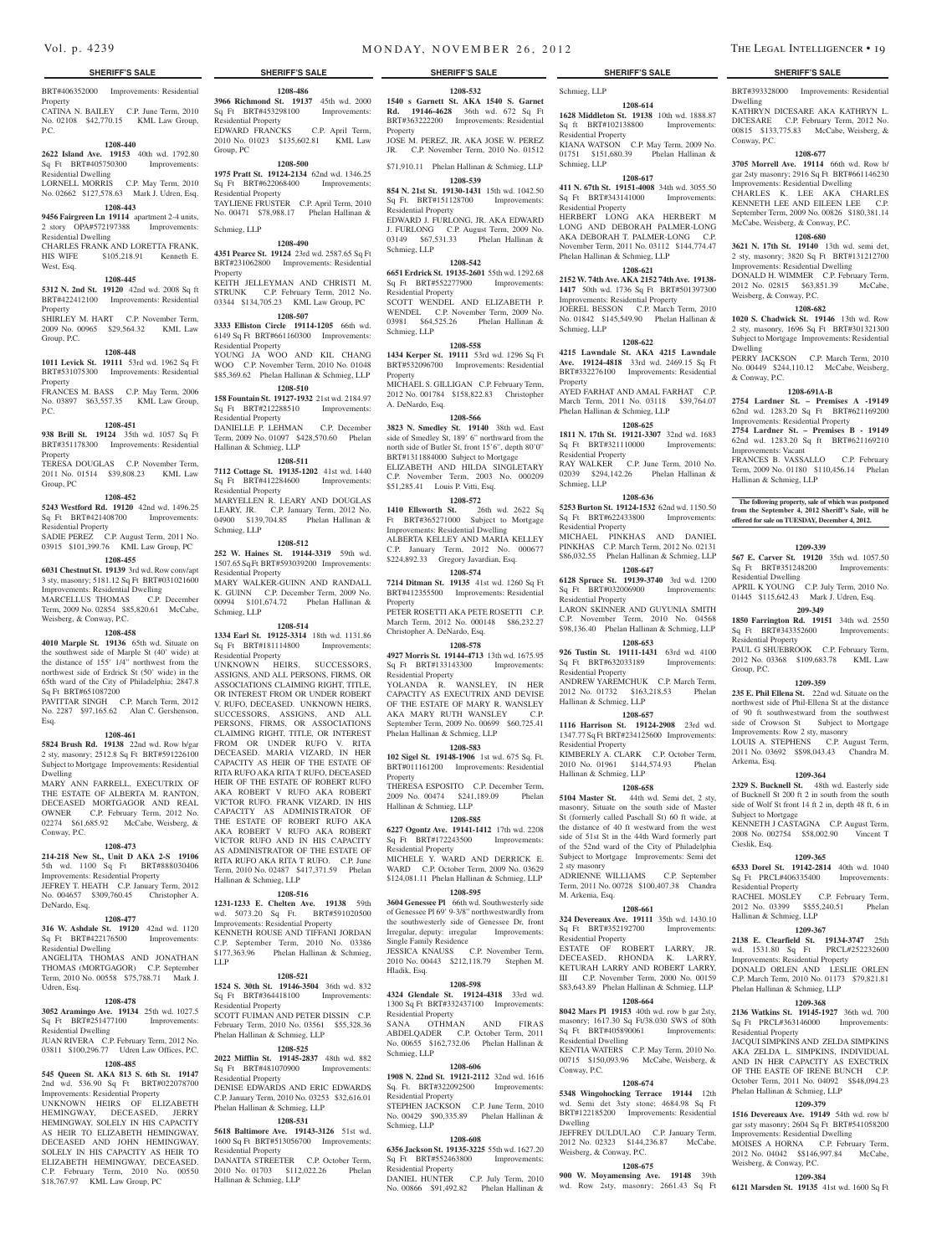## SHERIFF'S SALE

BRT#406352000 Improvements: Residential Property
CATINA N. BAILEY C.P. June Term, 2010 No. 02108 $42,770.15 KML Law Group, P.C.

**1208-440**

**2622 Island Ave. 19153** 40th wd. 1792.80 Sq Ft BRT#405750300 Improvements: Residential Dwelling
LORNELL MORRIS C.P. May Term, 2010 No. 02662 $127,578.63 Mark J. Udren, Esq.

**1208-443**

**9456 Fairgreen Ln 19114** apartment 2-4 units, 2 story OPA#572197388 Improvements: Residential Dwelling
CHARLES FRANK AND LORETTA FRANK, HIS WIFE $105,218.91 Kenneth E. West, Esq.

**1208-445**

**5312 N. 2nd St. 19120** 42nd wd. 2008 Sq ft BRT#422412100 Improvements: Residential Property
SHIRLEY M. HART C.P. November Term, 2009 No. 00965 $29,564.32 KML Law Group, P.C.

**1208-448**

**1011 Levick St. 19111** 53rd wd. 1962 Sq Ft BRT#531075300 Improvements: Residential Property
FRANCES M. BASS C.P. May Term, 2006 No. 03897 $63,557.35 KML Law Group, P.C.

**1208-451**

**938 Brill St. 19124** 35th wd. 1057 Sq Ft BRT#351178300 Improvements: Residential Property
TERESA DOUGLAS C.P. November Term, 2011 No. 01514 $39,808.23 KML Law Group PC

**1208-452**

**5243 Westford Rd. 19120** 42nd wd. 1496.25 Sq Ft BRT#421408700 Improvements: Residential Property
SADIE PEREZ C.P. August Term, 2011 No. 03915 $101,399.76 KML Law Group, PC

**1208-455**

**6031 Chestnut St. 19139** 3rd wd. Row conv/apt 3 sty, masonry; 5181.12 Sq Ft BRT#031021600 Improvements: Residential Dwelling
MARCELLUS THOMAS C.P. December Term, 2009 No. 02854 $85,820.61 McCabe, Weisberg, & Conway, P.C.

**1208-458**

**4010 Marple St. 19136** 65th wd. Situate on the southwest side of Marple St (40' wide) at the distance of 155' 1/4" northwest from the northwest side of Erdrick St (50' wide) in the 65th ward of the City of Philadelphia; 2847.8 Sq Ft BRT#651087200
PAVITTAR SINGH C.P. March Term, 2012 No. 2287 $97,165.62 Alan C. Gershenson, Esq.

**1208-461**

**5824 Brush Rd. 19138** 22nd wd. Row b/gar 2 sty, masonry; 2512.8 Sq Ft BRT#591226100 Subject to Mortgage Improvements: Residential Dwelling
MARY ANN FARRELL, EXECUTRIX OF THE ESTATE OF ALBERTA M. RANTON, DECEASED MORTGAGOR AND REAL OWNER C.P. February Term, 2012 No. 02274 $61,685.92 McCabe, Weisberg, & Conway, P.C.

**1208-473**

**214-218 New St., Unit D AKA 2-S 19106** 5th wd. 1100 Sq Ft BRT#888030406 Improvements: Residential Property
JEFFREY T. HEATH C.P. January Term, 2012 No. 004657 $309,760.45 Christopher A. DeNardo, Esq.

**1208-477**

**316 W. Ashdale St. 19120** 42nd wd. 1120 Sq Ft BRT#422176500 Improvements: Residential Dwelling
ANGELITA THOMAS AND JONATHAN THOMAS (MORTGAGOR) C.P. September Term, 2010 No. 00558 $75,788.71 Mark J. Udren, Esq.

**1208-478**

**3052 Aramingo Ave. 19134** 25th wd. 1027.5 Sq Ft BRT#251477100 Improvements: Residential Dwelling
JUAN RIVERA C.P. February Term, 2012 No. 03811 $100,296.77 Udren Law Offices, P.C.

**1208-485**

**545 Queen St. AKA 813 S. 6th St. 19147** 2nd wd. 536.90 Sq Ft BRT#022078700 Improvements: Residential Property
UNKNOWN HEIRS OF ELIZABETH HEMINGWAY, DECEASED, JERRY HEMINGWAY, SOLELY IN HIS CAPACITY AS HEIR TO ELIZABETH HEMINGWAY, DECEASED AND JOHN HEMINGWAY, SOLELY IN HIS CAPACITY AS HEIR TO ELIZABETH HEMINGWAY, DECEASED. C.P. February Term, 2010 No. 00550 $18,767.97 KML Law Group, PC

**1208-486**

**3966 Richmond St. 19137** 45th wd. 2000 Sq Ft BRT#453298100 Improvements: Residential Property
EDWARD FRANCKS C.P. April Term, 2010 No. 01023 $135,602.81 KML Law Group, PC

**1208-500**

**1975 Pratt St. 19124-2134** 62nd wd. 1346.25 Sq Ft BRT#622068400 Improvements: Residential Property
TAYLIENE FRUSTER C.P. April Term, 2010 No. 00471 $78,988.17 Phelan Hallinan & Schmieg, LLP

**1208-490**

**4351 Pearce St. 19124** 23rd wd. 2587.65 Sq Ft BRT#231062800 Improvements: Residential Property
KEITH JELLEYMAN AND CHRISTI M. STRUNK C.P. February Term, 2012 No. 03344 $134,705.23 KML Law Group, PC

**1208-507**

**3333 Elliston Circle 19114-1205** 66th wd. 6149 Sq Ft BRT#661160300 Improvements: Residential Property
YOUNG JA WOO AND KIL CHANG WOO C.P. November Term, 2010 No. 01048 $85,369.62 Phelan Hallinan & Schmieg, LLP

**1208-510**

**158 Fountain St. 19127-1932** 21st wd. 2184.97 Sq Ft BRT#212288510 Improvements: Residential Property
DANIELLE P. LEHMAN C.P. December Term, 2009 No. 01097 $428,570.60 Phelan Hallinan & Schmieg, LLP

**1208-511**

**7112 Cottage St. 19135-1202** 41st wd. 1440 Sq Ft BRT#412284600 Improvements: Residential Property
MARYELLEN R. LEARY AND DOUGLAS LEARY, JR. C.P. January Term, 2012 No. 04900 $139,704.85 Phelan Hallinan & Schmieg, LLP

**1208-512**

**252 W. Haines St. 19144-3319** 59th wd. 1507.65 Sq Ft BRT#593039200 Improvements: Residential Property
MARY WALKER-GUINN AND RANDALL K. GUINN C.P. December Term, 2009 No. 00994 $101,674.72 Phelan Hallinan & Schmieg, LLP

**1208-514**

**1334 Earl St. 19125-3314** 18th wd. 1131.86 Sq Ft BRT#181114800 Improvements: Residential Property
UNKNOWN HEIRS, SUCCESSORS, ASSIGNS, AND ALL PERSONS, FIRMS, OR ASSOCIATIONS CLAIMING RIGHT, TITLE, OR INTEREST FROM OR UNDER ROBERT V. RUFO, DECEASED. UNKNOWN HEIRS, SUCCESSORS, ASSIGNS, AND ALL PERSONS, FIRMS, OR ASSOCIATIONS CLAIMING RIGHT, TITLE, OR INTEREST FROM OR UNDER RUFO V. RITA DECEASED. MARIA VIZARD, IN HER CAPACITY AS HEIR OF THE ESTATE OF RITA RUFO AKA RITA T RUFO, DECEASED HEIR OF THE ESTATE OF ROBERT RUFO AKA ROBERT V RUFO AKA ROBERT VICTOR RUFO. FRANK VIZARD, IN HIS CAPACITY AS ADMINISTRATOR OF THE ESTATE OF ROBERT RUFO AKA AKA ROBERT V RUFO AKA ROBERT VICTOR RUFO AND IN HIS CAPACITY AS ADMINISTRATOR OF THE ESTATE OF RITA RUFO AKA RITA T RUFO. C.P. June Term, 2010 No. 02487 $417,371.59 Phelan Hallinan & Schmieg, LLP

**1208-516**

**1231-1233 E. Chelten Ave. 19138** 59th wd. 5073.20 Sq Ft. BRT#591020500 Improvements: Residential Property
KENNETH ROUSE AND TIFFANI JORDAN C.P. September Term, 2010 No. 03386 $177,363.96 Phelan Hallinan & Schmieg, LLP

**1208-521**

**1524 S. 30th St. 19146-3504** 36th wd. 832 Sq Ft BRT#364418100 Improvements: Residential Property
SCOTT FUIMAN AND PETER DISSIN C.P. February Term, 2010 No. 03561 $55,328.36 Phelan Hallinan & Schmieg, LLP

**1208-525**

**2022 Mifflin St. 19145-2837** 48th wd. 882 Sq Ft BRT#481070900 Improvements: Residential Property
DENISE EDWARDS AND ERIC EDWARDS C.P. January Term, 2010 No. 03253 $32,616.01 Phelan Hallinan & Schmieg, LLP

**1208-531**

**5618 Baltimore Ave. 19143-3126** 51st wd. 1600 Sq Ft BRT#513056700 Improvements: Residential Property
DANATTA STREETER C.P. October Term, 2010 No. 01703 $112,022.26 Phelan Hallinan & Schmieg, LLP

**1208-532**

**1540 s Garnett St. AKA 1540 S. Garnet Rd. 19146-4628** 36th wd. 672 Sq Ft BRT#363222200 Improvements: Residential Property
JOSE M. PEREZ, JR. AKA JOSE W. PEREZ JR. C.P. November Term, 2010 No. 01512 $71,910.11 Phelan Hallinan & Schmieg, LLP

**1208-539**

**854 N. 21st St. 19130-1431** 15th wd. 1042.50 Sq Ft. BRT#151128700 Improvements: Residential Property
EDWARD J. FURLONG, JR. AKA EDWARD J. FURLONG C.P. August Term, 2009 No. 03149 $67,531.33 Phelan Hallinan & Schmieg, LLP

**1208-542**

**6651 Erdrick St. 19135-2601** 55th wd. 1292.68 Sq Ft BRT#552277900 Improvements: Residential Property
SCOTT WENDEL AND ELIZABETH P. WENDEL C.P. November Term, 2009 No. 03981 $64,525.26 Phelan Hallinan & Schmieg, LLP

**1208-558**

**1434 Kerper St. 19111** 53rd wd. 1296 Sq Ft BRT#532096700 Improvements: Residential Property
MICHAEL S. GILLIGAN C.P. February Term, 2012 No. 001784 $158,822.83 Christopher A. DeNardo, Esq.

**1208-566**

**3823 N. Smedley St. 19140** 38th wd. East side of Smedley St, 189' 6" northward from the north side of Butler St, front 15'6", depth 80'0" BRT#1311884000 Subject to Mortgage
ELIZABETH AND HILDA SINGLETARY C.P. November Term, 2003 No. 000209 $51,285.41 Louis P. Vitti, Esq.

**1208-572**

**1410 Ellsworth St.** 26th wd. 2622 Sq Ft BRT#365271000 Subject to Mortgage Improvements: Residential Dwelling
ALBERTA KELLEY AND MARIA KELLEY C.P. January Term, 2012 No. 000677 $224,892.33 Gregory Javardian, Esq.

**1208-574**

**7214 Ditman St. 19135** 41st wd. 1260 Sq Ft BRT#412355500 Improvements: Residential Property
PETER ROSETTI AKA PETE ROSETTI C.P. March Term, 2012 No. 000148 $86,232.27 Christopher A. DeNardo, Esq.

**1208-578**

**4927 Morris St. 19144-4713** 13th wd. 1675.95 Sq Ft BRT#133143300 Improvements: Residential Property
YOLANDA R. WANSLEY, IN HER CAPACITY AS EXECUTRIX AND DEVISE OF THE ESTATE OF MARY R. WANSLEY AKA MARY RUTH WANSLEY C.P. September Term, 2009 No. 00699 $60,725.41 Phelan Hallinan & Schmieg, LLP

**1208-583**

**102 Sigel St. 19148-1906** 1st wd. 675 Sq. Ft. BRT#011161200 Improvements: Residential Property
THERESA ESPOSITO C.P. December Term, 2009 No. 00474 $241,189.09 Phelan Hallinan & Schmieg, LLP

**1208-585**

**6227 Ogontz Ave. 19141-1412** 17th wd. 2208 Sq Ft BRT#172243500 Improvements: Residential Property
MICHELE Y. WARD AND DERRICK E. WARD C.P. October Term, 2009 No. 03629 $124,081.11 Phelan Hallinan & Schmieg, LLP

**1208-595**

**3604 Genessee Pl** 66th wd. Southwesterly side of Genessee Pl 69' 9-3/8" northwestwardly from the southwesterly side of Genessee Dr, front Irregular, deputy: irregular Improvements: Single Family Residence
JESSICA KNAUSS C.P. November Term, 2010 No. 00443 $212,118.79 Stephen M. Hladik, Esq.

**1208-598**

**4324 Glendale St. 19124-4318** 33rd wd. 1300 Sq Ft BRT#332437100 Improvements: Residential Property
SANA OTHMAN AND FIRAS ABDELQADER C.P. October Term, 2011 No. 00655 $162,732.06 Phelan Hallinan & Schmieg, LLP

**1208-606**

**1908 N. 22nd St. 19121-2112** 32nd wd. 1616 Sq. Ft. BRT#322092500 Improvements: Residential Property
STEPHEN JACKSON C.P. June Term, 2010 No. 00429 $90,335.89 Phelan Hallinan & Schmieg, LLP

**1208-608**

**6356 Jackson St. 19135-3225** 55th wd. 1627.20 Sq Ft BRT#552463800 Improvements: Residential Property
DANIEL HUNTER C.P. July Term, 2010 No. 00866 $91,492.82 Phelan Hallinan & Schmieg, LLP

**1208-614**

**1628 Middleton St. 19138** 10th wd. 1888.87 Sq Ft BRT#102138800 Improvements: Residential Property
KIANA WATSON C.P. May Term, 2009 No. 01751 $151,680.39 Phelan Hallinan & Schmieg, LLP

**1208-617**

**411 N. 67th St. 19151-4008** 34th wd. 3055.50 Sq Ft BRT#343141000 Improvements: Residential Property
HERBERT LONG AKA HERBERT M LONG AND DEBORAH PALMER-LONG AKA DEBORAH T. PALMER-LONG C.P. November Term, 2011 No. 03112 $144,774.47 Phelan Hallinan & Schmieg, LLP

**1208-621**

**2152 W. 74th Ave. AKA 2152 74th Ave. 19138-1417** 50th wd. 1736 Sq Ft BRT#501397300 Improvements: Residential Property
JOEREL BESSON C.P. March Term, 2010 No. 01842 $145,549.90 Phelan Hallinan & Schmieg, LLP

**1208-622**

**4215 Lawndale St. AKA 4215 Lawndale Ave. 19124-4818** 33rd wd. 2469.15 Sq Ft BRT#332276100 Improvements: Residential Property
AYED FARHAT AND AMAL FARHAT C.P. March Term, 2011 No. 03118 $39,764.07 Phelan Hallinan & Schmieg, LLP

**1208-625**

**1811 N. 17th St. 19121-3307** 32nd wd. 1683 Sq Ft BRT#321110000 Improvements: Residential Property
RAY WALKER C.P. June Term, 2010 No. 02039 $294,142.26 Phelan Hallinan & Schmieg, LLP

**1208-636**

**5253 Burton St. 19124-1532** 62nd wd. 1150.50 Sq Ft BRT#622433800 Improvements: Residential Property
MICHAEL PINKHAS AND DANIEL PINKHAS C.P. March Term, 2012 No. 02131 $86,032.55 Phelan Hallinan & Schmieg, LLP

**1208-647**

**6128 Spruce St. 19139-3740** 3rd wd. 1200 Sq Ft BRT#032006900 Improvements: Residential Property
LARON SKINNER AND GUYUNIA SMITH C.P. November Term, 2010 No. 04568 $98,136.40 Phelan Hallinan & Schmieg, LLP

**1208-653**

**926 Tustin St. 19111-1431** 63rd wd. 4100 Sq Ft BRT#632033189 Improvements: Residential Property
ANDREW YAREMCHUK C.P. March Term, 2012 No. 01732 $163,218.53 Phelan Hallinan & Schmieg, LLP

**1208-657**

**1116 Harrison St. 19124-2908** 23rd wd. 1347.77 Sq Ft BRT#234125600 Improvements: Residential Property
KIMBERLY A. CLARK C.P. October Term, 2010 No. 01961 $144,574.93 Phelan Hallinan & Schmieg, LLP

**1208-658**

**5104 Master St.** 44th wd. Semi det, 2 sty, masonry, Situate on the south side of Master St (formerly called Paschall St) 60 ft wide, at the distance of 40 ft westward from the west side of 51st St in the 44th Ward formerly part of the 52nd ward of the City of Philadelphia Subject to Mortgage Improvements: Semi det 2 sty masonry
ADRIENNE WILLIAMS C.P. September Term, 2011 No. 00728 $100,407.38 Chandra M. Arkema, Esq.

**1208-661**

**324 Devereaux Ave. 19111** 35th wd. 1430.10 Sq Ft BRT#352192700 Improvements: Residential Property
ESTATE OF ROBERT LARRY, JR. DECEASED, RHONDA K. LARRY, KETURAH LARRY AND ROBERT LARRY, III C.P. November Term, 2000 No. 00159 $83,643.89 Phelan Hallinan & Schmieg, LLP

**1208-664**

**8042 Mars Pl 19153** 40th wd. row b gar 2sty, masonry; 1617.30 Sq Ft/38.030 SWS of 80th Sq Ft BRT#405890061 Improvements: Residential Dwelling
KENTIA WATERS C.P. May Term, 2010 No. 00715 $150,093.96 McCabe, Weisberg, & Conway, P.C.

**1208-674**

**5348 Wingohocking Terrace 19144** 12th wd. Semi det 3sty stone; 4684.98 Sq Ft BRT#122185200 Improvements: Residential Dwelling
JEFFREY DULDULAO C.P. January Term, 2012 No. 02323 $144,236.87 McCabe, Weisberg, & Conway, P.C.

**1208-675**

**900 W. Moyamensing Ave. 19148** 39th wd. Row 2sty, masonry; 2661.43 Sq Ft BRT#393328000 Improvements: Residential Dwelling
KATHRYN DICESARE AKA KATHRYN L. DICESARE C.P. February Term, 2012 No. 00815 $133,775.83 McCabe, Weisberg, & Conway, P.C.

**1208-677**

**3705 Morrell Ave. 19114** 66th wd. Row b/gar 2sty masonry; 2916 Sq Ft BRT#661146230 Improvements: Residential Dwelling
CHARLES K. LEE AKA CHARLES KENNETH LEE AND EILEEN LEE C.P. September Term, 2009 No. 00826 $180,381.14 McCabe, Weisberg, & Conway, P.C.

**1208-680**

**3621 N. 17th St. 19140** 13th wd. semi det, 2 sty, masonry; 3820 Sq Ft BRT#131212700 Improvements: Residential Dwelling
DONALD H. WIMMER C.P. February Term, 2012 No. 02815 $63,851.39 McCabe, Weisberg, & Conway, P.C.

**1208-682**

**1020 S. Chadwick St. 19146** 13th wd. Row 2 sty, masonry, 1696 Sq Ft BRT#301321300 Subject to Mortgage Improvements: Residential Dwelling
PERRY JACKSON C.P. March Term, 2010 No. 00449 $244,110.12 McCabe, Weisberg, & Conway, P.C.

**1208-691A-B**

**2754 Lardner St. – Premises A -19149** 62nd wd. 1283.20 Sq Ft BRT#621169200 Improvements: Residential Property
**2754 Lardner St. – Premises B - 19149** 62nd wd. 1283.20 Sq ft BRT#621169210 Improvements: Vacant
FRANCES B. VASSALLO C.P. February Term, 2009 No. 01180 $110,456.14 Phelan Hallinan & Schmieg, LLP

**The following property, sale of which was postponed from the September 4, 2012 Sheriff's Sale, will be offered for sale on TUESDAY, December 4, 2012.**

**1209-339**

**567 E. Carver St. 19120** 35th wd. 1057.50 Sq Ft BRT#351248200 Improvements: Residential Dwelling
APRIL K YOUNG C.P. July Term, 2010 No. 01445 $115,642.43 Mark J. Udren, Esq.

**209-349**

**1850 Farrington Rd. 19151** 34th wd. 2550 Sq Ft BRT#343352600 Improvements: Residential Property
PAUL G SHUEBROOK C.P. February Term, 2012 No. 03368 $109,683.78 KML Law Group, P.C.

**1209-359**

**235 E. Phil Ellena St.** 22nd wd. Situate on the northwest side of Phil-Ellena St at the distance of 90 ft southwestward from the southwest side of Crowson St Subject to Mortgage Improvements: Row 2 sty, masonry
LOUIS A. STEPHENS C.P. August Term, 2011 No. 03692 $598,043.43 Chandra M. Arkema, Esq.

**1209-364**

**2329 S. Bucknell St.** 48th wd. Easterly side of Bucknell St 200 ft 2 in south from the south side of Wolf St front 14 ft 2 in, depth 48 ft, 6 in Subject to Mortgage
KENNETH J CASTAGNA C.P. August Term, 2008 No. 002754 $58,002.90 Vincent T Cieslik, Esq.

**1209-365**

**6533 Dorel St. 19142-2814** 40th wd. 1040 Sq Ft PRCL#406335400 Improvements: Residential Property
RACHEL MOSLEY C.P. February Term, 2012 No. 03399 $$55,240.51 Phelan Hallinan & Schmieg, LLP

**1209-367**

**2138 E. Clearfield St. 19134-3747** 25th wd. 1531.80 Sq Ft PRCL#252232600 Improvements: Residential Property
DONALD ORLEN AND LESLIE ORLEN C.P. March Term, 2010 No. 01173 $79,821.81 Phelan Hallinan & Schmieg, LLP

**1209-368**

**2136 Watkins St. 19145-1927** 36th wd. 700 Sq Ft PRCL#363146000 Improvements: Residential Property
JACQUI SIMPKINS AND ZELDA SIMPKINS AKA ZELDA L. SIMPKINS, INDIVIDUAL AND IN HER CAPACITY AS EXECTRIX OF THE EASTE OF IRENE BUNCH C.P. October Term, 2011 No. 04092 $$48,094.23 Phelan Hallinan & Schmieg, LLP

**1209-379**

**1516 Devereaux Ave. 19149** 54th wd. row b/gar sty masonry; 2604 Sq Ft BRT#541058200 Improvements: Residential Dwelling
MOISES A HORNA C.P. February Term, 2012 No. 04042 $$146,997.84 McCabe, Weisberg, & Conway, P.C.

**1209-384**

**6121 Marsden St. 19135** 41st wd. 1600 Sq Ft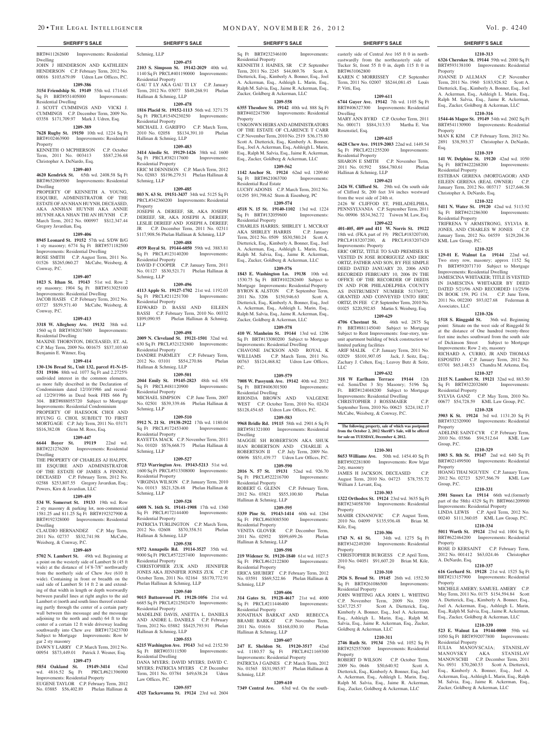BRT#411262600 Improvements: Residential Dwelling
JOHN J HENDERSON AND KATHLEEN HENDERSON C.P. February Term, 2012 No. 00016 $103,679.09 Udren Law Offices, P.C.

**1209-386**
**3154 Friendship St. 19149** 55th wd. 1714.65 Sq Ft BRT#551405000 Improvements: Residential Dwelling
J. SCOTT CUMMINGS AND VICKI J. CUMMINGS C.P. December Term, 2009 No. 03358 $171,709.97 Mark J. Udren, Esq.

**1209-389**
**7628 Rugby St. 19150** 10th wd. 1224 Sq Ft BRT#102463900 Improvements: Residential Property
KENNETH O MCPHERSON C.P. October Term, 2011 No. 003413 $$87,236.68 Christopher A. DeNardo, Esq.

**1209-403**
**4620 Kendrick St.** 65th wd. 2408.58 Sq Ft BRT#652069500 Improvements: Residential Dwelling
PROPERTY OF KENNETH A. YOUNG, ESQUIRE, ADMINISTRATOR OF THE ESTATE OF AN NHAN HUYNH, DECEASED, AKA ANNHAN HUYNH AKA ANNIE HUYNH AKA NHAN THI AN HUYNH C.P. March Term, 2012 No. 000997 $$12,347.44 Gregory Javardian, Esq.

**1209-406**
**8945 Leonard St. 19152** 57th wd. S/DW B/G 1 sty masonry; 6774 Sq Ft BRT#571182500 Improvements: Residential Dwelling
ROSE SMITH C.P. August Term, 2011 No. 01526 $$265,060.27 McCabe, Weisberg, & Conway, P.C.

**1209-407**
**1023 S. Ithan St. 19143** 51st wd. Row 2 sty masonry; 1904 Sq Ft BRT#513025100 Improvements: Residential Dwelling
JACOB HASIS C.P. February Term, 2012 No. 03727 $$59,571.40 McCabe, Weisberg, & Conway, P.C.

**1209-413**
**3318 W. Allegheny Ave. 19132** 38th wd. 1560 sq ft BRT#382017600 Improvements: Residential Dwelling
MAXINE THORNTON, DECEASED, ET. AL C.P. May Term, 2009 No. 001675 $$37,103.60 Benjamin E. Witmer, Esq.

**1209-414**
**130-136 Bread St., Unit 132, parcel #1-N-15-531 19106** 88th wd. 1077 Sq Ft and 2.2725% undivided interest in the common elements, as more fully described in the Declaration of Condominium dated 12/10/1986 and recorded 12/29/1986 in Deed book FHS 666 Pg 304. BRT#888055720 Subject to Mortgage Improvements: Residential Condominium
PROPERTY OF HAESOOK CHOI AND HYUNG G. CHOI, SUBJECT TO FIRST MORTGAGE C.P. July Term, 2011 No. 03171 $$16,382.08 Glenn M. Ross, Esq.

**1209-447**
**6644 Boyer St. 19119** 22nd wd. BRT#221276200 Improvements: Residential Dwelling
THE PROPERTY OF CHARLES AJ HALPIN, III ESQUIRE AND ADMINISTRATOR OF THE ESTATE OF JAMES A FINNEY, DECEASED C.P. February Term, 2012 No. 02588 $253,807.55 Gregory Javardian, Esq.; Powers, Kirn & Javardian, LLC

**1209-459**
**534 W. Somerset St. 19133** 19th wd. Row 2 sty masonry & parking lot, non-commercial 1581.25 and 811.25 Sq Ft BRT#192327900 & BRT#192328000 Improvements: Residential Dwelling
CLAUDIO HERNANDEZ C.P. May Term, 2011 No. 02737 $$32,741.98 McCabe, Weisberg, & Conway, P.C.

**1209-469**
**5702 N. Lambert St.** 49th wd. Beginning at a point on the westerly side of Lambert St (45 ft wide) at the distance of 14'8-7/8" northwardly from the northerly side of Chew Ave (610 ft wide). Containing in front or breadth on the said side of Lambert St 14 ft 2 in and extending of that width in length or depth westwardly between parallel lines at right angles to the aid Lambert st (north and south lines thereof extending partly through the center of a certain party wall between this messuage and the messuage adjoining to the north and south) 64 ft to the center of a certain 12 ft wide driveway leading southwardly into Chew ave BRT#172423700 Subject to Mortgage Improvements: Row b/gar 2 sty masonry
DAWN Y LARRY C.P. March Term, 2012 No. 00954 $$73,449.01 Patrick J. Wesner, Esq.

**1209-473**
**5854 Oakland St. 19149-3414** 62nd wd. 4816.52 Sq Ft PRCL#621396900 Improvements: Residential Property
EUGENE TAYLOR C.P. February Term, 2012 No. 03885 $56,402.89 Phelan Hallinan & Schmieg, LLP

**1209-475**
**2103 S. Simpson St. 19142-2029** 40th wd. 1140 Sq Ft PRCL#401190000 Improvements: Residential Property
GAU T LY AKA GAU TI LY C.P. January Term, 2012 No. 03077 $$49,268.91 Phelan Hallinan & Schmieg, LLP

**1209-478**
**1816 Placid St. 19152-1113** 56th wd. 3271.75 Sq Ft PRCL#154N230250 Improvements: Residential Property
MICHAEL J. GARIFFO C.P. March Term, 2010 No. 02058 $$134,391.10 Phelan Hallinan & Schmieg, LLP

**1209-483**
**3414 Ainslie St. 19129-1426** 38th wd. 1600 Sq Ft PRCL#382117600 Improvements: Residential Property
ERIC M DENNISON C.P. March Term, 2012 No. 02883 $$196,279.51 Phelan Hallinan & Schmieg, LLP

**1209-485**
**803 N. 63 St. 19151-3437** 34th wd. 5125 Sq Ft PRCL#342360200 Improvements: Residential Property
JOSEPH A. DEREEF, SR. AKA JOSEPH DEREEF, SR. AKA JOSEPH A. DEREEF, LESLIE DEREEF AND JOSEPH A. DEREEF, JR C.P. December Term, 2011 No. 02311 $117,908.56 Phelan Hallinan & Schmieg, LLP

**1209-488**
**4939 Royal St. 19144-6050** 59th wd. 3883.81 Sq Ft PRCL#123140200 Improvements: Residential Property
DAVID F COOPER C.P. January Term. 2011 No. 01127 $$30,521.71 Phelan Hallinan & Schmieg, LLP

**1209-496**
**4113 Apple St. 19127-1702** 21st wd. 1192.03 Sq Ft PRCL#211251700 Improvements: Residential Property
EDWARD D. BASSI AND EILEEN BASSI C.P. February Term, 2010 No. 00332 $$99,090.95 Phelan Hallinan & Schmieg, LLP

**1209-498**
**2009 N. Cleveland St. 19121-1501** 32nd wd. 630 Sq Ft PRCL#321232800 Improvements: Residential Property
DANDRE PARMLEY C.P. February Term, 2012 No. 03101 $$54,270.86 Phelan Hallinan & Schmieg, LLP

**1209-501**
**2044 Emily St. 19145-2823** 48th wd. 658 Sq Ft PRCL#481120900 Improvements: Residential Property
MICHAEL SIMPSON C.P. June Term, 2007 No. 02501 $$39,339.46 Phelan Hallinan & Schmieg, LLP

**1209-510**
**5912 N. 21 St. 19138-2922** 17th wd. 1180.04 Sq Ft PRCL#172453400 Improvements: Residential Property
RAYETTA MACK C.P. November Term, 2011 No. 01020 $$76,668.75 Phelan Hallinan & Schmieg, LLP

**1209-527**
**5723 Warrington Ave. 19143-5213** 51st wd. 1600 Sq Ft PRCL#513308000 Improvements: Residential Property
VIRGINIA WILSON C.P. January Term, 2010 No. 01013 $$21,326.48 Phelan Hallinan & Schmieg, LLP

**1209-528**
**6008 N. 16th St. 19141-1908** 17th wd. 1360 Sq Ft PRCL#172144400 Improvements: Residential Property
PATRICIA TURLINGTON C.P. March Term, 2012 No. 02608 $$70,358.51 Phelan Hallinan & Schmieg, LLP

**1209-538**
**9372 Annapolis Rd. 19114-3527** 35th wd. 9000 Sq Ft PRCL#572257400 Improvements: Residential Property
CHRISTOPHER ZUK AND JENNIFER JONES AKA JENNIFER JONES ZUK C.P. October Term, 2011 No. 02164 $$170,772.91 Phelan Hallinan & Schmieg, LLP

**1209-540**
**9015 Buttonwood Pl. 19128-1056** 21st wd. 6685 Sq Ft PRCL#212502470 Improvements: Residential Property
MADELINE DAVIS, ANETTA L. DANIELS AND ANDRE L. DANIELS C.P. February Term, 2012 No. 03882 $$425,793.91 Phelan Hallinan & Schmieg, LLP

**1209-553**
**6215 Washington Ave. 19143** 3rd wd. 2152.50 Sq Ft BRT#033111500 Improvements: Residential Dwelling
DANA MYERS; DAVID MYERS; DAVID C. MYERS; PATRICIA MYERS C.P. December Term, 2011 No. 03784 $49,638.24 Udren Law Offices, P.C.

**1209-557**
**4325 Tackawanna St. 19124** 23rd wd. 2604 Sq Ft BRT#232346100 Improvements: Residential Property
KENNETH J. HAINES, SR C.P. September Term, 2011 No. 2245 $44,069.76 Scott A. Dietterick, Esq., Kimberly A. Bonner, Esq., Joel A. Ackerman, Esq., Ashleigh L. Marin, Esq., Ralph M. Salvia, Esq., Jaime R. Ackerman, Esq., Zucker, Goldberg & Ackerman, LLC

**1209-558**
**6355 Theodore St. 19142** 40th wd. 888 Sq Ft BRT#402247500 Improvements: Residential Property
UNKNOWN HEIRS AND ADMINISTRATORS OF THE ESTATE OF CLARENCE T CARR C.P. November Term, 2010 No. 2519 $36,175.80 Scott A. Dietterick, Esq., Kimberly A. Bonner, Esq., Joel A. Ackerman, Esq., Ashleigh L. Marin, Esq., Ralph M. Salvia, Esq., Jaime R. Ackerman, Esq., Zucker, Goldberg & Ackerman, LLC

**1209-562**
**1142 Anchor St. 19124** 62nd wd. 1209.60 Sq Ft BRT#621063700 Improvements: Residential Real Estate
LUCHY ADONIS C.P. March Term, 2012 No. 01295 $91,798.62 Stern & Eisenberg, PC

**1209-574**
**4518 N. 15 St. 19140-1102** 13rd wd. 1224 Sq Ft BRT#132059600 Improvements: Residential Property
CHARLES HARRIS; SHIRLEY L MCCRAY AKA SHIRLEY HARRIS C.P. January Term, 2012 No. 0509 $$30,580.24 Scott A. Dietterick, Esq., Kimberly A. Bonner, Esq., Joel A. Ackerman, Esq., Ashleigh L. Marin, Esq., Ralph M. Salvia, Esq., Jaime R. Ackerman, Esq., Zucker, Goldberg & Ackerman, LLC

**1209-576**
**1843 E. Washington Ln. 19138** 10th wd. 1530.75 Sq Ft BRT#102282600 Subject to Mortgage Improvements: Residential Property
BYRON K ALSTON C.P. September Term, 2011 No. 3206 $150,946.63 Scott A. Dietterick, Esq., Kimberly A. Bonner, Esq., Joel A. Ackerman, Esq., Ashleigh L. Marin, Esq., Ralph M. Salvia, Esq., Jaime R. Ackerman, Esq., Zucker, Goldberg & Ackerman, LLC

**1209-578**
**410 W. Manheim St. 19144** 13rd wd. 1206 Sq Ft BRT#133080200 Subject to Mortgage Improvements: Residential Dwelling
CHAVONE JACKSON AND ROYAL K WILLIAMS C.P. March Term, 2011 No. 00763 $$124,468.82 Udren Law Offices, P.C.

**1209-579**
**7008 W. Passyunk Ave. 19142** 40th wd. 2012 Sq Ft BRT#406301500 Improvements: Residential Dwelling
RHONDA BROWN AND VALGENE WEST C.P. October Term, 2010 No. 02424 $$128,454.65 Udren Law Offices, P.C.

**1209-583**
**9968 Bridle Rd. 19115** 58th wd. 2901.6 Sq Ft BRT#581321000 Improvements: Residential Dwelling
MAGGIE SH ROBERTSON AKA SHUK HAN ROBERTSON AND CHARLIE A ROBERTSON II C.P. July Term, 2009 No. 00696 $$51,439.77 Udren Law Offices, P.C.

**1209-590**
**2016 N. 57 St. 19131** 52nd wd. 926.70 Sq Ft PRCL#522216700 Improvements: Residential Property
ROBERT G. GLENN C.P. February Term, 2012 No. 03821 $$55,100.80 Phelan Hallinan & Schmieg, LLP

**1209-595**
**5339 Pine St. 19143-1414** 60th wd. 1264 Sq Ft PRCL#603085500 Improvements: Residential Property
VENITA GLOVER C.P. December Term, 2011 No. 02952 $$99,699.26 Phelan Hallinan & Schmieg, LLP

**1209-598**
**219 Widener St. 19120-1840** 61st wd. 1027.5 Sq Ft PRCL#612122800 Improvements: Residential Property
ERICA SHUBERT C.P. February Term, 2012 No. 03591 $$69,522.86 Phelan Hallinan & Schmieg, LLP

**1209-606**
**314 Gates St. 19128-4617** 21st wd. 4000 Sq Ft PRCL#211446400 Improvements: Residential Property
JONATHAN BARKAT AND REBECCA BRAME BARKAT C.P. November Term, 2011 No. 01616 $$168,030.10 Phelan Hallinan & Schmieg, LLP

**1209-607**
**247 E. Sheldon St. 19120-3517** 42nd wd. 1180.57 Sq Ft PRCL#421169300 Improvements: Residential Property
PATRICIA J GAINES C.P. March Term, 2012 No. 01565 $$31,985.97 Phelan Hallinan & Schmieg, LLP

**1209-610**
**7349 Central Ave.** 63rd wd. On the southeasterly side of Central Ave 165 ft 0 in northeastwardly from the northeasterly side of Tucker St, front 55 ft 0 in, depth 115 ft 0 in BRT#631062800
KAREN C MORRISSEY C.P. September Term, 2011 No. 02007 $$244,081.45 Louis P. Vitti, Esq.

**1209-611**
**6744 Guyer Ave. 19142** 7th wd. 1105 Sq Ft BRT#406327300 Improvements: Residential Dwelling
MARY ANN BYRD C.P. October Term, 2011 No. 000171 $$84,313.53 Martha E. Von Rosenstiel, Esq.

**1209-615**
**6628 Chew Ave. 19119-2003** 22nd wd. 1449.54 Sq Ft PRCL#221255200 Improvements: Residential Property
SHARON E SMITH C.P. November Term, 2011 No. 01592 $$64,780.61 Phelan Hallinan & Schmieg, LLP

**1209-621**
**2426 W. Clifford St.** 29th wd. On south side of Clifford St, 200 feet 3/4 inches westward from the west side of 24th st.
2426 W CLIFFOD ST, PHILADELPHIA, PENNSYLVANIA C.P. September Term, 2011 No. 00906 $$34,362.72 Tsiwen M. Law, Esq.

**1209-622**
**401-405, 409 and 411 W. Norris St. 19122** 18th wd. (FKA part of 19) PRCL#183207100, PRCL#183207200, & PRCL#183207420 Improvements: Property
ERIC ORTIZ, TITLE TO SAID PREMISES IS VESTED IN JOSE RODRIGUEZ AND ERIC ORTIZ, FATHER AND SON, BY FEE SIMPLE DEED DATED JANUARY 20, 2006 AND RECORDED FEBRUARY 10, 2006 IN THE OFFICE OF THE RECORDER OF DEEDS IN AND FOR PHILADELPHIA COUNTY AS INSTRUMENT NUMBER 51376972, GRANTED AND CONVEYED UNTO ERIC ORTIZ, IN FEE C.P. September Term, 2010 No. 01025 $220,592.85 Martin S. Weisberg, Esq.

**1209-629**
**4706 Chestnut St.** 46th wd. 2875 Sq Ft BRT#881145040 Subject to Mortgage Subject to Rent Improvements: four-story, ten-unit apartment building of brick construction w/ limited parking facilities
ARIF MALIK C.P. January Term, 2011 No. 02029 $$101,907.05 Jack, J. Seitz, Esq.; Zachary J. Cohen, Esq.; Leavoy Butz & Seitz, LLC

**1209-632**
**318 W Earlham Terrace 19144** 12th wd. Semi/Det 3 Sty Masonry; 5196 Sq. Ft. BRT#124048200 Subject to Mortgage Improvements: Residential Dwelling
CHRISTOPHER J ROSSMAIER C.P. September Term, 2010 No. 00623 $224,182.17 McCabe, Weisberg, & Conway, P.C.

**The following property, sale of which was postponed from the October 2, 2012 Sheriff's Sale, will be offered for sale on TUESDAY, December 4, 2012.**

**1210-301**
**8653 Williams Ave.** 50th wd. 1454.40 Sq Ft BRT#502281800 Improvements: Row b/gar 2sty, masonry
JAMES H JACKSON, DECEASED C.P. August Term, 2010 No. 04723 $78,755.72 William J. Levant, Esq.

**1210-303**
**1322 Orthodox St. 19124** 23rd wd. 3635 Sq Ft BRT#234058700 Improvements: Residential Property
MAHIR CENANOVIC C.P. August Term, 2010 No. 04099 $$135,936.48 Brian M. Kile, Esq.

**1210-306**
**1743 N. 61 St.** 34th wd. 1275 Sq Ft BRT#342249200 Improvements: Residential Property
CHRISTOPHER BURGESS C.P. April Term, 2010 No. 04051 $91,607.20 Brian M. Kile, Esq.

**1210-310**
**2926 S. Broad St. 19145** 26th wd. 1552.50 Sq Ft BRT#261086500 Improvements: Residential Property
JOHN WHITING AKA JOHN L. WHITING C.P. November Term, 2009 No. 3390 $247,725.57 Scott A. Dietterick, Esq., Kimberly A. Bonner, Esq., Joel A. Ackerman, Esq., Ashleigh L. Marin, Esq., Ralph M. Salvia, Esq., Jaime R. Ackerman, Esq., Zucker, Goldberg & Ackerman, LLC

**1210-311**
**2746 Ruth St. 19134** 25th wd. 1052 Sq Ft BRT#252557000 Improvements: Residential Property
ROBERT D WILSON C.P. October Term, 2009 No. 0646 $50,640.92 Scott A. Dietterick, Esq., Kimberly A. Bonner, Esq., Joel A. Ackerman, Esq., Ashleigh L. Marin, Esq., Ralph M. Salvia, Esq., Jaime R. Ackerman, Esq., Zucker, Goldberg & Ackerman, LLC

**1210-313**
**6326 Cherokee St. 19144** 59th wd. 2000 Sq Ft BRT#593138100 Improvements: Residential Property
JOANNE D ALLMAN C.P. November Term, 2011 No. 1960 $183,926.82 Scott A. Dietterick, Esq., Kimberly A. Bonner, Esq., Joel A. Ackerman, Esq., Ashleigh L. Marin, Esq., Ralph M. Salvia, Esq., Jaime R. Ackerman, Esq., Zucker, Goldberg & Ackerman, LLC

**1210-316**
**1544-46 Magee St. 19149** 54th wd. 2602 Sq Ft BRT#541130900 Improvements: Residential Property
MAN K KIM C.P. February Term, 2012 No. 2891 $38,593.37 Christopher A. DeNardo, Esq.

**1210-319**
**141 W. Delphine St. 19120** 42nd wd. 1050 Sq Ft BRT#422268200 Improvements: Residential Property
ESTEBAN GERENA (MORTGAGOR) AND EILEEN GERENA (REAL OWNER) C.P. January Term, 2012 No. 003717 $127,646.58 Christopher A. DeNardo, Esq.

**1210-322**
**5411 N. Water St. 19120** 42nd wd. 5113.92 Sq Ft BRT#421286300 Improvements: Residential Property
TRIFRENA V ARMSTRONG, SYLVIA R. JONES, AND CHARLES W JONES C.P. January Term, 2012 No. 04559 $129,204.36 KML Law Group, P.C.

**1210-325**
**129-01 E. Walnut Ln 19144** 22nd wd. Two story row, masonry; approx 1152 Sq Ft BRT#592071710 Subject to Mortgage Improvements: Residential Dwelling
JAMESCINA WHITAKER; TITLE IS VESTED IN JAMESCINA WHITAKER BY DEED DATED 5/21/96 AND RECORDED 11/25/96 IN BOOK 159, PG 134. C.P. June Term, 2011 No. 002200 $93,027.68 Federman & Associates, LLC

**1210-326**
**1518 S. Ringgold St.** 36th wd. Beginning point: Situate on the west side of Ringgold St at the distance of One hundred twenty-three feet nine inches southward from the south side of Dickinson Street Subject to Mortgage Improvements: Row 2 sty, masonry
RICHARD A. CURRO, JR AND THOMAS ESPOSITO C.P. January Term, 2012 No. 03701 $65,148.53 Chandra M. Arkema, Esq.

**1210-327**
**2115 N. Lambert St. 19121** 32nd wd. 883.50 Sq Ft BRT#322032600 Improvements: Residential Property
SYLVIA GANZ C.P. May Term, 2010 No. 00677 $54,728.59 KML Law Group, P.C.

**1210-328**
**3903 K St. 19124** 3rd wd. 1131.20 Sq Ft BRT#332320900 Improvements: Residential Property
ADELINE SAINT-CYR C.P. February Term, 2010 No. 03566 $94,512.64 KML Law Group, P.C.

**1210-329**
**1003 S. 8th St. 19147** 2nd wd. 640 Sq Ft BRT#021499500 Improvements: Residential Property
HOANG THAI NGUYEN C.P. January Term, 2012 No. 02723 $297,566.79 KML Law Group, P.C.

**1210-331**
**3501 Sussex Ln 19114** 66th wd.(formerly part of the 58th) 4329 Sq Ft BRT#661209900 Improvements: Residential Property
LINDA LEWIS C.P. April Term, 2012 No. 00240 $111,360.05 KML Law Group, P.C.

**1210-334**
**5011 Worth St. 19124** 23rd wd. 1004 Sq Ft BRT#622464200 Improvements: Residential Property
ROSE D KERSAINT C.P. February Term, 2012 No. 001412 $63,024.46 Christopher A. DeNardo, Esq.

**1210-337**
**616 Gerhard St. 19128** 21st wd. 1525 Sq Ft BRT#213157900 Improvements: Residential Property
MICHELE AMERY; SAMUEL AMERY C.P. May Term, 2011 No. 0175 $154,594.84 Scott A. Dietterick, Esq., Kimberly A. Bonner, Esq., Joel A. Ackerman, Esq., Ashleigh L. Marin, Esq., Ralph M. Salvia, Esq., Jaime R. Ackerman, Esq., Zucker, Goldberg & Ackerman, LLC

**1210-339**
**523 E. Walnut Ln 19144-000** 59th wd. 1050 Sq Ft BRT#592077800 Improvements: Residential Property
IULIA MANOVSCAIA; STANISLAV MANOVSKY AKA STANISLAV MANOVSCHII C.P. December Term, 2011 No. 0931 $70,260.53 Scott A. Dietterick, Esq., Kimberly A. Bonner, Esq., Joel A. Ackerman, Esq., Ashleigh L. Marin, Esq., Ralph M. Salvia, Esq., Jaime R. Ackerman, Esq., Zucker, Goldberg & Ackerman, LLC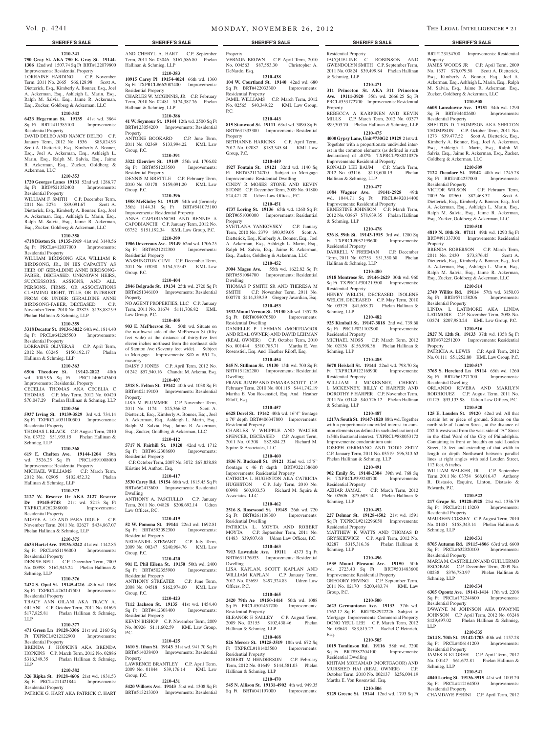## SHERIFF'S SALE

**1210-341**

**750 Gray St. AKA 750 E. Gray St. 19144-1306** 12nd wd. 1507.74 Sq Ft BRT#122079800 Improvements: Residential Property

LORRAINE HARDING C.P. November Term, 2011 No. 2665 $66,128.98 Scott A. Dietterick, Esq., Kimberly A. Bonner, Esq., Joel A. Ackerman, Esq., Ashleigh L. Marin, Esq., Ralph M. Salvia, Esq., Jaime R. Ackerman, Esq., Zucker, Goldberg & Ackerman, LLC

**1210-342**

**6423 Hegerman St. 19135** 41st wd. 3864 Sq Ft BRT#411385100 Improvements: Residential Property

DAVID DELEO AND NANCY DELEO C.P. January Term, 2012 No. 1536 $85,824.93 Scott A. Dietterick, Esq., Kimberly A. Bonner, Esq., Joel A. Ackerman, Esq., Ashleigh L. Marin, Esq., Ralph M. Salvia, Esq., Jaime R. Ackerman, Esq., Zucker, Goldberg & Ackerman, LLC

**1210-353**

**1720 Georges Lanes 19131** 52nd wd. 1286.77 Sq Ft BRT#521352400 Improvements: Residential Property

WILLIAM F. SMITH C.P. December Term, 2011 No. 2274 $89,091.67 Scott A. Dietterick, Esq., Kimberly A. Bonner, Esq., Joel A. Ackerman, Esq., Ashleigh L. Marin, Esq., Ralph M. Salvia, Esq., Jaime R. Ackerman, Esq., Zucker, Goldberg & Ackerman, LLC

**1210-358**

**4718 Disston St. 19135-1919** 41st wd. 3140.56 Sq Ft PRCL#412037000 Improvements: Residential Property

WILLIAM BIRDSONG AKA WILLIAM R BIRDSONG, JR., IN HIS CAPACITY AS HEIR OF GERALDINE ANNE BIRDSONG-FABER, DECEASED. UNKNOWN HEIRS, SUCCESSORS, ASSIGNS, AND ALL PERSONS, FIRMS, OR ASSOCIATIONS CLAIMING RIGHT, TITLE, OR INTEREST FROM OR UNDER GERALDINE ANNE BIRDSONG-FABER, DECEASED C.P. November Term, 2010 No. 03875 $138,882.99 Phelan Hallinan & Schmieg, LLP

**1210-359**

**3318 Decatur St. 19136-3022** 64th wd. 1814.40 Sq Ft PRCL#642285500 Improvements: Residential Property

LORRAINE OLIVERAS C.P. April Term, 2012 No. 03245 $150,192.17 Phelan Hallinan & Schmieg, LLP

**1210-363**

**6506 Theodore St. 19142-2822** 40th wd. 1085.96 Sq Ft PRCL#406243600 Improvements: Residential Property

CECELIA THOMAS AKA CECELIA C THOMAS C.P. May Term, 2012 No. 00420 $70,047.29 Phelan Hallinan & Schmieg, LLP

**1210-366**

**5937 Irving St. 19139-3829** 3rd wd. 734.14 Sq Ft TXPRCL#031100500 Improvements: Residential Property

THOMAS L BLACK C.P. August Term, 2010 No. 03722 $51,935.15 Phelan Hallinan & Schmieg, LLP

**1210-368**

**619 E. Chelten Ave. 19144-1204** 59th wd. 3526.25 Sq Ft PRCL#591008000 Improvements: Residential Property

MICHAEL WILLIAMS C.P. March Term, 2012 No. 02905 $102,452.32 Phelan Hallinan & Schmieg, LLP

**1210-373**

**2127 W. Reserve Dr AKA 2127 Reserve Dr 19145-5748** 21st wd. 5213 Sq Ft TXPRCL#262388000 Improvements: Residential Property

NDEYE A. LO AND FARA DIOUF C.P. November Term, 2011 No. 02627 $434,867.07 Phelan Hallinan & Schmieg, LLP

**1210-375**

**4633 Hartel Ave. 19136-3242** 41st wd. 1142.85 Sq Ft PRCL#651196000 Improvements: Residential Property

DENISE BELL C.P. December Term, 2009 No. 00998 $162,945.24 Phelan Hallinan & Schmieg, LLP

**1210-376**

**2432 S. Opal St. 19145-4216** 48th wd. 1068 Sq Ft TXPRCL#262147500 Improvements: Residential Property

TRACY ANN GILANI AKA TRACY A. GILANI C.P. October Term, 2011 No. 01695 $177,825.81 Phelan Hallinan & Schmieg, LLP

**1210-377**

**471 Green Ln 19128-3306** 21st wd. 2160 Sq Ft TXPRCL#212122900 Improvements: Residential Property

BRENDA J. HOPKINS AKA BRENDA HOPKINS C.P. March Term, 2012 No. 02886 $316,349.35 Phelan Hallinan & Schmieg, LLP

**1210-382**

**326 Ripka St. 19128-4606** 21st wd. 1831.53 Sq Ft PRCL#211421844 Improvements: Residential Property

PATRICK G. HART AKA PATRICK C. HART AND CHERYL A. HART C.P. September Term, 2011 No. 03046 $167,586.80 Phelan Hallinan & Schmieg, LLP

**1210-383**

**10915 Carey Pl 19154-4024** 66th wd. 1360 Sq Ft TXPRCL#662087400 Improvements: Residential Property

CHARLES W. MCGINNIS, JR C.P. February Term, 2010 No. 02481 $174,387.76 Phelan Hallinan & Schmieg, LLP

**1210-386**

**41 W. Seymour St. 19144** 12th wd. 2500 Sq Ft BRT#123054200 Improvements: Residential Property

ANTOINE BOOKARD C.P. June Term, 2011 No. 02369 $133,994.22 KML Law Group, P.C.

**1210-391**

**3322 Glenview St. 19149** 55th wd. 1706.02 Sq Ft BRT#551233500 Improvements: Residential Property

DENNIS M BRETTLE C.P. February Term, 2010 No. 03178 $159,091.20 KML Law Group, P.C.

**1210-396**

**1558 McKinley St. 19149** 54th wd.(formerly 35th) 1144.31 Sq Ft BRT#541075100 Improvements: Residential Property

ANNA CAPOBIANCHI AND BENNIE A CAPOBIANCHI C.P. January Term, 2012 No. 03752 $151,192.34 KML Law Group, P.C.

**1210-399**

**1906 Devereaux Ave. 19149** 62nd wd. 1706.25 Sq Ft BRT#621212300 Improvements: Residential Property

WASHINGTON CUVI C.P. December Term, 2011 No. 03038 $154,519.43 KML Law Group, P.C.

**1210-404**

**2846 Belgrade St. 19134** 25th wd. 2720 Sq Ft BRT#251346100 Improvements: Residential Property

NO AGENT PROPERTIES, LLC C.P. January Term, 2011 No. 01674 $111,706.82 KML Law Group, P.C.

**1210-405**

**903 E. McPherson St.** 50th wd. Situate on the northwest side of the McPherson St (fifty feet wide) at the distance of thirty-five feet eleven inches northeast from the northeast side of Stenton Ave (Seventy feet wide). Subject to Mortgage Improvements: S/D w B/G 2s, masonry

DAISY J JONES C.P. April Term, 2012 No. 01242 $57,540.16 Chandra M. Arkema, Esq.

**1210-407**

**2518 S. Felton St. 19142** 40th wd. 1038 Sq Ft BRT#402119100 Improvements: Residential Property

LISA M. PLUMMER C.P. November Term, 2011 No. 1174 $25,366.32 Scott A. Dietterick, Esq., Kimberly A. Bonner, Esq., Joel A. Ackerman, Esq., Ashleigh L. Marin, Esq., Ralph M. Salvia, Esq., Jaime R. Ackerman, Esq., Zucker, Goldberg & Ackerman, LLC

**1210-412**

**5717 N. Fairhill St. 19120** 42nd wd. 1712 Sq Ft BRT#612308600 Improvements: Residential Property

C.P. October Term, 2007 No. 3072 $67,838.88 Kristine M. Anthou, Esq.

**1210-417**

**3530 Carey Rd. 19154** 66th wd. 1815.45 Sq Ft BRT#662413600 Improvements: Residential Dwelling

ANTHONY A. PASCIULLO C.P. January Term, 2011 No. 04828 $208,692.14 Udren Law Offices, P.C.

**1210-419**

**52 W. Pomona St. 19144** 22nd wd. 1692.81 Sq Ft BRT#593092300 Improvements: Residential Property

NATHANIEL STEWART C.P. July Term, 2009 No. 00247 $240,964.76 KML Law Group, P.C.

**1210-420**

**901 E. Phil Ellena St. 19150** 50th wd. 2400 Sq Ft BRT#502355900 Improvements: Residential Property

ANTHONY STREATER C.P. June Term, 2008 No. 04518 $162,974.00 KML Law Group, P.C.

**1210-423**

**7112 Jackson St. 19135** 41st wd. 1454.40 Sq Ft BRT#412308400 Improvements: Residential Property

KEVIN BISHOP C.P. November Term, 2009 No. 00926 $111,602.59 KML Law Group, P.C.

**1210-425**

**1610 S. Ithan St. 19143** 51st wd. 941.70 Sq Ft BRT#514038400 Improvements: Residential Property

LAWRENCE BRANTLEY C.P. April Term, 2009 No. 01844 $39,176.14 KML Law Group, P.C.

**1210-431**

**5420 Willows Ave. 19143** 51st wd. 1308 Sq Ft BRT#513213300 Improvements: Residential Property

VERNON BROWN C.P. April Term, 2010 No. 004563 $87,553.30 Christopher A. DeNardo, Esq.

**1210-438**

**104 W. Courtland St. 19140** 42nd wd. 680 Sq Ft BRT#422033300 Improvements: Residential Property

JAMIL WILLIAMS C.P. March Term, 2012 No. 02565 $40,349.22 KML Law Group, P.C.

**1210-443**

**815 Stanwood St. 19111** 63rd wd. 3090 Sq Ft BRT#631333300 Improvements: Residential Property

BETHANNE HARKINS C.P. April Term, 2012 No. 02082 $183,345.84 KML Law Group, P.C.

**1210-449**

**1927 Fontain St. 19121** 32nd wd. 1140 Sq Ft BRT#321174700 Subject to Mortgage Improvements: Residential Dwelling

CINDY R MOSES STONE AND KEVIN STONE C.P. December Term, 2009 No. 01880 $24,421.20 Udren Law Offices, P.C.

**1210-451**

**4737 Loring St. 19136** 65th wd. 1260 Sq Ft BRT#651030000 Improvements: Residential Property

SVETLANA YANKOVSKY C.P. January Term, 2010 No. 2379 $90,959.05 Scott A. Dietterick, Esq., Kimberly A. Bonner, Esq., Joel A. Ackerman, Esq., Ashleigh L. Marin, Esq., Ralph M. Salvia, Esq., Jaime R. Ackerman, Esq., Zucker, Goldberg & Ackerman, LLC

**1210-452**

**3004 Magee Ave.** 55th wd. 1622.82 Sq Ft BRT#551084700 Improvements: Residential Dwelling

THOMAS P SMITH SR AND THERESA M SMITH C.P. November Term, 2011 No. 000778 $114,339.39 Gregory Javardian, Esq.

**1210-453**

**1532 Mount Vernon St. 19130** 8th wd. 1357.38 Sq Ft BRT#084076500 Improvements: Residential Dwelling

DANIELLE P LEHMAN (MORTGAGOR AND REAL OWNER) AND DAVID LEHMAN (REAL OWNER) C.P. October Term, 2010 No. 001444 $510,785.71 Martha E. Von Rosenstiel, Esq. And Heather Riloff, Esq.

**1210-454**

**845 N. Stillman St. 19130** 15th wd. 700 Sq Ft BRT#151262200 Improvements: Residential Dwelling

FRANK JUMPP AND TAMARA SCOTT C.P. February Term, 2010 No. 001115 $441,742.19 Martha E. Von Rosenstiel, Esq. And Heather Riloff, Esq.

**1210-457**

**6628 Dorel St. 19142** 40th wd. 16'4" frontage x 70' depth BRT#406347800 Improvements: Residential Property

CHARLES V WHIPPLE AND WALTER SPENCER, DECEASED C.P. August Term, 2011 No. 01308 $82,804.23 Richard M. Squire & Associates, LLC

**1210-460**

**1836 N. Bucknell St. 19121** 32nd wd. 15'8" frontage x 46 ft depth BRT#322138600 Improvements: Residential Property

CATRICIA L HUGHSTON AKA CATRICIA HUGHSTON C.P. July Term, 2010 No. 00998 $60,803.53 Richard M. Squire & Associates, LLC

**1210-462**

**2516 S. Rosewood St. 19145** 26th wd. 720 Sq Ft BRT#261108300 Improvements: Residential Dwelling

PATRICIA L. MOYTA AND ROBERT MOYTA C.P. September Term, 2011 No. 01483 $39,907.68 Udren Law Offices, P.C.

**1210-463**

**7913 Lawndale Ave. 19111** 4373 Sq Ft BRT#631176933 Improvements: Residential Dwelling

LISA KAPLAN, SCOTT KAPLAN AND WILLIAM KAPLAN C.P. January Term, 2012 No. 03699 $497,324.83 Udren Law Offices, P.C.

**1210-465**

**2420 79th Ae 19150-1414** 50th wd. 1088 Sq Ft PRCL#501451700 Improvements: Residential Property

ELEANOR E SALLEY C.P. August Term, 2009 No. 03155 $102,438.46 Phelan Hallinan & Schmieg, LLP

**1210-468**

**826 Mercer St. 19125-3519** 18th wd. 672 Sq Ft TXPRCL#181403500 Improvements: Residential Property

ROBERT M HENDERSON C.P. February Term, 2012 No. 01649 $144,581.03 Phelan Hallinan & Schmieg, LLP

**1210-470**

**545 N. Allison St. 19131-4902** 4th wd. 949.35 Sq Ft BRT#041197000 Improvements: Residential Property

JACQUELINE C ROBINSON AND GWENDOLYN SMITH C.P. September Term, 2011 No. 03824 $39,499.84 Phelan Hallinan & Schmieg, LLP

**1210-471**

**311 Princeton St. AKA 311 Princeton Ave. 19111-3920** 35th wd. 2666.25 Sq Ft PRCL#353172700 Improvements: Residential Property

REBECCA A KARPINEN AND KEVIN MILLS C.P. March Term, 2012 No. 03377 $99,303.70 Phelan Hallinan & Schmieg, LLP

**1210-475**

**4000 Gypsy Lane, Unit #730G2 19129** 21st wd. Togethter with a proportionate undivided interest in the common elements (as defined in such declaration) of .407% TXPRCL#888210376 Improvements: Residential Property

RONALD LEE BAUM C.P. March Term, 2012 No. 03116 $113,600.19 Phelan Hallinan & Schmieg, LLP

**1210-477**

**1084 Wagner Ave. 19141-2928** 49th wd. 1044.71 Sq Ft PRCL#492014400 Improvements: Residential Property

ERNESTINE JOHNSON C.P. March Term, 2012 No. 03867 $78,939.35 Phelan Hallinan & Schmieg, LLP

**1210-478**

**536 S. 59th St. 19143-1915** 3rd wd. 1280 Sq Ft TXPRCL#032199600 Improvements: Residential Property

DARRELL V FREEMAN C.P. December Term, 2011 No. 02753 $51,350.68 Phelan Hallinan & Schmieg, LLP

**1210-480**

**1918 Montrose St. 19146-2629** 30th wd. 960 Sq Ft TXPRCL#301219500 Improvements: Residential Property

HENRY WELCH, DECEASED; ISOLENE WELCH, DECEASED C.P. May Term, 2010 No. 03329 $41,658.37 Phelan Hallinan & Schmieg, LLP

**1210-482**

**925 Kimball St. 19147-3818** 2nd wd. 739.68 Sq Ft PRCL#021102900 Improvements: Residential Property

MICHAEL MOSS C.P. March Term, 2012 No. 02136 $156,998.36 Phelan Hallinan & Schmieg, LLP

**1210-485**

**5670 Heiskell St. 19144** 22nd wd. 798.70 Sq Ft TXPRCL#122165900 Improvements: Residential Property

WILLIAM J MCKENNEY, CHERYL L MCKENNEY, BILLY C HARPER AND DOROTHY F HARPER C.P. November Term, 2011 No. 03148 $40,726.12 Phelan Hallinan & Schmieg, LLP

**1210-487**

**1217A South St. 19147-1820** 88th wd. Together with a proportionate undivided interest in common elements (as defined in such declaration) of 1/54th fractional interest. TXPRCL#888053172 Improvements: condominium unit

JOSEPH GERMANO AND TODD ZEITZ C.P. January Term, 2011 No. 03519 $96,313.63 Phelan Hallinan & Schmieg, LLP

**1210-491**

**902 Emily St. 19148-2304** 39th wd. 768 Sq Ft TXPRCL#393288700 Improvements: Residential Property

AZHAR JAMAL C.P. March Term, 2012 No. 02606 $75,603.14 Phelan Hallinan & Schmieg, LLP

**1210-492**

**227 Delmar St. 19128-4502** 21st wd. 1591 Sq Ft TXPRCL#212296050 Improvements: Residential Property

MATTHEW K WATTS AND THOMAS D GRYSKIEWICZ C.P. April Term, 2012 No. 02287 $315,316.36 Phelan Hallinan & Schmieg, LLP

**1210-496**

**1535 Mount Pleasant Ave. 19150** 50th wd. 2723.40 Sq Ft BRT#501483600 Improvements: Residential Property

GREGORY ERVING C.P. September Term, 2011 No. 02170 $200,483.74 KML Law Group, P.C.

**1210-500**

**2623 Germantown Ave. 19133** 37th wd. 1762.17 Sq Ft BRT#882922226 Subject to Mortgage Improvements: Commercial Property

DONG YEUL LEE C.P. March Term, 2012 No. 03643 $83,815.27 Rachel C Heinrich, Esq.

**1210-505**

**1019 Tomlinson Rd. 19116** 58th wd. 7200 Sq Ft BRT#582204100 Improvements: Residential Dwelling

KHITAM MOHAMAD (MORTGAGOR) AND MURSHED HAJ (REAL OWNER) C.P. October Term, 2010 No. 002137 $256,004.19 Martha E. Von Rosenstiel, Esq.

**1210-506**

**5129 Greene St. 19144** 12nd wd. 1793 Sq Ft BRT#123154700 Improvements: Residential Property

JAMES WOODS JR C.P. April Term, 2009 No. 1337 $76,079.58 Scott A. Dietterick, Esq., Kimberly A. Bonner, Esq., Joel A. Ackerman, Esq., Ashleigh L. Marin, Esq., Ralph M. Salvia, Esq., Jaime R. Ackerman, Esq., Zucker, Goldberg & Ackerman, LLC

**1210-508**

**6605 Lansdowne Ave. 19151** 34th wd. 1290 Sq Ft BRT#34402600 Improvements: Residential Property

SHELTON D. THOMPSON AKA SHELTON THOMPSON C.P. October Term, 2011 No. 1273 $39,477.52 Scott A. Dietterick, Esq., Kimberly A. Bonner, Esq., Joel A. Ackerman, Esq., Ashleigh L. Marin, Esq., Ralph M. Salvia, Esq., Jaime R. Ackerman, Esq., Zucker, Goldberg & Ackerman, LLC

**1210-509**

**7122 Theodore St. 19142** 40th wd. 1245.28 Sq Ft BRT#404257000 Improvements: Residential Property

VICTOR WILSON C.P. February Term, 2009 No. 02960 $82,468.32 Scott A. Dietterick, Esq., Kimberly A. Bonner, Esq., Joel A. Ackerman, Esq., Ashleigh L. Marin, Esq., Ralph M. Salvia, Esq., Jaime R. Ackerman, Esq., Zucker, Goldberg & Ackerman, LLC

**1210-510**

**4819 N. 10th St. 07111** 49th wd. 1290 Sq Ft BRT#491337300 Improvements: Residential Property

BRENDA ROBERSON C.P. March Term, 2011 No. 2430 $73,876.45 Scott A. Dietterick, Esq., Kimberly A. Bonner, Esq., Joel A. Ackerman, Esq., Ashleigh L. Marin, Esq., Ralph M. Salvia, Esq., Jaime R. Ackerman, Esq., Zucker, Goldberg & Ackerman, LLC

**1210-514**

**2749 Willits Rd. 19114** 57th wd. 3150.03 Sq Ft BRT#571158206 Improvements: Residential Property

LINDA L LATIMORE AKA LINDA LATIMORE C.P. November Term, 2098 No. 03574 $207,980.24 KML Law Group, P.C.

**1210-516**

**2827 N. 12th St. 19133** 37th wd. 1358 Sq Ft BRT#372251200 Improvements: Residential Property

PATRICIA A. LEWIS C.P. April Term, 2012 No. 01111 $51,252.80 KML Law Group, P.C.

**1210-517**

**3765 S. Hereford Ln 19114** 65th wd. 1260 Sq Ft BRT#661271700 Improvements: Residential Dwelling

ORLANDO RIVERA AND MARILYN RODRIGUEZ C.P. August Term, 2011 No. 01125 $93,133.98 Udren Law Offices, P.C.

**1210-520**

**125 E. Louden St. 19120** 42nd wd. All that certain lot or piece of ground. Situate on the north side of Louden Street, at the distance of 252 ft westward from the west side of "A" Street in the 42nd Ward of the City of Philadelphia. Containing in front or breadth on said Louden Street, 18 feet and extending of that width in length or depth Northward between parallel lines at right angles with said Louden Street, 112 feet, 6 inches.

WILLIAM WALKER, JR. C.P. September Term, 2011 No. 03754 $68,016.47 Anthony R. Distasio, Esquire, Linton, Distasio & Edwards, P.C.

**1210-522**

**217 Grape St. 19128-4928** 21st wd. 1336.79 Sq Ft PRCL#211113200 Improvements: Residential Property

MAUREEN COSSEY C.P. August Term, 2010 No. 01481 $158,343.14 Phelan Hallinan & Schmieg, LLP

**1210-531**

**8705 Autumn Rd. 19115-4806** 63rd wd. 6600 Sq Ft PRCL#632320100 Improvements: Residential Property

MARIA M. CASTRILLON AND GUILLERMO ESCOBAR C.P. December Term, 2009 No. 00238 $376,780.97 Phelan Hallinan & Schmieg, LLP

**1210-534**

**6305 Ogontz Ave. 19141-1414** 17th wd. 2208 Sq Ft PRCL#172244600 Improvements: Residential Property

DWAYNE M JOHNSON AKA DWAYNE JOHNSON C.P. April Term, 2012 No. 03248 $129,497.02 Phelan Hallinan & Schmieg, LLP

**1210-535**

**2614 S. 70th St. 19142-1703** 40th wd. 1157.28 Sq Ft PRCL#406141200 Improvements: Residential Property

JAMES B KUGBEH C.P. April Term, 2012 No. 00147 $61,672.81 Phelan Hallinan & Schmieg, LLP

**1210-541**

**4040 Loring St. 19136-3915** 41st wd. 1003.20 Sq Ft PRCL#412164500 Improvements: Residential Property

CHAMDAYE PERINI C.P. April Term, 2012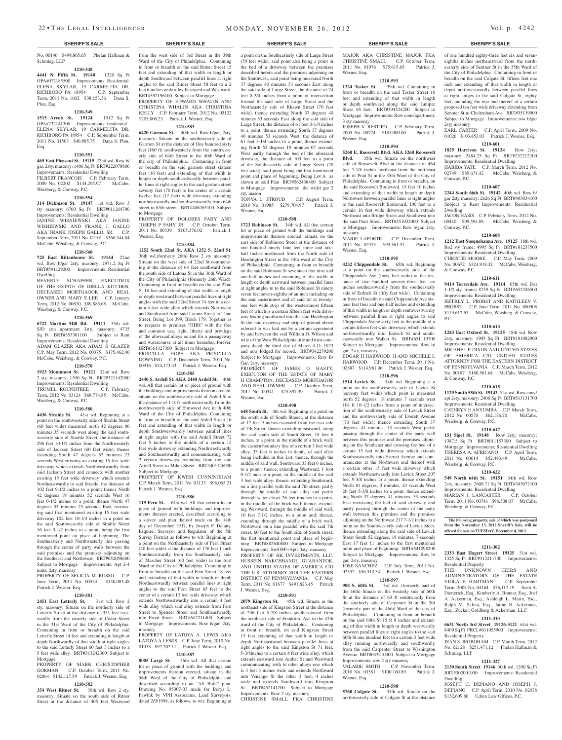No. 00146 $499,865.65 Phelan Hallinan & Schmieg, LLP

**1210-548**

**4441 N. Fifth St. 19140** 1320 Sq Ft OPA#072185500 Improvements: Residential ELENA SKYLAR, 19 CARMELITA DR, RICHBORO PA 18954 C.P. September Term, 2011 No. 1602 $38,153.36 Dana S. Plon, Esq.

**1210-549**

**1515 Arrott St. 19124** 1512 Sq Ft OPA#232141300 Improvements: residential ELENA SKYLAR, 19 CARMELITA DR, RICHBORO PA 18954 C.P. September Term, 2011 No. 01503 $40,985.75 Dana S. Plon, Esq.

**1210-551**

**469 East Pleasant St. 19119** 22nd wd. Row b/gar, 2sty, masonry; 1406 Sq Ft BRT#222078800 Improvements: Residential Dwelling FILBERT FRANCOIS C.P. February Term, 2009 No. 02202 $144,295.97 McCabe, Weisberg, & Conway, P.C.

**1210-554**

**314 Dickinson St. 19147** 1st wd. Row 3 sty masonry; 6760 Sq Ft BRT#011264700 Improvements: Residential Dwelling JANINE WISNIEWSKI AKA JANINE WISHIEWSKI AND FRANK J. GALLO AKA FRANK JOSEPH GALLO, SR. C.P. September Term, 2011 No. 02101 $560,544.84 McCabe, Weisberg, & Conway, P.C.

**1210-560**

**725 East Rittenhouse St. 19144** 22nd wd. Row b/gar 2sty, masonry; 2971.2 Sq Ft BRT#591129200 Improvements: Residential Dwelling BEVERLY SCHAFFER, EXECUTRIX OF THE ESTATE OF IDELLA KITCHEN, DECEASED MORTGAGOR AND REAL OWNER AND MARY E LEE C.P. January Term, 2012 No. 00670 $89,885.65 McCabe, Weisberg, & Conway, P.C.

**1210-569**

**6722 Martins Mill Rd. 19111** 35th wd. S/D con apartment 3sty, masonry; 4735 Sq Ft BRT#353301100 Subject to Rent Improvements: Residential Dwelling ADAM GLAZER AKA ADAM S GLAZER C.P. May Term, 2012 No. 00375 $175,462.40 McCabe, Weisberg, & Conway, P.C.

**1210-570**

**1923 Monument St. 19121** 32nd wd. Row 2 sty, masonry; 1590 Sq Ft BRT#321142900 Improvements: Residential Dwelling TRUMEL ROUNDTREE C.P. February Term, 2012 No. 03124 $68,774.85 McCabe, Weisberg, & Conway, P.C.

**1210-580**

**4436 Strahle St.** 41st wd. Beginning at a point on the southwesterly side of Strahle Street (60 feet wide) measured north 42 degrees 06 minutes 35 seconds west along the said southwesterly side of Strahle Street, the distance of 296 feet 10-1/2 inches from the Northwesterly side of Jackson Street (60 feet wide); thence extending South 47 degrees 53 minutes 25 seconds West crossing an existing 15 feet wide driveway which extends Northwestwardly from said Jackson Street and connects with another existing 15 feet wide driveway which extends Northeastwardly to said Strahle, the distance of 102 feet 9-1/2 inches to a point; thence North 42 degrees 19 minutes 52 seconds West 16 feet 0-1/2 inches to a point; thence North 47 degrees 53 minutes 25 seconds East, recrossing said first mentioned existing 15 feet wide driveway 102 feet 10-1/4 inches to a point on the said Southwesterly side of Strahle Street 16 feet 0-1/2 inches to a point, being the first mentioned point an place of beginning. The Southeasterly and Northwesterly line passing through the center of party walls between the said premises and the premises adjoining on the Southeast and Northwest. BRT#652058600 Subject to Mortgage Improvements: Apt 2-4 units, 2sty, masonry

PROPERTY OF SELICIA M. RUSSO C.P. June Term, 2011 No. 00554 $130,003.48 Patrick J. Wesner, Esq.

**1210-581**

**2451 East Letterly St.** 31st wd. Row 2 sty, masonry; Situate on the northerly side of Letterly Street at the distance of 351 feet eastwardly from the easterly side of Cedar Street in the 31st Ward of the City of Philadelphia. Containing in front or breadth on the said Letterly Street 14 feet and extending in length or depth Northwardly of that width at right angles to the said Letterly Street 60 feet 3 inches to a 5 feet wide alley. BRT#313242300 Subject to Mortgage

PROPERTY OF MARK CHRISTOPHER GORMAN C.P. October Term, 2011 No. 02864 $142,127.59 Patrick J. Wesner, Esq.

**1210-582**

**354 West Ritner St.** 39th wd. Row 2 sty, masonry; Situate on the south side of Ritner Street at the distance of 405 feet Westward from the west side of 3rd Street in the 39th Ward of the City of Philadelphia. Containing in front or breadth on the said Ritner Street 15 feet and extending of that width in length or depth Southward between parallel lines at right angles to the said Ritner Street 58 feet to a 2 feet 6 inches wide alley Eastward and Westward. BRT#392196100 Subject to Mortgage

PROPERTY OF EDWARD WHALIN AND CHRISTINA WHALIN AKA CHRISTINA KELLY C.P. February Term, 2012 No. 03122 $205,806.23 Patrick J. Wesner, Esq.

**1210-583**

**6420 Garman St.** 40th wd. Row b/gar, 2sty, masonry; Situate on the southeasterly side of Garmon St at the distance of One hundred sixty feet (160 ft) southwesterly from the southwesterly side of 64th Street in the 40th Ward of the city of Philadelphia. Containing in front or breadth on the said garmon street sixteen feet (16 feet) and extending of that width in length or depth southeastwardly between parallel lines at right angles to the said garmon street seventy feet (70 feet) to the center of a certain twelve feet (12 feet) wide driveway extending northeastwardly and southwestwardly from 64th street to 65th street. BRT#406265100 Subject to Mortgage

PROPERTY OF DOLORES FAHY AND JOSEPH P FAHY JR C.P. October Term, 2011 No. 00339 $105,376.02 Patrick J. Wesner, Esq.

**1210-584**

**1252 South 22nd St. AKA 1252 S. 22nd St.** 36th wd.(formerly 26th) Row 2 sty masonry; Situate on the west side of 22nd St commencing at the distance of 64 feet southward from the south side of Latona St in the 36th Ward of the City of Philadelphia (formerly 26th Ward). Containing in front or breadth on the said 22nd St 16 feet and extending of that width in length or depth westward between parallel lines at right angles with the said 22nd Street 74 feet to a certain 4 feet wide alley which extends Northward and Southward from said Latona Street to Titan Street. Being Lot 399, Block 179. Together as to respects to premises "HHH" with the free and common use, right, liberty and privilege of the aforesaid alleys as and for a passageway and watercourse at all times hereafter, forever. BRT#361327300 Subject to Mortgage

PRISCILLA HOPE AKA PRISCILLA DOWNING C.P. December Term, 2011 No. 00916 $24,173.43 Patrick J. Wesner, Esq.

**1210-585**

**2440 S. Ardell St. AKA 2440 Ardell St.** 40th wd. All that certain lot or piece of ground with the buildings and improvements thereon erected, situate on the southwesterly side of Ardell St at the distance of 118 ft northwestwardly from the northwesterly side of Elmwood Ave in th 40th Ward of the City of Philadelphia. Containing in front or breadth on the said Ardell Street 16 feet and extending of that width in length or depth Southwestwardly between parallel lines at right angles with the said Ardell Street 72 feet 5 inches to the middle of a certain 12 feet wide driveway extending Northwestwardly and Southeastwardly and communicating with 2 certain driveways extending from the said Ardell Street to Milan Street. BRT#401126900 Subject to Mortgage

PROPERTY OF KWESI CUNNINGHAM C.P. March Term, 2011 No. 03133 $98,065.21 Patrick J. Wesner, Esq.

**1210-586**

**119 Fern St.** 61st wd. All that certain lot or piece of ground with buildings and improvements thereon erected, described according to a survey and plan thereof made on the 14th day of December 1937, by Joseph F. Delany, Esquire, Surveyor and Regulator of the 5th Survey District as follows to wit: Beginning at a point on the Northeasterly side of Fern Street (40 feet wide) at the distance of 176 feet 1 inch Southeastwardly from the Southeasterly side of Mascher Street (60 feet wide) in the 61st Ward of the City of Philadelphia. Containing in front or breadth on the said Fern Street 18 feet and extending of that width in length or depth Northeastwardly between parallel lines at right angles to the said Fern Street 65 feet to the center of a certain 12 feet wide driveway which extends Northwestwardly into a certain 4 feet wide alley which said alley extends from Fern Street to Spencer Street and Southeastwardly into Front Street. BRT#612211400 Subject to Mortgage Improvements: Row b/gar, 2sty, masonry

PROPERTY OF LATOYA A. LEWIS AKA LATOYA A LEWIS C.P. June Term, 2010 No. 01058 $92,202.11 Patrick J. Wesner, Esq.

**1210-587**

**8005 Large St.** 56th wd. All that certain lot or piece of ground with the buildings and improvements thereon erected, situate in the 56th Ward of the City of Philadelphia and described according to an "AS Built" plan, Drawing No. 95007-03 made for Borys L. Pawluk by VPH Associates, Land Surveyors, dated 2/9/1998, as follows, to wit: Beginning at a point on the Southeasterly side of Large Street (70 feet wide), said point also being a point in the bed of a driveway between the premises described herein and the premises adjoining on the Southwest, said point being measured North 37 degrees 40 minutes 53 seconds East along the said side of Large Street, the distance of 74 feet 8-3/4 inches from a point of intersection formed the said side of Large Street and the Northeasterly side of Rhawn Street (70 feet wide), thence extending North 37 degrees 40 minutes 53 seconds East along the said side of Large Street, the distance of 61 feet 3-1/4 inches to a point, thence extending South 37 degrees 40 minutes 53 seconds West, the distance of 61 feet 3-1/4 inches to a point, thence extending North 52 degrees 19 minutes 07 seconds West partly through the bed of the aforesaid driveway, the distance of 100 feet to a point of the Southeasterly side of Large Street (70 feet wide), said point being the first mentioned point and place of beginning. Being Lot A as shown on said Plan BRT#562438400 Subject to Mortgage Improvements: det w/det gar 2 sty, mason

TONYA L. STROUD C.P. August Term, 2010 No. 01985 $279,704.97 Patrick J. Wesner, Esq.

**1210-588**

**1723 Robinson St.** 34th wd. All that certain lot or piece of ground with the buildings and improvements thereon erected, situate on the east side of Robinson Street at the distance of one hundred ninety four feet three and one-half inches northward from the North side of Headington Street in the 34th ward of the City of Philadelphia. Containing in front or breadth on the said Robinson St seventeen feet nine and one-half inches and extending of the width in length or depth eastward between parallel lines at right angles to to the said Robinson St ninety seven feet seven-eighths of an inch including on the rear easternmost end of said lot at twenty-one feet wide strip of the westernmost fifteen feet of which is a certain fifteen feet wide driveway leading southward into the said Haddington St the said drviewway and strip of ground above referred to was laid out by a certain agreement by and between the said William D. Wilson and wife of the West Philadelphia title and trust company dated the third day of March A.D. 1923 and now lodged for record. BRT#342279200 Subject to Mortgage Improvements: Row B/ Gar, 2sty, masonry;

PROPERTY OF JAMES G HASTY, EXECUTOR OF THE ESTATE OF MARY H CRAMPTON, DECEASED MORTGAGOR AND REAL OWNER. C.P. October Term, 2011 No. 00341 $75,897.39 Patrick J. Wesner, Esq.

**1210-590**

**648 South St.** 4th wd. Beginning at a point on the south side of South Street, at the distance of 17 feet 9 inches eastward from the east side of 7th Street; thence extending eastward, along the said south side of South Street, 18 feet 6 inches, to a point, in the middle of a brick wall, the eastern boundary line of a certain 3 feet wide alley, 33 feet 6 inches in depth, of said alley being included in this Lot; thence, through the middle of said wall, Southward 33 feet 6 inches, to a point ; thence, extending Westward, 1 foot 0-1/2 inch to a point, in the middle of the said 3 feet wide alley; thence, extending Southward, on a line parallel with the said 7th street, partly through the middle of said alley and partly through water closet 26 feet 6inches to a point, in the middle, of the brick wall; thence, extending Westward, through the middle of said wall, 16 feet 7-1/2 inches, to a point and; thence, extending through the middle of a brick wall, Northward on a line parallel with the said 7th street, 60 feet to the South side of South street, the first mentioned point and place of beginning. BRT#882640800 Subject to Mortgage Improvements: Str/OFF+Apts 3sty, masonry

PROPERTY OF HK INVESTMENTS, LLC, HUSSEIN NAKCHBANDI, GUARANTOR, AND UNITED STATES OF AMERICA C/O THE U.S. ATTORNEY FOR THE EASTERN DISTRICT OF PENNSYLVANIA. C.P. May Term, 2011 No. 01677 $491,823.45 Patrick J. Wesner, Esq.

**1210-591**

**2079 Kingston St.** 45th wd. Situate in the northeast side of Kingston Street at the distance of 236 feet 5-7/8 inches southeastward from the southeast side of Frankford Ave in the 45th ward of the City of Philadelphia. Containing in front or breadth, on said Kingston Street 15 feet extending of that width in length or depth Northeastward between parallel lines at right angles to the said Kingston St 71 feet, 5-3/8inches to a certain 4 feet wide alley, which extends eastward into Amber St and Westward communicating with to other alleys one which is 3 feet 3 inches wide and extends Northward into Venango St the other 3 feet, 4 inches wide and extends Southward into Kingston St. BRT#452141700 Subject to Mortgage Improvements: Row 2 sty, masonry

CHRISTINE SMALL FKA CHRISTINE MAJOR AKA CHRISTINE MAJOR FKA CHRISTINE SMALL C.P. October Term, 2011 No. 01976 $75,615.65 Patrick J. Wesner, Esq.

**1210-593**

**1324 Tasker St.** 39th wd. Containing in front or breadth on the said Tasker Street 16 feet and extending of that width in length or depth southward along the said Juniper Street 65 feet. BRT#394524200 Subject to Mortgage Improvements: Row conv/apartment, 3 sty masonry

JOSEPH V. RESTIFO C.P. February Term, 2005 No. 00774 $185,000.00 Patrick J. Wesner, Esq.

**1210-594**

**5260 E. Roosevelt Blvd. AKA 5260 Roosevelt Blvd.** 35th wd. Situate on the northwest side of Roosevelt Blvd at the distance of 464 feet 7-1/8 inches northeast from the northeast side of Pratt St in the 35th Ward of the City of Philadelphia. Containing in front or breadth, on the said Roosevelt Boulevard, 15 feet 10 inches and extending of that width in length or depth Northwest between parallel lines at right angles to the said Roosevelt Boulevard, 100 feet to a certain 16 feet wide driveway which extends Northeast into Bridge Street and Southwest into the said Pratt Street. BRT#351032000 Subject to Mortgage Improvements: Row b/gar, 2sty, masonry

MARIE LAPORTE C.P. December Term, 2011 No. 02373 $99,561.57 Patrick J. Wesner, Esq.

**1210-595**

**4232 Chippendale St.** 65th wd. Beginning at a point on the southwesterly side of the Chippendale Ave (forty feet wide) at the distance of two hundred seventy-three feet six inches southeastwardly from the southeasterly side of Erdrick St (fifty feet wide). Containing in front of breadth on said Chippendale Ave sixteen feet four and one-half inches and extending of that width in length or depth southwestwardly between parallel lines at right angles to said Chippendale Avene sixty feet to the middle of a certain fifteen feet wide driveway, which extends northwestwardly into Erdrick St and southeastwardly into Walker St. BRT#651119700 Subject to Mortgage Improvements: Row b/gar, 2sty, masonry

EDGAR H HARWOOD, II AND MICHELE L HARWOOD C.P. December Term, 2011 No. 02887 $114,981.06 Patrick J. Wesner, Esq.

**1210-596**

**1514 Levick St.** 54th wd. Beginning at a point on the southwesterly side of Levick St (seventy feet wide) which point is measured north 52 degrees, 18 minutes 7 seconds west 104 ft 10-1/2 inches from a point of intersection of the southwesterly side of Levick Street and the northwesterly side of Everett Avenue (70 feet wide); thence extending South 37 degrees, 41 minutes, 53 seconds West partly passing through the center of the party wall between this premises and the premises adjoining on the Southeast and crossing the bed of a certain 15 feet wide driveway which extends Southeastwardly into Everett Avenue and communicates at the Northwest end thereof with a certain other 15 feet wide driveway which extends Northeastwardly into Levick Street 207 feet 9-3/8 inches to a point; thence extending North 81 degrees, 4 minutes, 24 seconds West 20 feet 5-3/8 inches to a point; thence extending North 37 degrees, 41 minutes, 53 seconds East recrossing the bed of said driveway and partly passing through the center of the party wall between this premises and the premises adjoining on the Northwest 217 7-1/2 inches to a point on the Southwesterly side of Levick Steet; thence extending along the said side of Levick Street South 52 degrees, 18 minutes, 7 seconds East 17 feet 11 inches to the first mentioned point and place of beginning. BRT#541098200 Subject to Mortgage Improvements: Row b/gar, 2sty, masonry

JOSE SANCHEZ C.P. July Term, 2011 No. 02352 $56,513.34 Patrick J. Wesner, Esq.

**1210-597**

**908 S. 60th St.** 3rd wd. (formerly part of the 46th) Situate on the westerly side of 60th St at the distance of 63 ft southwardly from the southerly side of Carpenter St in the 3rd (formerly part of the 46th) Ward of the city of Philadelphia. Containing in front or breadth on the said 60th St 15 ft 8 inches and extending of that width in length or depth westwardly between parallel lines at right angles to the said 60th St one hundred feet to a certain 3 feet wide alley running northwardly and southwardly from the said Carpenter Street to Washington Avenue BRT#033210300 Subject to Mortgage Improvements: row 2 sty masonry

VALARIE SMITH C.P. November Term, 2010 No. 03581 $100,160.89 Patrick J. Wesner, Esq.

**1210-598**

**5760 Colgate St.** 35th wd. Situate on the northwesterly side of Colgate St at the distance of one hundred eighty-three feet six and seven-eighths inches northeastward from the northeasterly side of Sentner St in the 35th Ward of the City of Philadelphia. Containing in front or breadth on the said Colgate St, fifteen feet one inch and extending of that width in length or depth northwestwardly between parallel lines at right angles to the said Colgate St, eighty feet, including the rear end thereof of a certain proposed ten feet wide driveway extending from Sentner St to Cheltenham Ave. BRT#35139900 Subject to Mortgage Improvements: row b/gar 2sty masonry

EARL CARTER C.P. April Term, 2009 No. 01026 $103,453.03 Patrick J. Wesner, Esq.

**1210-601**

**1825 Harrison St. 19124** Row 2sty; masonry; 2484.25 Sq Ft BRT#232212200 Improvements: Residential Dwelling HABIBA YATE C.P. March Term, 2012 No. 02749 $89,671.42 McCabe, Weisberg, & Conway, P.C.

**1210-607**

**2244 South 66th St. 19142** 40th wd. Row b/gar 2sty masonry; 2626 Sq Ft BRT#403034100 Subject to Rent Improvements: Residential Dwelling

JACOB HASIS C.P. February Term, 2012 No. 00410 $99,594.88 McCabe, Weisberg, & Conway, P.C.

**1210-608**

**1212 East Susquehanna Ave. 19125** 18th wd. Ro2 sty frame; 4995 Sq Ft BRT#181237500 Improvements: Residential Dwelling CHRISTIE MOORE C.P. May Term, 2009 No. 00672 $324,918.32 McCabe, Weisberg, & Conway, P.C.

**1210-611**

**9414 Torresdale Ave. 19114** 65th wd. Det 1-1/2 sty, frame; 8739 Sq Ft BRT#652326500 Improvements: Residential Dwelling JEFFREY L. PROBST AND KATHLEEN V. PROBST C.P. June Term, 2011 No. 000908 $119,612.67 McCabe, Weisberg, & Conway, P.C..

**1210-613**

**1243 East Oxford St. 19125** 18th wd. Row 2sty, masonry; 1905 Sq Ft BRT#181082900 Improvements: Residential Dwelling MICAHEL P DIXON AND UNITED STATES OF AMERICA C/O UNITED STATES ATTORNEY FOR THE EASTERN DISTRICT OF PENNSYLVANIA C.P. March Term, 2012 No. 00187 $180,561.64 McCabe, Weisberg, & Conway, P.C.

**1210-615**

**1129 South 55th St. 19143** 51st wd. Row conv/apt 2sty, masonry; 2400 Sq Ft BRT#513131700 Improvements: Residential Dwelling CATHRYN E ANYUMBA C.P. March Term, 2012 No. 00570 $62,176.70 McCabe, Weisberg, & Conway, P.C.

**1210-617**

**151 Sigel St. 19148** Row 2sty; masonry; 1387.5 Sq Ft BRT#011157300 Subject to Mortgage Improvements: Residential Dwelling THERESA A. AFRICANO C.P. April Term, 2011 No. 00614 $52,493.49 McCabe, Weisberg, & Conway, P.C.

**1210-622**

**549 North 64th St. 19151** 34th wd. Row 2sty, masonry; 2600.71 Sq Ft BRT#343077100 Improvements: Residential Dwelling MARIAN J. LANCASTER C.P. October Term, 2011 No. 00741 $98,308.07 McCabe, Weisberg, & Conway, P.C.

**The following property, sale of which was postponed from the November 13, 2012 Sheriff's Sale, will be offered for sale on TUESDAY, December 4, 2012.**

**1211-302**

**2333 East Hagert Street 19125** 31st wd. 1325 Sq Ft BRT#313211700 Improvements: Residential Property

THE UNKNOWN HEIRS AND ADMINISTRATORS OF THE ESTATE VIOLA F. HARTMAN C.P. September Term, 2008 No. 04164 $76,117.19 Scott A. Dietterick, Esq., Kimberly A. Bonner, Esq., Joel A. Ackerman, Esq., Ashleigh L. Marin, Esq., Ralph M. Salvia, Esq., Jaime R. Ackerman, Esq., Zucker, Goldberg & Ackerman, LLC

**1211-310**

**6631 North 3rd Street 19126-3121** 61st wd. 8400 Sq Ft PRCL#611055900 Improvements: Residential Property

JEAN S. JEOBOHAM C.P. March Term, 2012 No. 02128 $251,471.12 Phelan Hallinan & Schmieg, LLP

**1211-327**

**2130 South Street 19146** 30th wd. 1200 Sq Ft BRT#302001900 Improvements: Residential Dwelling

JOSEPH C. DEPIANO AND JOSEPH J. DEPIANO C.P. April Term, 2010 No. 02078 $132,609.60 Udren Law Offices, P.C.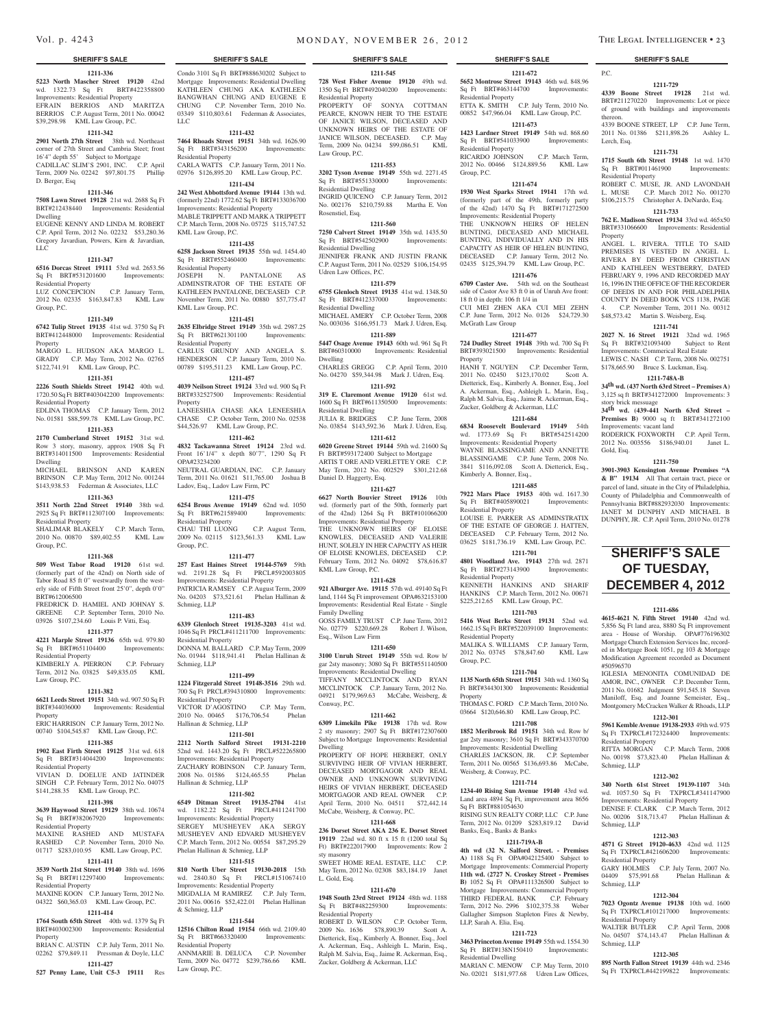**SHERIFF'S SALE**

**1211-336**

**5223 North Mascher Street 19120** 42nd wd. 1322.73 Sq Ft BRT#422358800 Improvements: Residential Property
EFRAIN BERRIOS AND MARITZA BERRIOS C.P. August Term, 2011 No. 00042 $39,298.98 KML Law Group, P.C.

**1211-342**

**2901 North 27th Street** 38th wd. Northeast corner of 27th Street and Cambria Street; front 16'4" depth 55' Subject to Mortgage
CADILLAC SLIM'S 2901, INC. C.P. April Term, 2009 No. 02242 $97,801.75 Phillip D. Berger, Esq

**1211-346**

**7508 Lawn Street 19128** 21st wd. 2688 Sq Ft BRT#212438440 Improvements: Residential Dwelling
EUGENE KENNY AND LINDA M. ROBERT C.P. April Term, 2012 No. 02232 $53,280.36 Gregory Javardian, Powers, Kirn & Javardian, LLC

**1211-347**

**6516 Dorcas Street 19111** 53rd wd. 2653.56 Sq Ft BRT#531201600 Improvements: Residential Property
LUZ CONCEPCION C.P. January Term, 2012 No. 02335 $163,847.83 KML Law Group, P.C.

**1211-349**

**6742 Tulip Street 19135** 41st wd. 3750 Sq Ft BRT#412448000 Improvements: Residential Property
MARGO L. HUDSON AKA MARGO L. GRADY C.P. May Term, 2012 No. 02765 $122,741.91 KML Law Group, P.C.

**1211-351**

**2226 South Shields Street 19142** 40th wd. 1720.50 Sq Ft BRT#403042200 Improvements: Residential Property
EDLINA THOMAS C.P. January Term, 2012 No. 01581 $88,599.78 KML Law Group, P.C.

**1211-353**

**2170 Cumberland Street 19152** 31st wd. Row 3 story, masonry, approx 1908 Sq Ft BRT#314011500 Improvements: Residential Dwelling
MICHAEL BRINSON AND KAREN BRINSON C.P. May Term, 2012 No. 001244 $143,938.53 Federman & Associates, LLC

**1211-363**

**3511 North 22nd Street 19140** 38th wd. 2925 Sq Ft BRT#112307100 Improvements: Residential Property
SHALIMAR BLAKELY C.P. March Term, 2010 No. 00870 $89,402.55 KML Law Group, P.C.

**1211-368**

**509 West Tabor Road 19120** 61st wd. (formerly part of the 42nd) on North side of Tabor Road 85 ft 0" westwardly from the westerly side of Fifth Street front 25'0", depth 0'0" BRT#612006500
FREDRICK D. HAMIEL AND JOHNAY S. GREENE C.P. September Term, 2010 No. 03926 $107,234.60 Louis P. Vitti, Esq.

**1211-377**

**4221 Marple Street 19136** 65th wd. 979.80 Sq Ft BRT#651104400 Improvements: Residential Property
KIMBERLY A. PIERRON C.P. February Term, 2012 No. 03825 $49,835.05 KML Law Group, P.C.

**1211-382**

**6621 Leeds Street 19151** 34th wd. 907.50 Sq Ft BRT#344036000 Improvements: Residential Property
ERIC HARRISON C.P. January Term, 2012 No. 00740 $104,545.87 KML Law Group, P.C.

**1211-385**

**1902 East Firth Street 19125** 31st wd. 618 Sq Ft BRT#314044200 Improvements: Residential Property
VIVIAN D. DOELUE AND JATINDER SINGH C.P. February Term, 2012 No. 04075 $141,288.35 KML Law Group, P.C.

**1211-398**

**3639 Haywood Street 19129** 38th wd. 10674 Sq Ft BRT#382067920 Improvements: Residential Property
MAXINE RASHED AND MUSTAFA RASHED C.P. November Term, 2010 No. 01717 $283,010.95 KML Law Group, P.C.

**1211-411**

**3539 North 21st Street 19140** 38th wd. 1696 Sq Ft BRT#112297400 Improvements: Residential Property
MAXINE KOON C.P. January Term, 2012 No. 04322 $60,365.03 KML Law Group, P.C.

**1211-414**

**1764 South 65th Street** 40th wd. 1379 Sq Ft BRT#403002300 Improvements: Residential Property
BRIAN C. AUSTIN C.P. July Term, 2011 No. 02262 $79,849.11 Pressman & Doyle, LLC

**1211-427**

**527 Penny Lane, Unit C5-3 19111** Res Condo 3101 Sq Ft BRT#888630202 Subject to Mortgage Improvements: Residential Dwelling
KATHLEEN CHUNG AKA KATHLEEN BANGWHAN CHUNG AND EUGENE E CHUNG C.P. November Term, 2010 No. 03349 $110,803.61 Federman & Associates, LLC

**1211-432**

**7464 Rhoads Street 19151** 34th wd. 1626.90 Sq Ft BRT#343156200 Improvements: Residential Property
CARLA WATTS C.P. January Term, 2011 No. 02976 $126,895.20 KML Law Group, P.C.

**1211-434**

**242 West Abbottsford Avenue 19144** 13th wd. (formerly 22nd) 1772.62 Sq Ft BRT#133036700 Improvements: Residential Property
MABLE TRIPPETT AND MARK A TRIPPETT C.P. March Term, 2008 No. 05725 $115,747.52 KML Law Group, P.C.

**1211-435**

**6258 Jackson Street 19135** 55th wd. 1454.40 Sq Ft BRT#552460400 Improvements: Residential Property
JOSEPH N. PANTALONE AS ADMINSTRATOR OF THE ESTATE OF KATHLEEN PANTALONE, DECEASED C.P. November Term, 2011 No. 00880 $57,775.47 KML Law Group, P.C.

**1211-451**

**2635 Elbridge Street 19149** 35th wd. 2987.25 Sq Ft BRT#621301100 Improvements: Residential Property
CARLUS GRUNDY AND ANGELA S. HENDERSON C.P. January Term, 2010 No. 00789 $195,511.23 KML Law Group, P.C.

**1211-457**

**4039 Neilson Street 19124** 33rd wd. 900 Sq Ft BRT#332527500 Improvements: Residential Property
LANEESHIA CHASE AKA LENEESHIA CHASE C.P. October Term, 2010 No. 02538 $44,526.97 KML Law Group, P.C.

**1211-462**

**4832 Tackawanna Street 19124** 23rd wd. Front 16'1/4" x depth 80'7", 1290 Sq Ft OPA#23234200
NEUTRAL GUARDIAN, INC. C.P. January Term, 2011 No. 01621 $11,765.00 Joshua B Ladov, Esq., Ladov Law Firm, PC

**1211-475**

**6254 Brous Avenue 19149** 62nd wd. 1050 Sq Ft BRT#621589400 Improvements: Residential Property
CHAU THI LUONG C.P. August Term, 2009 No. 02115 $123,561.33 KML Law Group, P.C.

**1211-477**

**257 East Haines Street 19144-5769** 59th wd. 2191.28 Sq Ft PRCL#592003805 Improvements: Residential Property
PATRICIA RAMSEY C.P. August Term, 2009 No. 04203 $73,521.61 Phelan Hallinan & Schmieg, LLP

**1211-483**

**6339 Glenloch Street 19135-3203** 41st wd. 1046 Sq Ft PRCL#411211700 Improvements: Residential Property
DONNA M. BALLARD C.P. May Term, 2009 No. 01944 $118,941.41 Phelan Hallinan & Schmieg, LLP

**1211-499**

**1224 Fitzgerald Street 19148-3516** 29th wd. 700 Sq Ft PRCL#394310800 Improvements: Residential Property
VICTOR D'AGOSTINO C.P. May Term, 2010 No. 00465 $176,706.54 Phelan Hallinan & Schmieg, LLP

**1211-501**

**2212 North Salford Street 19131-2210** 52nd wd. 1443.20 Sq Ft PRCL#522265800 Improvements: Residential Property
ZACHARY ROBINSON C.P. January Term, 2008 No. 01586 $124,465.55 Phelan Hallinan & Schmieg, LLP

**1211-502**

**6549 Ditman Street 19135-2704** 41st wd. 1182.22 Sq Ft PRCL#411241700 Improvements: Residential Property
SERGEY MUSHEYEV AKA SERGY MUSHEYEV AND EDVARD MUSHEYEV C.P. March Term, 2012 No. 00554 $87,295.29 Phelan Hallinan & Schmieg, LLP

**1211-515**

**810 North Uber Street 19130-2018** 15th wd. 2840.80 Sq Ft PRCL#151067410 Improvements: Residential Property
MIGDALIA M RAMIREZ C.P. July Term, 2011 No. 00616 $52,422.01 Phelan Hallinan & Schmieg, LLP

**1211-544**

**12516 Chilton Road 19154** 66th wd. 2109.40 Sq Ft BRT#663320400 Improvements: Residential Property
ANNMARIE B. DELUCA C.P. November Term, 2009 No. 04772 $239,786.66 KML Law Group, P.C.

**1211-545**

**728 West Fisher Avenue 19120** 49th wd. 1350 Sq Ft BRT#492040200 Improvements: Residential Property
PROPERTY OF SONYA COTTMAN PEARCE, KNOWN HEIR TO THE ESTATE OF JANICE WILSON, DECEASED AND UNKNOWN HEIRS OF THE ESTATE OF JANICE WILSON, DECEASED. C.P. May Term, 2009 No. 04234 $99,086.51 KML Law Group, P.C.

**1211-553**

**3202 Tyson Avenue 19149** 55th wd. 2271.45 Sq Ft BRT#551330000 Improvements: Residential Dwelling
INGRID QUICENO C.P. January Term, 2012 No. 002176 $210,759.88 Martha E. Von Rosenstiel, Esq.

**1211-560**

**7250 Calvert Street 19149** 35th wd. 1435.50 Sq Ft BRT#542502900 Improvements: Residential Dwelling
JENNIFER FRANK AND JUSTIN FRANK C.P. August Term, 2011 No. 02529 $106,154.95 Udren Law Offices, P.C.

**1211-579**

**6755 Glenloch Street 19135** 41st wd. 1348.50 Sq Ft BRT#412337000 Improvements: Residential Dwelling
MICHAEL AMERY C.P. October Term, 2008 No. 003036 $166,951.73 Mark J. Udren, Esq.

**1211-589**

**5447 Osage Avenue 19143** 60th wd. 961 Sq Ft BRT#60310000 Improvements: Residential Dwelling
CHARLES GREGG C.P. April Term, 2010 No. 04270 $59,344.98 Mark J. Udren, Esq.

**1211-592**

**319 E. Claremont Avenue 19120** 61st wd. 1600 Sq Ft BRT#611350500 Improvements: Residential Dwelling
JULIA R. BRIDGES C.P. June Term, 2008 No. 03854 $143,592.36 Mark J. Udren, Esq.

**1211-612**

**6020 Greene Street 19144** 59th wd. 21600 Sq Ft BRT#593172400 Subject to Mortgage
ARTIS T ORE AND VERLETTE Y ORE C.P. May Term, 2012 No. 002529 $301,212.68 Daniel D. Haggerty, Esq.

**1211-627**

**6627 North Bouvier Street 19126** 10th wd. (formerly part of the 50th, formerly part of the 42nd) 1264 Sq Ft BRT#101066200 Improvements: Residential Property
THE UNKNOWN HEIRS OF ELOISE KNOWLES, DECEASED AND VALERIE HUNT, SOLELY IN HER CAPACITY AS HEIR OF ELOISE KNOWLES, DECEASED C.P. February Term, 2012 No. 04092 $78,616.87 KML Law Group, P.C.

**1211-628**

**921 Alburger Ave. 19115** 57th wd. 49140 Sq Ft land, 1144 Sq Ft improvement OPA#632153100 Improvements: Residential Real Estate - Single Family Dwelling
GOSS FAMILY TRUST C.P. June Term, 2012 No. 02779 $220,669.28 Robert J. Wilson, Esq., Wilson Law Firm

**1211-650**

**3100 Unruh Street 19149** 55th wd. Row b/gar 2sty masonry; 3080 Sq Ft BRT#551140500 Improvements: Residential Dwelling
TIFFANY MCCLINTOCK AND RYAN MCCLINTOCK C.P. January Term, 2012 No. 04921 $179,969.63 McCabe, Weisberg, & Conway, P.C.

**1211-662**

**6309 Limekiln Pike 19138** 17th wd. Row 2 sty masonry; 2907 Sq Ft BRT#172307600 Subject to Mortgage Improvements: Residential Dwelling
PROPERTY OF HOPE HERBERT, ONLY SURVIVING HEIR OF VIVIAN HERBERT, DECEASED MORTGAGOR AND REAL OWNER AND UNKNOWN SURVIVING HEIRS OF VIVIAN HERBERT, DECEASED MORTGAGOR AND REAL OWNER C.P. April Term, 2010 No. 04511 $72,442.14 McCabe, Weisberg, & Conway, P.C.

**1211-668**

**236 Dorset Street AKA 236 E. Dorset Street 19119** 22nd wd. 80 ft x 15 ft (1200 total Sq Ft) BRT#222017900 Improvements: Row 2 sty masonry
SWEET HOME REAL ESTATE, LLC C.P. May Term, 2012 No. 02308 $83,184.19 Janet L. Gold, Esq.

**1211-670**

**1948 South 23rd Street 19124** 48th wd. 1188 Sq Ft BRT#482259300 Improvements: Residential Property
ROBERT D. WILSON C.P. October Term, 2009 No. 1636 $78,890.39 Scott A. Dietterick, Esq., Kimberly A. Bonner, Esq., Joel A. Ackerman, Esq., Ashleigh L. Marin, Esq., Ralph M. Salvia, Esq., Jaime R. Ackerman, Esq., Zucker, Goldberg & Ackerman LLC

**1211-672**

**5652 Montrose Street 19143** 46th wd. 848.96 Sq Ft BRT#463144700 Improvements: Residential Property
ETTA K. SMITH C.P. July Term, 2010 No. 00852 $47,966.04 KML Law Group, P.C.

**1211-673**

**1423 Lardner Street 19149** 54th wd. 868.60 Sq Ft BRT#541033900 Improvements: Residential Property
RICARDO JOHNSON C.P. March Term, 2012 No. 00466 $124,889.56 KML Law Group, P.C.

**1211-674**

**1930 West Sparks Street 19141** 17th wd. (formerly part of the 49th, formerly party of the 42nd) 1470 Sq Ft BRT#171272500 Improvements: Residential Property
THE UNKNOWN HEIRS OF HELEN BUNTING, DECEASED AND MICHAEL BUNTING, INDIVIDUALLY AND IN HIS CAPACITY AS HEIR OF HELEN BUNTING, DECEASED C.P. January Term, 2012 No. 02435 $125,394.79 KML Law Group, P.C.

**1211-676**

**6709 Caster Ave.** 54th wd. on the Southeast side of Castor Ave 83 ft 0 in of Unruh Ave front: 18 ft 0 in depth: 106 ft 1/4 in
CUI MEI ZHEN AKA CUI MEI ZEHN C.P. June Term, 2012 No. 0126 $24,729.30 McGrath Law Group

**1211-677**

**724 Dudley Street 19148** 39th wd. 700 Sq Ft BRT#393021500 Improvements: Residential Property
HANH T. NGUYEN C.P. December Term, 2011 No. 02450 $123,170.02 Scott A. Dietterick, Esq., Kimberly A. Bonner, Esq., Joel A. Ackerman, Esq., Ashleigh L. Marin, Esq., Ralph M. Salvia, Esq., Jaime R. Ackerman, Esq., Zucker, Goldberg & Ackerman, LLC

**1211-684**

**6834 Roosevelt Boulevard 19149** 54th wd. 1773.69 Sq Ft BRT#542514200 Improvements: Residential Property
WAYNE BLASSINGAME AND ANNETTE BLASSINGAME C.P. June Term, 2008 No. 3841 $116,092.08 Scott A. Dietterick, Esq., Kimberly A. Bonner, Esq.,

**1211-685**

**7922 Mars Place 19153** 40th wd. 1617.30 Sq Ft BRT#405890021 Improvements: Residential Property
LOUISE E. PARKER AS ADMINSTRATIX OF THE ESTATE OF GEORGE J. HATTEN, DECEASED C.P. February Term, 2012 No. 03625 $181,736.19 KML Law Group, P.C.

**1211-701**

**4801 Woodland Ave. 19143** 27th wd. 2871 Sq Ft BRT#273143900 Improvements: Residential Property
KENNETH HANKINS AND SHARIF HANKINS C.P. March Term, 2012 No. 00671 $225,212.65 KML Law Group, P.C.

**1211-703**

**5416 West Berks Street 19131** 52nd wd. 1662.15 Sq Ft BRT#522039100 Improvements: Residential Property
MALIKA S. WILLIAMS C.P. January Term, 2012 No. 03745 $78,847.60 KML Law Group, P.C.

**1211-704**

**1135 North 65th Street 19151** 34th wd. 1360 Sq Ft BRT#344301300 Improvements: Residential Property
THOMAS C. FORD C.P. March Term, 2010 No. 03664 $120,646.80 KML Law Group, P.C.

**1211-708**

**1852 Meribrook Rd 19151** 34th wd. Row b/gar 2sty masonry; 3610 Sq Ft BRT#343370700 Improvements: Residential Dwelling
CHARLES JACKSON, JR. C.P. September Term, 2011 No. 00565 $136,693.86 McCabe, Weisberg, & Conway, P.C.

**1211-714**

**1234-40 Rising Sun Avenue 19140** 43rd wd. Land area 4894 Sq Ft, improvement area 8656 Sq Ft BRT#881054630
RISING SUN REALTY CORP, LLC C.P. June Term, 2012 No. 01209 $283,819.12 David Banks, Esq., Banks & Banks

**1211-719A-B**

**4th wd (32 N. Salford Street. - Premises A)** 1188 Sq Ft OPA#042125400 Subject to Mortgage Improvements: Commercial Property **11th wd. (2727 N. Croskey Street - Premises B)** 1052 Sq Ft OPA#111326500 Subject to Mortgage Improvements: Commercial Property
THIRD FEDERAL BANK C.P. February Term, 2012 No. 2996 $102,375.38 Weber Gallagher Simpson Stapleton Fires & Newby, LLP, Sarah A. Elia, Esq.

**1211-723**

**3463 Princeton Avenue 19149** 55th wd. 1554.30 Sq Ft BRT#138N150410 Improvements: Residential Dwelling
MARIAN C. MENOW C.P. May Term, 2010 No. 02021 $181,977.68 Udren Law Offices, P.C.

**1211-729**

**4339 Boone Street 19128** 21st wd. BRT#211270220 Improvements: Lot or piece of ground with buildings and improvements thereon.
4339 BOONE STREET, LP C.P. June Term, 2011 No. 01386 $211,898.26 Ashley L. Lerch, Esq.

**1211-731**

**1715 South 6th Street 19148** 1st wd. 1470 Sq Ft BRT#011461900 Improvements: Residential Property
ROBERT C. MUSE, JR. AND LAVONDAH L. MUSE C.P. March 2012 No. 001270 $106,215.75 Christopher A. DeNardo, Esq.

**1211-733**

**762 E. Madison Street 19134** 33rd wd. 465x50 BRT#331066600 Improvements: Residential Property
ANGEL L. RIVERA. TITLE TO SAID PREMISES IS VESTED IN ANGEL L. RIVERA BY DEED FROM CHRISTIAN AND KATHLEEN WESTBERRY, DATED FEBRUARY 9, 1996 AND RECORDED MAY 16, 1996 IN THE OFFICE OF THE RECORDER OF DEEDS IN AND FOR PHILADELPHIA COUNTY IN DEED BOOK VCS 1138, PAGE 4. C.P. November Term, 2011 No. 00312 $48,573.42 Martin S. Weisberg, Esq.

**1211-741**

**2027 N. 16 Street 19121** 32nd wd. 1965 Sq Ft BRT#321093400 Subject to Rent Improvements: Commerical Real Estate
LEWIS C. NASH C.P. Term, 2008 No. 002751 $178,665.90 Bruce S. Luckman, Esq.

**1211-748A-B**

**34th wd. (437 North 63rd Street – Premises A)** 3,125 sq ft BRT#341272000 Improvements: 3 story brick messuage
**34th wd. (439-441 North 63rd Street – Premises B)** 9000 sq ft BRT#341272100 Improvements: vacant land
RODERICK FOXWORTH C.P. April Term, 2012 No. 003556 $186,940.01 Janet L. Gold, Esq.

**1211-750**

**3901-3903 Kensington Avenue Premises "A & B" 19134** All That certain tract, piece or parcel of land, situate in the City of Philadelphia, County of Philadelphia and Commonwealth of Pennsylvania BRT#882932030 Improvements:
JANET M DUNPHY AND MICHAEL B DUNPHY, JR. C.P. April Term, 2010 No. 01278

# SHERIFF'S SALE OF TUESDAY, DECEMBER 4, 2012

**1211-686**

**4615-4621 N. Fifth Street 19140** 42nd wd. 5,856 Sq Ft land area, 8880 Sq Ft improvement area - House of Worship. OPA#776196302 Mortgage Church Extension Services Inc. recorded in Mortgage Book 1051, pg 103 & Mortgage Modification Agreement recorded as Document #50596570
IGLESIA MENONITA COMUNIDAD DE AMOR, INC., OWNER C.P. December Term, 2011 No. 01682 Judgment $91,545.18 Steven Maniloff, Esq. and Joanne Semeister, Esq., Montgomery McCracken Walker & Rhoads, LLP

**1212-301**

**5961 Kemble Avenue 19138-2933** 49th wd. 975 Sq Ft TXPRCL#172324400 Improvements: Residential Property
RITTA MORGAN C.P. March Term, 2008 No. 00198 $73,823.40 Phelan Hallinan & Schmieg, LLP

**1212-302**

**340 North 61st Street 19139-1107** 34th wd. 1057.50 Sq Ft TXPRCL#341147900 Improvements: Residential Property
DENISE F. CLARK C.P. March Term, 2012 No. 00206 $18,713.47 Phelan Hallinan & Schmieg, LLP

**1212-303**

**4571 G Street 19120-4633** 42nd wd. 1125 Sq Ft TXPRCL#421606200 Improvements: Residential Property
GARY HOLMES C.P. July Term, 2007 No. 04409 $75,991.68 Phelan Hallinan & Schmieg, LLP

**1212-304**

**7023 Ogontz Avenue 19138** 10th wd. 1600 Sq Ft TXPRCL#101217000 Improvements: Residential Property
WALTER BUTLER C.P. April Term, 2008 No. 04507 $74,143.47 Phelan Hallinan & Schmieg, LLP

**1212-305**

**895 North Fallon Street 19139** 44th wd. 2346 Sq Ft TXPRCL#442199822 Improvements: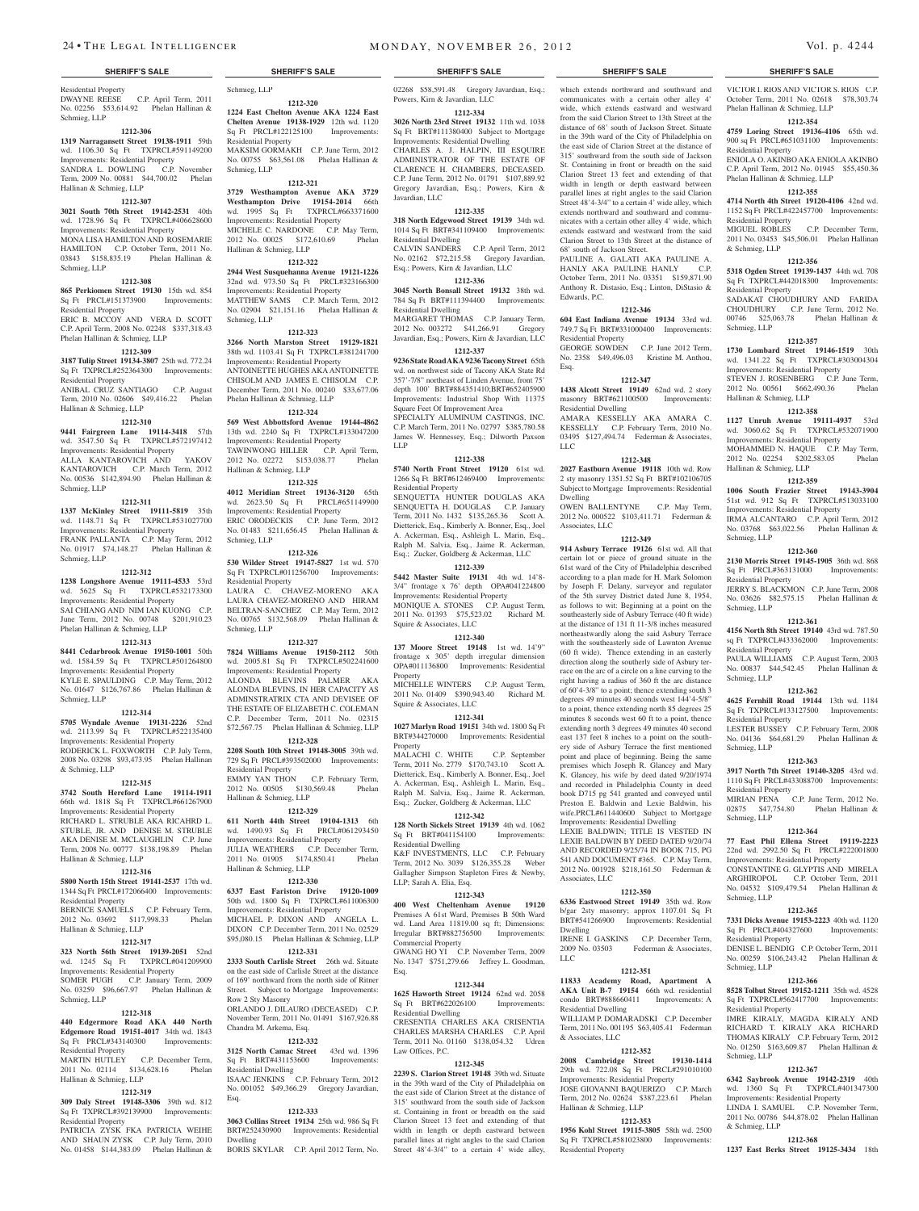**SHERIFF'S SALE**

Residential Property
DWAYNE REESE C.P. April Term, 2011 No. 02256 $53,614.92 Phelan Hallinan & Schmieg, LLP

**1212-306**

**1319 Narragansett Street 19138-1911** 59th wd. 1106.30 Sq Ft TXPRCL#591149200 Improvements: Residential Property
SANDRA L. DOWLING C.P. November Term, 2009 No. 00881 $44,700.02 Phelan Hallinan & Schmieg, LLP

**1212-307**

**3021 South 70th Street 19142-2531** 40th wd. 1728.96 Sq Ft TXPRCL#406628600 Improvements: Residential Property
MONA LISA HAMILTON AND ROSEMARIE HAMILTON C.P. October Term, 2011 No. 03843 $158,835.19 Phelan Hallinan & Schmieg, LLP

**1212-308**

**865 Perkiomen Street 19130** 15th wd. 854 Sq Ft PRCL#151373900 Improvements: Residential Property
ERIC B. MCCOY AND VERA D. SCOTT C.P. April Term, 2008 No. 02248 $337,318.43 Phelan Hallinan & Schmieg, LLP

**1212-309**

**3187 Tulip Street 19134-3807** 25th wd. 772.24 Sq Ft TXPRCL#252364300 Improvements: Residential Property
ANIBAL CRUZ SANTIAGO C.P. August Term, 2010 No. 02606 $49,416.22 Phelan Hallinan & Schmieg, LLP

**1212-310**

**9441 Fairgreen Lane 19114-3418** 57th wd. 3547.50 Sq Ft TXPRCL#572197412 Improvements: Residential Property
ALLA KANTAROVICH AND YAKOV KANTAROVICH C.P. March Term, 2012 No. 00536 $142,894.90 Phelan Hallinan & Schmieg, LLP

**1212-311**

**1337 McKinley Street 19111-5819** 35th wd. 1148.71 Sq Ft TXPRCL#531027700 Improvements: Residential Property
FRANK PALLANTA C.P. May Term, 2012 No. 01917 $74,148.27 Phelan Hallinan & Schmieg, LLP

**1212-312**

**1238 Longshore Avenue 19111-4533** 53rd wd. 5625 Sq Ft TXPRCL#532173300 Improvements: Residential Property
SAI CHIANG AND NIM IAN KUONG C.P. June Term, 2012 No. 00748 $201,910.23 Phelan Hallinan & Schmieg, LLP

**1212-313**

**8441 Cedarbrook Avenue 19150-1001** 50th wd. 1584.59 Sq Ft TXPRCL#501264800 Improvements: Residential Property
KYLE E. SPAULDING C.P. May Term, 2012 No. 01647 $126,767.86 Phelan Hallinan & Schmieg, LLP

**1212-314**

**5705 Wyndale Avenue 19131-2226** 52nd wd. 2113.99 Sq Ft TXPRCL#522135400 Improvements: Residential Property
RODERICK L. FOXWORTH C.P. July Term, 2008 No. 03298 $93,473.95 Phelan Hallinan & Schmieg, LLP

**1212-315**

**3742 South Hereford Lane 19114-1911** 66th wd. 1818 Sq Ft TXPRCL#661267900 Improvements: Residential Property
RICHARD L. STRUBLE AKA RICAHRD L. STUBLE, JR. AND DENISE M. STRUBLE AKA DENISE M. MCLAUGHLIN C.P. June Term, 2008 No. 00777 $138,198.89 Phelan Hallinan & Schmieg, LLP

**1212-316**

**5800 North 15th Street 19141-2537** 17th wd. 1344 Sq Ft PRCL#172066400 Improvements: Residential Property
BERNICE SAMUELS C.P. February Term, 2012 No. 03692 $117,998.33 Phelan Hallinan & Schmieg, LLP

**1212-317**

**323 North 56th Street 19139-2051** 52nd wd. 1245 Sq Ft TXPRCL#041209900 Improvements: Residential Property
SOMER PUGH C.P. January Term, 2009 No. 03259 $96,667.97 Phelan Hallinan & Schmieg, LLP

**1212-318**

**440 Edgermore Road AKA 440 North Edgemore Road 19151-4017** 34th wd. 1843 Sq Ft PRCL#343140300 Improvements: Residential Property
MARTIN HUTLEY C.P. December Term, 2011 No. 02114 $134,628.16 Phelan Hallinan & Schmieg, LLP

**1212-319**

**309 Daly Street 19148-3306** 39th wd. 812 Sq Ft TXPRCL#392139900 Improvements: Residential Property
PATRICIA ZYSK FKA PATRICIA WEIHE AND SHAUN ZYSK C.P. July Term, 2010 No. 01458 $144,383.09 Phelan Hallinan & Schmieg, LLP

**1212-320**

**1224 East Chelton Avenue AKA 1224 East Chelten Avenue 19138-1929** 12th wd. 1120 Sq Ft PRCL#122125100 Improvements: Residential Property
MAKSIM GORMAKH C.P. June Term, 2012 No. 00755 $63,561.08 Phelan Hallinan & Schmieg, LLP

**1212-321**

**3729 Westhampton Avenue AKA 3729 Westhampton Drive 19154-2014** 66th wd. 1995 Sq Ft TXPRCL#663371600 Improvements: Residential Property
MICHELE C. NARDONE C.P. May Term, 2012 No. 00025 $172,610.69 Phelan Hallinan & Schmieg, LLP

**1212-322**

**2944 West Susquehanna Avenue 19121-2226** 32nd wd. 973.50 Sq Ft PRCL#323166300 Improvements: Residential Property
MATTHEW SAMS C.P. March Term, 2012 No. 02904 $21,151.16 Phelan Hallinan & Schmieg, LLP

**1212-323**

**3266 North Marston Street 19129-1821** 38th wd. 1103.41 Sq Ft TXPRCL#381241700 Improvements: Residential Property
ANTOINETTE HUGHES AKA ANTOINETTE CHISOLM AND JAMES E. CHISOLM C.P. December Term, 2011 No. 00240 $33,677.06 Phelan Hallinan & Schmieg, LLP

**1212-324**

**569 West Abbottsford Avenue 19144-4862** 13th wd. 2240 Sq Ft TXPRCL#133047200 Improvements: Residential Property
TAWINWONG HILLER C.P. April Term, 2012 No. 02272 $153,038.77 Phelan Hallinan & Schmieg, LLP

**1212-325**

**4012 Meridian Street 19136-3120** 65th wd. 2623.50 Sq Ft PRCL#651149900 Improvements: Residential Property
ERIC ORODECKIS C.P. June Term, 2012 No. 01483 $211,656.45 Phelan Hallinan & Schmieg, LLP

**1212-326**

**530 Wilder Street 19147-5827** 1st wd. 570 Sq Ft TXPRCL#011256700 Improvements: Residential Property
LAURA C. CHAVEZ-MORENO AKA LAURA CHAVEZ-MORENO AND HIRAM BELTRAN-SANCHEZ C.P. May Term, 2012 No. 00765 $132,568.09 Phelan Hallinan & Schmieg, LLP

**1212-327**

**7824 Williams Avenue 19150-2112** 50th wd. 2005.81 Sq Ft TXPRCL#502241600 Improvements: Residential Property
ALONDA BLEVINS PALMER AKA ALONDA BLEVINS, IN HER CAPACITY AS ADMINISTRATRIX CTA AND DEVISEE OF THE ESTATE OF ELIZABETH C. COLEMAN C.P. December Term, 2011 No. 02315 $72,567.75 Phelan Hallinan & Schmieg, LLP

**1212-328**

**2208 South 10th Street 19148-3005** 39th wd. 729 Sq Ft PRCL#393502000 Improvements: Residential Property
EMMY YAN THON C.P. February Term, 2012 No. 00505 $130,569.48 Phelan Hallinan & Schmieg, LLP

**1212-329**

**611 North 44th Street 19104-1313** 6th wd. 1490.93 Sq Ft PRCL#061293450 Improvements: Residential Property
JULIA WEATHERS C.P. December Term, 2011 No. 01905 $174,850.41 Phelan Hallinan & Schmieg, LLP

**1212-330**

**6337 East Fariston Drive 19120-1009** 50th wd. 1800 Sq Ft TXPRCL#611006300 Improvements: Residential Property
MICHAEL P. DIXON AND ANGELA L. DIXON C.P. December Term, 2011 No. 02529 $95,080.15 Phelan Hallinan & Schmieg, LLP

**1212-331**

**2333 South Carlisle Street** 26th wd. Situate on the east side of Carlisle Street at the distance of 169' northward from the north side of Ritner Street. Subject to Mortgage Improvements: Row 2 Sty Masonry
ORLANDO J. DILAURO (DECEASED) C.P. November Term, 2011 No. 01491 $167,926.88 Chandra M. Arkema, Esq.

**1212-332**

**3125 North Camac Street** 43rd wd. 1396 Sq Ft BRT#431153600 Improvements: Residential Dwelling
ISAAC JENKINS C.P. February Term, 2012 No. 001052 $49,366.29 Gregory Javardian, Esq.

**1212-333**

**3063 Collins Street 19134** 25th wd. 986 Sq Ft BRT#252430900 Improvements: Residential Dwelling
BORIS SKYLAR C.P. April 2012 Term, No. 02268 $58,591.48 Gregory Javardian, Esq.; Powers, Kirn & Javardian, LLC

**1212-334**

**3026 North 23rd Street 19132** 11th wd. 1038 Sq Ft BRT#111380400 Subject to Mortgage Improvements: Residential Dwelling
CHARLES A. J. HALPIN, III ESQUIRE ADMINISTRATOR OF THE ESTATE OF CLARENCE H. CHAMBERS, DECEASED. C.P. June Term, 2012 No. 01791 $107,889.92 Gregory Javardian, Esq.; Powers, Kirn & Javardian, LLC

**1212-335**

**318 North Edgewood Street 19139** 34th wd. 1014 Sq Ft BRT#341109400 Improvements: Residential Dwelling
CALVIN SANDERS C.P. April Term, 2012 No. 02162 $72,215.58 Gregory Javardian, Esq.; Powers, Kirn & Javardian, LLC

**1212-336**

**3045 North Bonsall Street 19132** 38th wd. 784 Sq Ft BRT#111394400 Improvements: Residential Dwelling
MARGARET THOMAS C.P. January Term, 2012 No. 003272 $41,266.91 Gregory Javardian, Esq.; Powers, Kirn & Javardian, LLC

**1212-337**

**9236 State Road AKA 9236 Tacony Street** 65th wd. on northwest side of Tacony AKA State Rd 357'-7/8" northeast of Linden Avenue, front 75' depth 100' BRT#884351410;BRT#652405900 Improvements: Industrial Shop With 11375 Square Feet Of Improvement Area
SPECIALTY ALUMINUM CASTINGS, INC. C.P. March Term, 2011 No. 02797 $385,780.58 James W. Hennessey, Esq.; Dilworth Paxson LLP

**1212-338**

**5740 North Front Street 19120** 61st wd. 1266 Sq Ft BRT#612469400 Improvements: Residential Property
SENQUETTA HUNTER DOUGLAS AKA SENQUETTA H. DOUGLAS C.P. January Term, 2011 No. 1432 $135,265.36 Scott A. Dietterick, Esq., Kimberly A. Bonner, Esq., Joel A. Ackerman, Esq., Ashleigh L. Marin, Esq., Ralph M. Salvia, Esq., Jaime R. Ackerman, Esq.; Zucker, Goldberg & Ackerman, LLC

**1212-339**

**5442 Master Suite 19131** 4th wd. 14'8-3/4" frontage x 76' depth OPA#041224800 Improvements: Residential Property
MONIQUE A. STONES C.P. August Term, 2011 No. 01393 $75,523.02 Richard M. Squire & Associates, LLC

**1212-340**

**137 Moore Street 19148** 1st wd. 14'9" frontage x 305' depth irregular dimension OPA#011136800 Improvements: Residential Property
MICHELLE WINTERS C.P. August Term, 2011 No. 01409 $390,943.40 Richard M. Squire & Associates, LLC

**1212-341**

**1027 Marlyn Road 19151** 34th wd. 1800 Sq Ft BRT#344270000 Improvements: Residential Property
MALACHI C. WHITE C.P. September Term, 2011 No. 2779 $170,743.10 Scott A. Dietterick, Esq., Kimberly A. Bonner, Esq., Joel A. Ackerman, Esq., Ashleigh L. Marin, Esq., Ralph M. Salvia, Esq., Jaime R. Ackerman, Esq.; Zucker, Goldberg & Ackerman, LLC

**1212-342**

**128 North Sickels Street 19139** 4th wd. 1062 Sq Ft BRT#041154100 Improvements: Residential Dwelling
K&F INVESTMENTS, LLC C.P. February Term, 2012 No. 3039 $126,355.28 Weber Gallagher Simpson Stapleton Fires & Newby, LLP; Sarah A. Elia, Esq.

**1212-343**

**400 West Cheltenham Avenue 19120** Premises A 61st Ward, Premises B 50th Ward wd. Land Area 11819.00 sq ft; Dimensions: Irregular BRT#882756500 Improvements: Commercial Property
GWANG HO YI C.P. November Term, 2009 No. 1347 $751,279.66 Jeffrey L. Goodman, Esq.

**1212-344**

**1625 Haworth Street 19124** 62nd wd. 2058 Sq Ft BRT#622026100 Improvements: Residential Dwelling
CRESENTIA CHARLES AKA CRISENTIA CHARLES MARSHA CHARLES C.P. April Term, 2011 No. 01160 $138,054.32 Udren Law Offices, P.C.

**1212-345**

**2239 S. Clarion Street 19148** 39th wd. Situate in the 39th ward of the City of Philadelphia on the east side of Clarion Street at the distance of 315' southward from the south side of Jackson st. Containing in front or breadth on the said Clarion Street 13 feet and extending of that width in length or depth eastward between parallel lines at right angles to the said Clarion Street 48'4-3/4" to a certain 4' wide alley, which extends northward and southward and communicates with a certain other alley 4' wide, which extends eastward and westward from the said Clarion Street to 13th Street at the distance of 68' south of Jackson Street. Situate in the 39th ward of the City of Philadelphia on the east side of Clarion Street at the distance of 315' southward from the south side of Jackson St. Containing in front or breadth on the said Clarion Street 13 feet and extending of that width in length or depth eastward between parallel lines at right angles to the said Clarion Street 48'4-3/4" to a certain 4' wide alley, which extends northward and southward and communicates with a certain other alley 4' wide, which extends eastward and westward from the said Clarion Street to 13th Street at the distance of 68' south of Jackson Street.
PAULINE A. GALATI AKA PAULINE A. HANLY AKA PAULINE HANLY C.P. October Term, 2011 No. 03351 $159,871.90 Anthony R. Distasio, Esq.; Linton, DiStasio & Edwards, P.C.

**1212-346**

**604 East Indiana Avenue 19134** 33rd wd. 749.7 Sq Ft BRT#331000400 Improvements: Residential Property
GEORGE SOWDEN C.P. June 2012 Term, No. 2358 $49,496.03 Kristine M. Anthou, Esq.

**1212-347**

**1438 Alcott Street 19149** 62nd wd. 2 story masonry BRT#621100500 Improvements: Residential Dwelling
AMARA KESSELLY AKA AMARA C. KESSELLY C.P. February Term, 2010 No. 03495 $127,494.74 Federman & Associates, LLC

**1212-348**

**2027 Eastburn Avenue 19118** 10th wd. Row 2 sty masonry 1351.52 Sq Ft BRT#102106705 Subject to Mortgage Improvements: Residential Dwelling
OWEN BALLENTYNE C.P. May Term, 2012 No. 000522 $103,411.71 Federman & Associates, LLC

**1212-349**

**914 Asbury Terrace 19126** 61st wd. All that certain lot or piece of ground situate in the 61st ward of the City of Philadelphia described according to a plan made for H. Mark Solomon by Joseph F. Delany, surveyor and regulator of the 5th survey District dated June 8, 1954, as follows to wit: Beginning at a point on the southeasterly side of Asbury Terrace (40 ft wide) at the distance of 131 ft 11-3/8 inches measured northeastwardly along the said Asbury Terrace with the southeasterly side of Lawnton Avenue (60 ft wide). Thence extending in an easterly direction along the southerly side of Asbury terrace on the arc of a circle on a line curving to the right having a radius of 360 ft the arc distance of 60'4-3/8" to a point; thence extending south 3 degrees 49 minutes 40 seconds west 144'4-5/8" to a point, thence extending north 85 degrees 25 minutes 8 seconds west 60 ft to a point, thence extending north 3 degrees 49 minutes 40 second east 137 feet 8 inches to a point on the southery side of Asbury Terrace the first mentioned point and place of beginning. Being the same premises which Joseph R. Glancey and Mary K. Glancey, his wife by deed dated 9/20/1974 and recorded in Philadelphia County in deed book D715 pg 541 granted and conveyed until Preston E. Baldwin and Lexie Baldwin, his wife.PRCL#611440600 Subject to Mortgage Improvements: Residential Dwelling
LEXIE BALDWIN; TITLE IS VESTED IN LEXIE BALDWIN BY DEED DATED 9/20/74 AND RECORDED 9/25/74 IN BOOK 715, PG 541 AND DOCUMENT #365. C.P. May Term, 2012 No. 001928 $218,161.50 Federman & Associates, LLC

**1212-350**

**6336 Eastwood Street 19149** 35th wd. Row b/gar 2sty masonry; approx 1107.01 Sq Ft BRT#541266900 Improvements: Residential Dwelling
IRENE I. GASKINS C.P. December Term, 2009 No. 03503 Federman & Associates, LLC

**1212-351**

**11833 Academy Road, Apartment A AKA Unit B-7 19154** 66th wd. residential condo BRT#888660411 Improvements: A Residential Dwelling
WILLIAM P. DOMARADSKI C.P. December Term, 2011 No. 001195 $63,405.41 Federman & Associates, LLC

**1212-352**

**2008 Cambridge Street 19130-1414** 29th wd. 722.08 Sq Ft PRCL#291010100 Improvements: Residential Property
JOSE GIOVANNI BAQUERIZO C.P. March Term, 2012 No. 02624 $387,223.61 Phelan Hallinan & Schmieg, LLP

**1212-353**

**1956 Kohl Street 19115-3805** 58th wd. 2500 Sq Ft TXPRCL#581023800 Improvements: Residential Property
VICTOR I. RIOS AND VICTOR S. RIOS C.P. October Term, 2011 No. 02618 $78,303.74 Phelan Hallinan & Schmieg, LLP

**1212-354**

**4759 Loring Street 19136-4106** 65th wd. 900 sq Ft PRCL#651031100 Improvements: Residential Property
ENIOLA O. AKINBO AKA ENIOLA AKINBO C.P. April Term, 2012 No. 01945 $55,450.36 Phelan Hallinan & Schmieg, LLP

**1212-355**

**4714 North 4th Street 19120-4106** 42nd wd. 1152 Sq Ft PRCL#422457700 Improvements: Residential Property
MIGUEL ROBLES C.P. December Term, 2011 No. 03453 $45,506.01 Phelan Hallinan & Schmieg, LLP

**1212-356**

**5318 Ogden Street 19139-1437** 44th wd. 708 Sq Ft TXPRCL#442018300 Improvements: Residential Property
SADAKAT CHOUDHURY AND FARIDA CHOUDHURY C.P. June Term, 2012 No. 00746 $25,063.78 Phelan Hallinan & Schmieg, LLP

**1212-357**

**1730 Lombard Street 19146-1519** 30th wd. 1341.22 Sq Ft TXPRCL#303004304 Improvements: Residential Property
STEVEN J. ROSENBERG C.P. June Term, 2012 No. 00561 $662,490.36 Phelan Hallinan & Schmieg, LLP

**1212-358**

**1127 Unruh Avenue 19111-4937** 53rd wd. 3060.62 Sq Ft TXPRCL#532071900 Improvements: Residential Property
MOHAMMED N. HAQUE C.P. May Term, 2012 No. 02254 $202,583.05 Phelan Hallinan & Schmieg, LLP

**1212-359**

**1006 South Frazier Street 19143-3904** 51st wd. 912 Sq Ft TXPRCL#513033100 Improvements: Residential Property
IRMA ALCANTARO C.P. April Term, 2012 No. 03768 $63,022.56 Phelan Hallinan & Schmieg, LLP

**1212-360**

**2130 Morris Street 19145-1905** 36th wd. 868 Sq Ft PRCL#363131000 Improvements: Residential Property
JERRY S. BLACKMON C.P. June Term, 2008 No. 03626 $82,575.15 Phelan Hallinan & Schmieg, LLP

**1212-361**

**4156 North 8th Street 19140** 43rd wd. 787.50 sq Ft TXPRCL#433362000 Improvements: Residential Property
PAULA WILLIAMS C.P. August Term, 2003 No. 00837 $44,542.45 Phelan Hallinan & Schmieg, LLP

**1212-362**

**4625 Fernhill Road 19144** 13th wd. 1184 Sq Ft TXPRCL#133127500 Improvements: Residential Property
LESTER BUSSEY C.P. February Term, 2008 No. 04136 $64,681.29 Phelan Hallinan & Schmieg, LLP

**1212-363**

**3917 North 7th Street 19140-3205** 43rd wd. 1110 Sq Ft PRCL#433088700 Improvements: Residential Property
MIRIAN PENA C.P. June Term, 2012 No. 02875 $47,754.80 Phelan Hallinan & Schmieg, LLP

**1212-364**

**77 East Phil Ellena Street 19119-2223** 22nd wd. 2992.50 Sq Ft PRCL#222001800 Improvements: Residential Property
CONSTANTINE G. GLYPTIS AND MIRELA ARGHIROPOL C.P. October Term, 2011 No. 04532 $109,479.54 Phelan Hallinan & Schmieg, LLP

**1212-365**

**7331 Dicks Avenue 19153-2223** 40th wd. 1120 Sq Ft PRCL#404327600 Improvements: Residential Property
DENISE L. BENDIG C.P. October Term, 2011 No. 00259 $106,243.42 Phelan Hallinan & Schmieg, LLP

**1212-366**

**8528 Tolbut Street 19152-1211** 35th wd. 4528 Sq Ft TXPRCL#562417700 Improvements: Residential Property
IMRE KIRALY, MAGDA KIRALY AND RICHARD T. KIRALY AKA RICHARD THOMAS KIRALY C.P. February Term, 2012 No. 01250 $163,609.87 Phelan Hallinan & Schmieg, LLP

**1212-367**

**6342 Saybrook Avenue 19142-2319** 40th wd. 1360 Sq Ft TXPRCL#401347300 Improvements: Residential Property
LINDA I. SAMUEL C.P. November Term, 2011 No. 00786 $44,878.02 Phelan Hallinan & Schmieg, LLP

**1212-368**

**1237 East Berks Street 19125-3434** 18th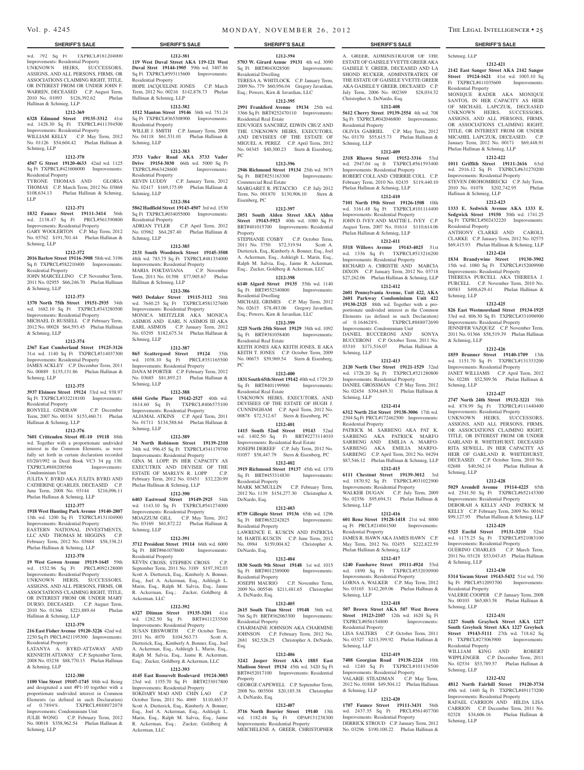wd. 792 Sq Ft TXPRCL#181204000 Improvements: Residential Property
UNKNOWN HEIRS, SUCCESSORS, ASSIGNS, AND ALL PERSONS, FIRMS, OR ASSOCIATIONS CLAIMING RIGHT, TITLE, OR INTEREST FROM OR UNDER JOHN F. WARREN, DECEASED C.P. August Term, 2010 No. 01093 $126,392.62 Phelan Hallinan & Schmieg, LLP

**1212-369**

**6328 Edmund Street 19135-3312** 41st wd. 1428.30 Sq Ft TXPRCL#411394500 Improvements: Residential Property
WILLIAM KELLY C.P. May Term, 2012 No. 01126 $54,604.42 Phelan Hallinan & Schmieg, LLP

**1212-370**

**4567 G Street 19120-4633** 42nd wd. 1125 Sq Ft TXPRCL#421606000 Improvements: Residential Property
TYRONE THOMAS AND GLORIA THOMAS C.P. March Term, 2012 No. 03868 $108,634.13 Phelan Hallinan & Schmieg, LLP

**1212-371**

**1832 Faunce Street 19111-3414** 56th wd. 2138.47 Sq Ft PRCL#561390800 Improvements: Residential Property
GARY WOOLERTON C.P. May Term, 2012 No. 03762 $191,701.44 Phelan Hallinan & Schmieg, LLP

**1212-372**

**2016 Barlow Street 19116-3908** 58th wd. 3196 Sq Ft TXPRCL#582210400 Improvements: Residential Property
JOHN MARCELLINO C.P. November Term, 2011 No. 02955 $66,246.70 Phelan Hallinan & Schmieg, LLP

**1212-373**

**1370 North 75th Street 19151-2935** 34th wd. 1682.10 Sq Ft TXPRCL#343280500 Improvements: Residential Property
MICHAEL D. RUSSELL C.P. February Term, 2012 No. 00028 $64,593.45 Phelan Hallinan & Schmieg, LLP

**1212-374**

**2367 East Cumberland Street 19125-3126** 31st wd. 1140 Sq Ft TXPRCL#314037300 Improvements: Residential Property
JAMES ACKLEY C.P. December Term, 2011 No. 00889 $135,131.86 Phelan Hallinan & Schmieg, LLP

**1212-375**

**3937 Elsinore Street 19124** 33rd wd. 938.97 Sq Ft TXPRCL#332218100 Improvements: Residential Property
RONYELL GINDRAW C.P. December Term, 2007 No. 00334 $153,460.71 Phelan Hallinan & Schmieg, LLP

**1212-376**

**7601 Crittenden Street #E-10 19118** 88th wd. Together with a proportionate undivided interest in the Common Elements, as were fully set forth in certain declaration recorded 03/20/1992 in Deed Book VC3 34 pg 130. TXPRCL#888200566 Improvements: Condominium Unit
JULITA Y. BYRD AKA JULITA BYRD AND CATHERINE QUARLES, DECEASED C.P. June Term, 2008 No. 03144 $216,096.11 Phelan Hallinan & Schmieg, LLP

**1212-377**

**1918 West Hunting Park Avenue 19140-2807** 13th wd. 1200 Sq Ft TXPRCL#131104900 Improvements: Residential Property
EASTERN NATIONAL INVESTMENTS, LLC AND THOMAS M. HIGGINS C.P. February Term, 2012 No. 03684 $58,338.21 Phelan Hallinan & Schmieg, LLP

**1212-378**

**19 West Gowen Avenue 19119-1645** 59th wd. 1532.96 Sq Ft PRCL#092128000 Improvements: Residential Property
UNKNOWN HERIS, SUCCESSORS, ASSIGNS, AND ALL PERSONS, FIRMS, OR ASSOCIATIONS CLAIMING RIGHT, TITLE, OR INTEREST FROM OR UNDER MARY DURSO, DECEASED. C.P. August Term, 2010 No. 01366 $221,889.44 Phelan Hallinan & Schmieg, LLP

**1212-379**

**216 East Fisher Avenue 19120-3226** 42nd wd. 2250 Sq Ft PRCL#421195300 Improvements: Residential Property
LATANYA A. BYRD-ATTAWAY AND KENNETH ATTAWAY C.P. September Term, 2008 No. 03238 $88,770.13 Phelan Hallinan & Schmieg, LLP

**1212-380**

**1100 Vine Street 19107-1745** 88th wd. Being and designated a unit #P1-10 together with a proportionate undivided interest in Common Elements (as defined in such Declaration) of 0.7894%. TXPRCL#888072078 Improvements: Condominium Unit
JULIE WONG C.P. February Term, 2012 No. 00018 $358,962.54 Phelan Hallinan & Schmieg, LLP

**1212-381**

**119 West Duval Street AKA 119-121 West Duval Street 19144-1905** 59th wd. 3407.86 Sq Ft TXPRCL#593115600 Improvements: Residential Property
HOPE JACQUELINE JONES C.P. March Term, 2012 No. 00216 $142,878.73 Phelan Hallinan & Schmieg, LLP

**1212-382**

**1512 Manton Street 19146** 36th wd. 751.24 Sq Ft TXPRCL#365308900 Improvements: Residential Property
WILLIE J. SMITH C.P. January Term, 2008 No. 04118 $61,531.01 Phelan Hallinan & Schmieg, LLP

**1212-383**

**3733 Vader Road AKA 3733 Vader Drive 19154-3030** 66th wd. 5000 Sq Ft TXPRCL#663428600 Improvements: Residential Property
KEVIN LUDDY C.P. January Term, 2012 No. 02417 $169,175.09 Phelan Hallinan & Schmieg, LLP

**1212-384**

**5862 Hadfield Street 19143-4507** 3rd wd. 1530 Sq Ft TXPRCL#034055000 Improvements: Residential Property
ADRIAN TYLER C.P. April Term, 2012 No. 03962 $64,287.40 Phelan Hallinan & Schmieg, LLP

**1212-385**

**2131 South Woodstock Street 19145-3508** 48th wd. 783.75 Sq Ft TXPRCL#481334000 Improvements: Residential Property
MARIA FOKTAVIANA C.P. November Term, 2011 No. 01398 $77,905.67 Phelan Hallinan & Schmieg, LLP

**1212-386**

**9603 Dedaker Street 19115-3112** 58th wd. 7640.25 Sq Ft TXPRCL#581327600 Improvements: Residential Property
MONICA MEITZLER AKA MONICA ASIMOS AND EARL N ASIMOS III AKA EARL ASIMOS C.P. January Term, 2012 No. 03295 $182,675.34 Phelan Hallinan & Schmieg, LLP

**1212-387**

**865 Scattergood Street 19124** 35th wd. 1038.10 Sq Ft PRCL#351165500 Improvements: Residential Property
DANA M PORTER C.P. February Term, 2012 No. 03685 $81,893.23 Phelan Hallinan & Schmieg, LLP

**1212-388**

**6844 Grebe Place 19142-2527** 40th wd. 1614.60 Sq Ft TXPRCL#406575100 Improvements: Residential Property
ALJAMAL ATKINS C.P. April Term, 2011 No. 01711 $134,588.64 Phelan Hallinan & Schmieg, LLP

**1212-389**

**34 North Robinson Street 19139-2310** 34th wd. 996.45 Sq Ft TXPRCL#341179700 Improvements: Residential Property
GINA M. LOPP, IN HER CAPACITY AS EXECUTRIX AND DEVISEE OF THE ESTATE OF MARLYN R. LOPP C.P. February Term, 2012 No. 03451 $32,220.99 Phelan Hallinan & Schmieg, LLP

**1212-390**

**6403 Eastwood Street 19149-2925** 54th wd. 1143.10 Sq Ft TXPRCL#541274000 Improvements: Residential Property
MOAZZUM GILL C.P. May Term, 2012 No. 03169 $61,872.22 Phelan Hallinan & Schmieg, LLP

**1212-391**

**3712 President Street 19114** 66th wd. 6000 Sq Ft BRT#661078600 Improvements: Residential Property
KEVIN CROSS; STEPHEN CROSS C.P. September Term, 2011 No. 3189 $197,392.03 Scott A. Dietterick, Esq., Kimberly A. Bonner, Esq., Joel A. Ackerman, Esq., Ashleigh L. Marin, Esq., Ralph M. Salvia, Esq., Jaime R. Ackerman, Esq.; Zucker, Goldberg & Ackerman, LLC

**1212-392**

**6327 Ditman Street 19135-3201** 41st wd. 1282.50 Sq Ft BRT#411233500 Improvements: Residential Property
SUSAN EBSWORTH C.P. October Term, 2011 No. 4070 $104,563.73 Scott A. Dietterick, Esq., Kimberly A. Bonner, Esq., Joel A. Ackerman, Esq., Ashleigh L. Marin, Esq., Ralph M. Salvia, Esq., Jaime R. Ackerman, Esq.; Zucker, Goldberg & Ackerman, LLC

**1212-393**

**4145 East Roosevelt Boulevard 19124-3003** 23rd wd. 1355.70 Sq Ft BRT#233017800 Improvements: Residential Property
SOKDARY MAO AND CHIN LAO C.P. October Term, 2011 No. 4069 $110,465.37 Scott A. Dietterick, Esq., Kimberly A. Bonner, Esq., Joel A. Ackerman, Esq., Ashleigh L. Marin, Esq., Ralph M. Salvia, Esq., Jaime R. Ackerman, Esq.; Zucker, Goldberg & Ackerman, LLC

**1212-394**

**5703 W. Girard Avenue 19131** 4th wd. 3090 Sq Ft BRT#043028500 Improvements: Residential Dwelling
TERESA A. WHITLOCK C.P. January Term, 2009 No. 779 $60,956.04 Gregory Javardian, Esq.; Powers, Kirn & Javardian, LLC

**1212-395**

**2991 Frankford Avenue 19134** 25th wd. 3366 Sq Ft BRT#252470110 Improvements: Residential Real Estate
EDUVIGES SANCHEZ, EDWIN CRUZ AND THE UNKNOWN HEIRS, EXECUTORS, AND DEVISEES OF THE ESTATE OF MIGUEL A. PEREZ C.P. April Term, 2012 No. 04345 $40,300.23 Stern & Eisenberg, PC

**1212-396**

**2946 Richmond Street 19134** 25th wd. 3975 Sq Ft BRT#251163300 Improvements: Commercial Real Estate
MARGARET R. PETACCIO C.P. July 2012 Term, No. 001870 $130,906.10 Stern & Eisenberg, PC

**1212-397**

**2051 South Alden Street AKA Alden Street 19143-5923** 40th wd. 1080 Sq Ft BRT#401015700 Improvements: Residential Property
STEPHANIE COSBY C.P. October Term, 2011 No. 3750 $72,319.94 Scott A. Dietterick, Esq., Kimberly A. Bonner, Esq., Joel A. Ackerman, Esq., Ashleigh L. Marin, Esq., Ralph M. Salvia, Esq., Jaime R. Ackerman, Esq.; Zucker, Goldberg & Ackerman, LLC

**1212-398**

**6140 Algard Street 19135** 55th wd. 1140 Sq Ft BRT#552340800 Improvements: Residential Dwelling
MICHAEL GRIMES C.P. May Term, 2012 No. 02615 $78,483.06 Gregory Javardian, Esq.; Powers, Kirn & Javardian, LLC

**1212-399**

**3225 North 25th Street 19129** 38th wd. 1092 Sq Ft BRT#381058400 Improvements: Residential Real Estate
KEITH JONES AKA KEITH JONES, II AKA KEITH T. JONES C.P. October Term, 2009 No. 00673 $59,969.54 Stern & Eisenberg, PC

**1212-400**

**1831 South 65th Street 19142** 40th wd. 1729.20 Sq Ft BRT#401199900 Improvements: Residential Real Estate
UNKNOWN HEIRS, EXECUTORS, AND DEVISEES OF THE ESTATE OF HUGH J. CUNNINGHAM C.P. April Term, 2012 No. 00878 $72,512.67 Stern & Eisenberg, PC

**1212-401**

**1415 South 52nd Street 19143** 52nd wd. 1402.50 Sq Ft BRT#2273114010 Improvements: Residential Real Estate
JOSEPH DEREEF C.P. July Term, 2012 No. 01057 $58,447.79 Stern & Eisenberg, PC

**1212-402**

**3919 Richmond Street 19137** 45th wd. 1370 Sq Ft BRT#453314830 Improvements: Residential Property
MARK MCMULLIN C.P. February Term, 2012 No. 1139 $154,277.30 Christopher A. DeNardo, Esq.

**1212-403**

**8739 Gillespie Street 19136** 65th wd. 1296 Sq Ft BRT#652242825 Improvements: Residential Property
LAWRENCE E. KUSCIN AND PATRICIA M. HARTE-KUSCIN C.P. June Term, 2012 No. 0984 $159,004.82 Christopher A. DeNardo, Esq.

**1212-404**

**1830 South 9th Street 19148** 1st wd. 1015 Sq Ft BRT#012389000 Improvements: Residential Property
JOSEPH MAURIO C.P. November Term, 2009 No. 005546 $211,481.65 Christopher A. DeNardo, Esq.

**1212-405**

**2615 South Titan Street 19148** 36th wd. 766 Sq Ft BRT#362063300 Improvements: Residential Property
CHARMAINE JOHNSON AKA CHARMINE JOHNSON C.P. February Term, 2012 No. 2681 $82,526.25 Christopher A. DeNardo, Esq.

**1212-406**

**3242 Jasper Street AKA 1885 East Madison Street 19134** 45th wd. 3420 Sq Ft BRT#452017100 Improvements: Residential Property
GEORGE CAPEWELL C.P. September Term, 2008 No. 003504 $20,185.38 Christopher A. DeNardo, Esq.

**1212-407**

**3716 North Bouvier Street 19140** 13th wd. 1182.48 Sq Ft OPA#131238300 Improvements: Residential Property
MEICHELENE A. GREER, CHRISTOPHER A. GREER, ADMINISTRATOR OF THE ESTATE OF GAISELE YVETTE GREER AKA GAISELE Y. GREER, DECEASED AND LA SHOND RUCKER, ADMINSTRATRIX OF THE ESTATE OF GAISELE YVETTE GREER AKA GAISELE Y GREER, DECEASED C.P. July Term, 2006 No. 002369 $28,034.32 Christopher A. DeNardo, Esq.

**1212-408**

**5612 Cherry Street 19139-2554** 4th wd. 708 Sq Ft TXPRCL#042046800 Improvements: Residential Property
OLIVIA GABRIEL C.P. May Term, 2012 No. 03170 $55,615.73 Phelan Hallinan & Schmieg, LLP

**1212-409**

**2318 Rhawn Street 19152-3316** 53rd wd. 2947.04 sq Ft TXPRCL#561593400 Improvements: Residential Property
ROBERT COLL AND CHERRIE COLL C.P. February Term, 2010 No. 02435 $119,440.10 Phelan Hallinan & Schmieg, LLP

**1212-410**

**7101 North 19th Street 19126-1508** 10th wd. 3161.48 Sq Ft TXPRCL#101114400 Improvements: Residential Property
JOHN D. IVEY AND MATTIE L. IVEY C.P. August Term, 2007 No. 01614 $110,614.06 Phelan Hallinan & Schmieg, LLP

**1212-411**

**5518 Willows Avenue 19143-4025** 51st wd. 1336 Sq Ft TXPRCL#513216200 Improvements: Residential Property
RICHARD A. CHRISTIE AND MARCIA DIXON C.P. January Term, 2012 No. 03718 $27,262.06 Phelan Hallinan & Schmieg, LLP

**1212-412**

**2601 Pennsylvania Avenue, Unit 422, AKA 2601 Parkway Condominium Unit 422 19130-2325** 88th wd. Together with a proportionate undivided interest in the Common Elements (as defined in such Declaration) of 0.164628%. TXPRCL#888072690 Improvements: Condominium Unit
DANIEL BUCCERONI AND SONYA BUCCERONI C.P. October Term, 2011 No. 03310 $171,516.07 Phelan Hallinan & Schmieg, LLP

**1212-413**

**2120 North Uber Street 19121-1529** 32nd wd. 1728.20 Sq Ft TXPRCL#321280800 Improvements: Residential Property
DANIEL GROSSMAN C.P. May Term, 2012 No. 02454 $394,849.31 Phelan Hallinan & Schmieg, LLP

**1212-414**

**6312 North 21st Street 19138-3006** 17th wd. 2304 Sq Ft PRCL#172462500 Improvements: Residential Property
PATRICK M. SARBENG AKA PAT K. SARBENG AKA PATRICK MARFO SARBENG AND EMILIA A. MARFO-SARBENG AKA EMILIA MARFO-SARBENG C.P. April Term, 2012 No. 04294 $87,546.12 Phelan Hallinan & Schmieg, LLP

**1212-415**

**6111 Chestnut Street 19139-3012** 3rd wd. 1870.92 Sq Ft TXPRCL#031022900 Improvements: Residential Property
WALKER DUGAN C.P. July Term, 2009 No. 02356 $95,694.31 Phelan Hallinan & Schmieg, LLP

**1212-416**

**601 Renz Street 19128-1418** 21st wd. 8000 sq Ft PRCL#214041500 Improvements: Residential Property
JAMES R. HAWN AKA JAMES HAWN C.P. May Term, 2012 No. 02455 $222,822.59 Phelan Hallinan & Schmieg, LLP

**1212-417**

**1240 Fanshawe Street 19111-4924** 53rd wd. 1890 Sq Ft TXPRCL#532030900 Improvements: Residential Property
LORNA A. WALKER C.P. May Term, 2012 No. 03165 $142,269.06 Phelan Hallinan & Schmieg, LLP

**1212-418**

**507 Brown Street AKA 507 West Brown Street 19123-2107** 12th wd. 1620 Sq Ft TXPRCL#056154800 Improvements: Residential Property
LISA SALTERS C.P. October Term, 2011 No. 03327 $213,399.92 Phelan Hallinan & Schmieg, LLP

**1212-419**

**7408 Georgian Road 19138-2224** 10th wd. 1240 Sq Ft TXPRCL#101134500 Improvements: Residential Property
VALARIE STEADMAN C.P. May Term, 2012 No. 01888 $49,504.12 Phelan Hallinan & Schmieg, LLP

**1212-420**

**1707 Faunce Street 19111-3431** 56th wd. 2437.35 Sq Ft PRCL#561407700 Improvements: Residential Property
DERRICK STROUD C.P. January Term, 2012 No. 03296 $190,100.22 Phelan Hallinan & Schmieg, LLP

**1212-421**

**2142 East Sanger Street AKA 2142 Sanger Street 19124-1621** 41st wd. 1003.10 Sq Ft TXPRCL#411035600 Improvements: Residential Property
MONIQUE RADER AKA MONIQUE SANTOS, IN HER CAPACITY AS HEIR OF MICHAEL LAPCZUK, DECEASED UNKNOWN HEIRS, SUCCESSORS, ASSIGNS, AND ALL PERSONS, FIRMS, OR ASSOCIATIONS CLAIMING RIGHT, TITLE, OR INTEREST FROM OR UNDER MICAHEL LAPCZUK, DECEASED. C.P. January Term, 2012 No. 00171 $69,448.91 Phelan Hallinan & Schmieg, LLP

**1212-422**

**1011 Griffith Street 19111-2616** 63rd wd. 2916.12 Sq Ft TXPRCL#631270200 Improvements: Residential Property
STEVEN DROHOMIRECKI C.P. July Term, 2010 No. 01078 $202,742.95 Phelan Hallinan & Schmieg, LLP

**1212-423**

**1333 E. Sedwick Avenue AKA 1333 E. Sedgwick Street 19150** 50th wd. 1741.25 Sq Ft TXPRCL#502432220 Improvements: Residential Property
ANTHONY CLARKE AND CAROLL CLARKE C.P. January Term, 2012 No. 02575 $69,415.93 Phelan Hallinan & Schmieg, LLP

**1212-424**

**1834 Brandywine Street 19130-3902** 15th wd. 1080 Sq Ft TXPRCL#152009900 Improvements: Residential Property
THERESA PURCELL AKA THERESA J. PURCELL C.P. November Term, 2010 No. 00583 $498,629.41 Phelan Hallinan & Schmieg, LLP

**1212-425**

**826 East Westmoreland Street 19134-1925** 33rd wd. 806.30 Sq Ft TXPRCL#331098900 Improvements: Residential Property
JENNIFER VAZQUEZ C.P. November Term, 2011 No. 01366 $58,519.39 Phelan Hallinan & Schmieg, LLP

**1212-426**

**1859 Brunner Street 19140-1709** 13th wd. 1151.70 Sq Ft TXPRCL#131333200 Improvements: Residential Property
JANET WILLIAMS C.P. April Term, 2012 No. 02288 $52,509.56 Phelan Hallinan & Schmieg, LLP

**1212-427**

**2747 North 24th Street 19132-3221** 38th wd. 878.99 Sq Ft TXPRCL#111440400 Improvements: Residential Property
UNKNOWN HEIRS, SUCCESSORS, ASSIGNS, AND ALL PERSONS, FIRMS, OR ASSOCIATIONS CLAIMING RIGHT, TITLE, OR INTEREST FROM OR UNDER GARLAND R. WHITEHURST, DECEASED RITA SEWELL, IN HER CAPACITY AS HEIR OF GARLAND R. WHITEHURST, DECEASED. C.P. October Term, 2010 No. 02688 $40,562.14 Phelan Hallinan & Schmieg, LLP

**1212-428**

**5029 Arendell Avenue 19114-4225** 65th wd. 2541.50 Sq Ft TXPRCL#652143300 Improvements: Residential Property
DEBORAH A KELLY AND PATRICK M KELLY C.P. February Term, 2009 No. 00162 $99,127.95 Phelan Hallinan & Schmieg, LLP

**1212-429**

**5325 Euclid Street 19131-3210** 52nd wd. 1175.25 Sq Ft TXPRCL#521083100 Improvements: Residential Property
GUERINO CHARLES C.P. March Term, 2011 No. 03128 $53,043.45 Phelan Hallinan & Schmieg, LLP

**1212-430**

**5314 Yocum Street 19143-5432** 51st wd. 750 Sq Ft PRCL#512093700 Improvements: Residential Property
VALERIE COOPER C.P. January Term, 2008 No. 00103 $65,883.58 Phelan Hallinan & Schmieg, LLP

**1212-431**

**1227 South Graylock Street AKA 1227 South Greylock Street AKA 1227 Greylock Street 19143-5111** 27th wd. 718.62 Sq Ft TXPRCL#273063900 Improvements: Residential Property
WILLIAM KING AND ROBERT WIPPLENGER C.P. December Term, 2011 No. 02534 $53,789.57 Phelan Hallinan & Schmieg, LLP

**1212-432**

**4812 North Fairhill Street 19120-3734** 49th wd. 1440 Sq Ft TXPRCL#491173200 Improvements: Residential Property
RAFAEL CARRION AND HILDA LISA CARRION C.P. December Term, 2011 No. 02328 $34,606.16 Phelan Hallinan & Schmieg, LLP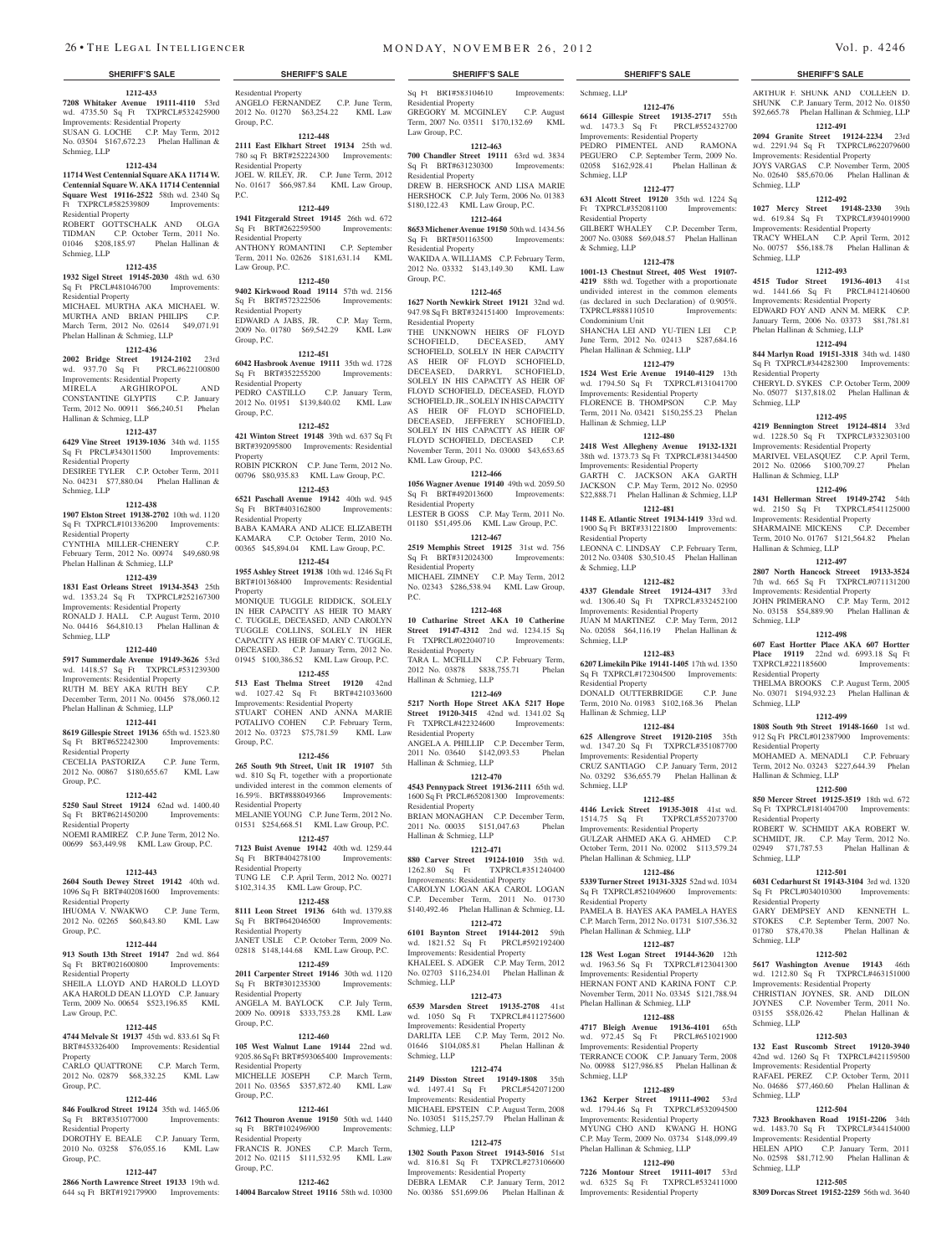## SHERIFF'S SALE

**1212-433**

**7208 Whitaker Avenue 19111-4110** 53rd wd. 4735.50 Sq Ft TXPRCL#532425900 Improvements: Residential Property
SUSAN G. LOCHE C.P. May Term, 2012 No. 03504 $167,672.23 Phelan Hallinan & Schmieg, LLP

**1212-434**

**11714 West Centennial Square AKA 11714 W. Centennial Square W. AKA 11714 Centennial Square West 19116-2522** 58th wd. 2340 Sq Ft TXPRCL#582539809 Improvements: Residential Property
ROBERT GOTTSCHALK AND OLGA TIDMAN C.P. October Term, 2011 No. 01046 $208,185.97 Phelan Hallinan & Schmieg, LLP

**1212-435**

**1932 Sigel Street 19145-2030** 48th wd. 630 Sq Ft PRCL#481046700 Improvements: Residential Property
MICHAEL MURTHA AKA MICHAEL W. MURTHA AND BRIAN PHILIPS C.P. March Term, 2012 No. 02614 $49,071.91 Phelan Hallinan & Schmieg, LLP

**1212-436**

**2002 Bridge Street 19124-2102** 23rd wd. 937.70 Sq Ft PRCL#622100800 Improvements: Residential Property
MIRELA ARGHIROPOL AND CONSTANTINE GLYPTIS C.P. January Term, 2012 No. 00911 $66,240.51 Phelan Hallinan & Schmieg, LLP

**1212-437**

**6429 Vine Street 19139-1036** 34th wd. 1155 Sq Ft PRCL#343011500 Improvements: Residential Property
DESIREE TYLER C.P. October Term, 2011 No. 04231 $77,880.04 Phelan Hallinan & Schmieg, LLP

**1212-438**

**1907 Elston Street 19138-2702** 10th wd. 1120 Sq Ft TXPRCL#101336200 Improvements: Residential Property
CYNTHIA MILLER-CHENERY C.P. February Term, 2012 No. 00974 $49,680.98 Phelan Hallinan & Schmieg, LLP

**1212-439**

**1831 East Orleans Street 19134-3543** 25th wd. 1353.24 Sq Ft TXPRCL#252167300 Improvements: Residential Property
RONALD J. HALL C.P. August Term, 2010 No. 04416 $64,810.13 Phelan Hallinan & Schmieg, LLP

**1212-440**

**5917 Summerdale Avenue 19149-3626** 53rd wd. 1418.57 Sq Ft TXPRCL#531239300 Improvements: Residential Property
RUTH M. BEY AKA RUTH BEY C.P. December Term, 2011 No. 00456 $78,060.12 Phelan Hallinan & Schmieg, LLP

**1212-441**

**8619 Gillespie Street 19136** 65th wd. 1523.80 Sq Ft BRT#652242300 Improvements: Residential Property
CECELIA PASTORIZA C.P. June Term, 2012 No. 00867 $180,655.67 KML Law Group, P.C.

**1212-442**

**5250 Saul Street 19124** 62nd wd. 1400.40 Sq Ft BRT#621450200 Improvements: Residential Property
NOEMI RAMIREZ C.P. June Term, 2012 No. 00699 $63,449.98 KML Law Group, P.C.

**1212-443**

**2604 South Dewey Street 19142** 40th wd. 1096 Sq Ft BRT#402081600 Improvements: Residential Property
IHUOMA V. NWAKWO C.P. June Term, 2012 No. 02265 $60,843.80 KML Law Group, P.C.

**1212-444**

**913 South 13th Street 19147** 2nd wd. 864 Sq Ft BRT#021600800 Improvements: Residential Property
SHEILA LLOYD AND HAROLD LLOYD AKA HAROLD DEAN LLOYD C.P. January Term, 2009 No. 00654 $523,196.85 KML Law Group, P.C.

**1212-445**

**4744 Melvale St 19137** 45th wd. 833.61 Sq Ft BRT#453326400 Improvements: Residential Property
CARLO QUATTRONE C.P. March Term, 2012 No. 02879 $68,332.25 KML Law Group, P.C.

**1212-446**

**846 Foulkrod Street 19124** 35th wd. 1465.06 Sq Ft BRT#351077000 Improvements: Residential Property
DOROTHY E. BEALE C.P. January Term, 2010 No. 03258 $76,055.16 KML Law Group, P.C.

**1212-447**

**2866 North Lawrence Street 19133** 19th wd. 644 sq Ft BRT#192179900 Improvements: Residential Property
ANGELO FERNANDEZ C.P. June Term, 2012 No. 01270 $63,254.22 KML Law Group, P.C.

**1212-448**

**2111 East Elkhart Street 19134** 25th wd. 780 sq Ft BRT#252224300 Improvements: Residential Property
JOEL W. RILEY, JR. C.P. June Term, 2012 No. 01617 $66,987.84 KML Law Group, P.C.

**1212-449**

**1941 Fitzgerald Street 19145** 26th wd. 672 Sq Ft BRT#262259500 Improvements: Residential Property
ANTHONY ROMANTINI C.P. September Term, 2011 No. 02626 $181,631.14 KML Law Group, P.C.

**1212-450**

**9402 Kirkwood Road 19114** 57th wd. 2156 Sq Ft BRT#572322506 Improvements: Residential Property
EDWARD A JABS, JR. C.P. May Term, 2009 No. 01780 $69,542.29 KML Law Group, P.C.

**1212-451**

**6042 Hasbrook Avenue 19111** 35th wd. 1728 Sq Ft BRT#352255200 Improvements: Residential Property
PEDRO CASTILLO C.P. January Term, 2012 No. 01951 $139,840.02 KML Law Group, P.C.

**1212-452**

**421 Winton Street 19148** 39th wd. 637 Sq Ft BRT#392095800 Improvements: Residential Property
ROBIN PICKRON C.P. June Term, 2012 No. 00796 $80,935.83 KML Law Group, P.C.

**1212-453**

**6521 Paschall Avenue 19142** 40th wd. 945 Sq Ft BRT#403162800 Improvements: Residential Property
BABA KAMARA AND ALICE ELIZABETH KAMARA C.P. October Term, 2010 No. 00365 $45,894.04 KML Law Group, P.C.

**1212-454**

**1955 Ashley Street 19138** 10th wd. 1246 Sq Ft BRT#101368400 Improvements: Residential Property
MONIQUE TUGGLE RIDDICK, SOLELY IN HER CAPACITY AS HEIR TO MARY C. TUGGLE, DECEASED, AND CAROLYN TUGGLE COLLINS, SOLELY IN HER CAPACITY AS HEIR OF MARY C. TUGGLE, DECEASED. C.P. January Term, 2012 No. 01945 $100,386.52 KML Law Group, P.C.

**1212-455**

**513 East Thelma Street 19120** 42nd wd. 1027.42 Sq Ft BRT#421033600 Improvements: Residential Property
STUART COHEN AND ANNA MARIE POTALIVO COHEN C.P. February Term, 2012 No. 03723 $75,781.59 KML Law Group, P.C.

**1212-456**

**265 South 9th Street, Unit 1R 19107** 5th wd. 810 Sq Ft, together with a proportionate undivided interest in the common elements of 16.59%. BRT#888049366 Improvements: Residential Property
MELANIE YOUNG C.P. June Term, 2012 No. 01531 $254,668.51 KML Law Group, P.C.

**1212-457**

**7123 Buist Avenue 19142** 40th wd. 1259.44 Sq Ft BRT#404278100 Improvements: Residential Property
TUNG LE C.P. April Term, 2012 No. 00271 $102,314.35 KML Law Group, P.C.

**1212-458**

**8111 Leon Street 19136** 64th wd. 1379.88 Sq Ft BRT#642046500 Improvements: Residential Property
JANET USLE C.P. October Term, 2009 No. 02818 $148,144.68 KML Law Group, P.C.

**1212-459**

**2011 Carpenter Street 19146** 30th wd. 1120 Sq Ft BRT#301235300 Improvements: Residential Property
ANGELA M. BAYLOCK C.P. July Term, 2009 No. 00918 $333,753.28 KML Law Group, P.C.

**1212-460**

**105 West Walnut Lane 19144** 22nd wd. 9205.86 Sq Ft BRT#593065400 Improvements: Residential Property
MICHELLE JOSEPH C.P. March Term, 2011 No. 03565 $357,872.40 KML Law Group, P.C.

**1212-461**

**7612 Thouron Avenue 19150** 50th wd. 1440 sq Ft BRT#102496900 Improvements: Residential Property
FRANCIS R. JONES C.P. March Term, 2012 No. 02115 $111,532.95 KML Law Group, P.C.

**1212-462**

**14004 Barcalow Street 19116** 58th wd. 10300 Sq Ft BRT#583104610 Improvements: Residential Property
GREGORY M. MCGINLEY C.P. August Term, 2007 No. 03511 $170,132.69 KML Law Group, P.C.

**1212-463**

**700 Chandler Street 19111** 63rd wd. 3834 Sq Ft BRT#631230300 Improvements: Residential Property
DREW B. HERSHOCK AND LISA MARIE HERSHOCK C.P. July Term, 2006 No. 01383 $180,122.43 KML Law Group, P.C.

**1212-464**

**8653 Michener Avenue 19150** 50th wd. 1434.56 Sq Ft BRT#501163500 Improvements: Residential Property
WAKIDA A. WILLIAMS C.P. February Term, 2012 No. 03332 $143,149.30 KML Law Group, P.C.

**1212-465**

**1627 North Newkirk Street 19121** 32nd wd. 947.98 Sq Ft BRT#324151400 Improvements: Residential Property
THE UNKNOWN HEIRS OF FLOYD SCHOFIELD, DECEASED, AMY SCHOFIELD, SOLELY IN HER CAPACITY AS HEIR OF FLOYD SCHOFIELD, DECEASED, DARRYL SCHOFIELD, SOLELY IN HIS CAPACITY AS HEIR OF FLOYD SCHOFIELD, DECEASED, FLOYD SCHOFIELD, JR., SOLELY IN HIS CAPACITY AS HEIR OF FLOYD SCHOFIELD, DECEASED, JEFFEREY SCHOFIELD, SOLELY IN HIS CAPACITY AS HEIR OF FLOYD SCHOFIELD, DECEASED C.P. November Term, 2011 No. 03000 $43,653.65 KML Law Group, P.C.

**1212-466**

**1056 Wagner Avenue 19140** 49th wd. 2059.50 Sq Ft BRT#492013600 Improvements: Residential Property
LESTER B GOSS C.P. May Term, 2011 No. 01180 $51,495.06 KML Law Group, P.C.

**1212-467**

**2519 Memphis Street 19125** 31st wd. 756 Sq Ft BRT#312024300 Improvements: Residential Property
MICHAEL ZIMNEY C.P. May Term, 2012 No. 02343 $286,538.94 KML Law Group, P.C.

**1212-468**

**10 Catharine Street AKA 10 Catherine Street 19147-4312** 2nd wd. 1234.15 Sq Ft TXPRCL#022040710 Improvements: Residential Property
TARA L. MCFILLIN C.P. February Term, 2012 No. 03878 $838,755.71 Phelan Hallinan & Schmieg, LLP

**1212-469**

**5217 North Hope Street AKA 5217 Hope Street 19120-3415** 42nd wd. 1341.02 Sq Ft TXPRCL#422324600 Improvements: Residential Property
ANGELA A. PHILLIP C.P. December Term, 2011 No. 03640 $142,093.53 Phelan Hallinan & Schmieg, LLP

**1212-470**

**4543 Pennypack Street 19136-2111** 65th wd. 1600 Sq Ft PRCL#652081300 Improvements: Residential Property
BRIAN MONAGHAN C.P. December Term, 2011 No. 00035 $151,047.63 Phelan Hallinan & Schmieg, LLP

**1212-471**

**880 Carver Street 19124-1010** 35th wd. 1262.80 Sq Ft TXPRCL#351240400 Improvements: Residential Property
CAROLYN LOGAN AKA CAROL LOGAN C.P. December Term, 2011 No. 01730 $140,492.46 Phelan Hallinan & Schmieg, LLP

**1212-472**

**6101 Baynton Street 19144-2012** 59th wd. 1821.52 Sq Ft PRCL#592192400 Improvements: Residential Property
KHALEEL S. ADGER C.P. May Term, 2012 No. 02703 $116,234.01 Phelan Hallinan & Schmieg, LLP

**1212-473**

**6539 Marsden Street 19135-2708** 41st wd. 1050 Sq Ft TXPRCL#411275600 Improvements: Residential Property
DARLITA LEE C.P. May Term, 2012 No. 01646 $104,085.81 Phelan Hallinan & Schmieg, LLP

**1212-474**

**2149 Disston Street 19149-1808** 35th wd. 1497.41 Sq Ft PRCL#542071200 Improvements: Residential Property
MICHAEL EPSTEIN C.P. August Term, 2008 No. 103051 $115,257.79 Phelan Hallinan & Schmieg, LLP

**1212-475**

**1302 South Paxon Street 19143-5016** 51st wd. 816.81 Sq Ft TXPRCL#273106600 Improvements: Residential Property
DEBRA LEMAR C.P. January Term, 2012 No. 00386 $51,699.06 Phelan Hallinan & Schmieg, LLP

**1212-476**

**6614 Gillespie Street 19135-2717** 55th wd. 1473.3 Sq Ft PRCL#552432700 Improvements: Residential Property
PEDRO PIMENTEL AND RAMONA PEGUERO C.P. September Term, 2009 No. 02058 $162,928.41 Phelan Hallinan & Schmieg, LLP

**1212-477**

**631 Alcott Street 19120** 35th wd. 1224 Sq Ft TXPRCL#352081100 Improvements: Residential Property
GILBERT WHALEY C.P. December Term, 2007 No. 03088 $69,048.57 Phelan Hallinan & Schmieg, LLP

**1212-478**

**1001-13 Chestnut Street, 405 West 19107-4219** 88th wd. Together with a proportionate undivided interest in the common elements (as declared in such Declaration) of 0.905%. TXPRCL#888110510 Improvements: Condominium Unit
SHANCHA LEI AND YU-TIEN LEI C.P. June Term, 2012 No. 02413 $287,684.16 Phelan Hallinan & Schmieg, LLP

**1212-479**

**1524 West Erie Avenue 19140-4129** 13th wd. 1794.50 Sq Ft TXPRCL#131041700 Improvements: Residential Property
FLORENCE B. THOMPSON C.P. May Term, 2011 No. 03421 $150,255.23 Phelan Hallinan & Schmieg, LLP

**1212-480**

**2418 West Allegheny Avenue 19132-1321** 38th wd. 1373.73 Sq Ft TXPRCL#381344500 Improvements: Residential Property
GARTH C. JACKSON AKA GARTH JACKSON C.P. May Term, 2012 No. 02950 $22,888.71 Phelan Hallinan & Schmieg, LLP

**1212-481**

**1148 E. Atlantic Street 19134-1419** 33rd wd. 1900 Sq Ft BRT#331221800 Improvements: Residential Property
LEONNA C. LINDSAY C.P. February Term, 2012 No. 03408 $30,510.45 Phelan Hallinan & Schmieg, LLP

**1212-482**

**4337 Glendale Street 19124-4317** 33rd wd. 1306.40 Sq Ft TXPRCL#332452100 Improvements: Residential Property
JUAN M MARTINEZ C.P. May Term, 2012 No. 02058 $64,116.19 Phelan Hallinan & Schmieg, LLP

**1212-483**

**6207 Limekiln Pike 19141-1405** 17th wd. 1350 Sq Ft TXPRCL#172304500 Improvements: Residential Property
DONALD OUTTERBRIDGE C.P. June Term, 2010 No. 01983 $102,168.36 Phelan Hallinan & Schmieg, LLP

**1212-484**

**625 Allengrove Street 19120-2105** 35th wd. 1347.20 Sq Ft TXPRCL#351087700 Improvements: Residential Property
CRUZ SANTIAGO C.P. January Term, 2012 No. 03292 $36,655.79 Phelan Hallinan & Schmieg, LLP

**1212-485**

**4146 Levick Street 19135-3018** 41st wd. 1514.75 Sq Ft TXPRCL#552073700 Improvements: Residential Property
GULZAR AHMED AKA G. AHMED C.P. October Term, 2011 No. 02002 $113,579.24 Phelan Hallinan & Schmieg, LLP

**1212-486**

**5339 Turner Street 19131-3325** 52nd wd. 1034 Sq Ft TXPRCL#521049600 Improvements: Residential Property
PAMELA B. HAYES AKA PAMELA HAYES C.P. March Term, 2012 No. 01731 $107,536.32 Phelan Hallinan & Schmieg, LLP

**1212-487**

**128 West Logan Street 19144-3620** 12th wd. 1963.56 Sq Ft TXPRCL#123041300 Improvements: Residential Property
HERNAN FONT AND KARINA FONT C.P. November Term, 2011 No. 03345 $121,788.94 Phelan Hallinan & Schmieg, LLP

**1212-488**

**4717 Bleigh Avenue 19136-4101** 65th wd. 972.45 Sq Ft PRCL#651021900 Improvements: Residential Property
TERRANCE COOK C.P. January Term, 2008 No. 00988 $127,986.85 Phelan Hallinan & Schmieg, LLP

**1212-489**

**1362 Kerper Street 19111-4902** 53rd wd. 1794.46 Sq Ft TXPRCL#532094500 Improvements: Residential Property
MYUNG CHO AND KWANG H. HONG C.P. May Term, 2009 No. 03734 $148,099.49 Phelan Hallinan & Schmieg, LLP

**1212-490**

**7226 Montour Street 19111-4017** 53rd wd. 6325 Sq Ft TXPRCL#532411000 Improvements: Residential Property
ARTHUR F. SHUNK AND COLLEEN D. SHUNK C.P. January Term, 2012 No. 01850 $92,665.78 Phelan Hallinan & Schmieg, LLP

**1212-491**

**2094 Granite Street 19124-2234** 23rd wd. 2291.94 Sq Ft TXPRCL#622079600 Improvements: Residential Property
JOYS VARGAS C.P. November Term, 2005 No. 02640 $85,670.06 Phelan Hallinan & Schmieg, LLP

**1212-492**

**1027 Mercy Street 19148-2330** 39th wd. 619.84 Sq Ft TXPRCL#394019900 Improvements: Residential Property
TRACY WHELAN C.P. April Term, 2012 No. 00757 $56,188.78 Phelan Hallinan & Schmieg, LLP

**1212-493**

**4515 Tudor Street 19136-4013** 41st wd. 1441.66 Sq Ft PRCL#412140600 Improvements: Residential Property
EDWARD FOY AND ANN M. MERK C.P. January Term, 2006 No. 03373 $81,781.81 Phelan Hallinan & Schmieg, LLP

**1212-494**

**844 Marlyn Road 19151-3318** 34th wd. 1480 Sq Ft TXPRCL#344282300 Improvements: Residential Property
CHERYL D. SYKES C.P. October Term, 2009 No. 05077 $137,818.02 Phelan Hallinan & Schmieg, LLP

**1212-495**

**4219 Bennington Street 19124-4814** 33rd wd. 1228.50 Sq Ft TXPRCL#332303100 Improvements: Residential Property
MARIVEL VELASQUEZ C.P. April Term, 2012 No. 02066 $100,709.27 Phelan Hallinan & Schmieg, LLP

**1212-496**

**1431 Hellerman Street 19149-2742** 54th wd. 2150 Sq Ft TXPRCL#541125000 Improvements: Residential Property
SHARMAINE MICKENS C.P. December Term, 2010 No. 01767 $121,564.82 Phelan Hallinan & Schmieg, LLP

**1212-497**

**2807 North Hancock Street 19133-3524** 7th wd. 665 Sq Ft TXPRCL#071131200 Improvements: Residential Property
JOHN PRIMERANO C.P. May Term, 2012 No. 03158 $54,889.90 Phelan Hallinan & Schmieg, LLP

**1212-498**

**607 East Hortter Place AKA 607 Hortter Place 19119** 22nd wd. 6993.18 Sq Ft TXPRCL#221185600 Improvements: Residential Property
THELMA BROOKS C.P. August Term, 2005 No. 03071 $194,932.23 Phelan Hallinan & Schmieg, LLP

**1212-499**

**1808 South 9th Street 19148-1660** 1st wd. 912 Sq Ft PRCL#012387900 Improvements: Residential Property
MOHAMED A. MENADLI C.P. February Term, 2012 No. 03243 $227,644.39 Phelan Hallinan & Schmieg, LLP

**1212-500**

**850 Mercer Street 19125-3519** 18th wd. 672 Sq Ft TXPRCL#181404700 Improvements: Residential Property
ROBERT W. SCHMIDT AKA ROBERT W. SCHMIDT, JR. C.P. May Term, 2012 No. 02949 $71,787.53 Phelan Hallinan & Schmieg, LLP

**1212-501**

**6031 Cedarhurst St 19143-3104** 3rd wd. 1320 Sq Ft PRCL#034010300 Improvements: Residential Property
GARY DEMPSEY AND KENNETH L. STOKES C.P. September Term, 2007 No. 01780 $78,470.38 Phelan Hallinan & Schmieg, LLP

**1212-502**

**5617 Washington Avenue 19143** 46th wd. 1212.80 Sq Ft TXPRCL#463151000 Improvements: Residential Property
CHRISTIAN JOYNES, SR. AND DILON JOYNES C.P. November Term, 2011 No. 03155 $58,026.42 Phelan Hallinan & Schmieg, LLP

**1212-503**

**132 East Ruscomb Street 19120-3940** 42nd wd. 1260 Sq Ft TXPRCL#421159500 Improvements: Residential Property
RAFAEL PEREZ C.P. October Term, 2011 No. 04686 $77,460.60 Phelan Hallinan & Schmieg, LLP

**1212-504**

**7323 Brookhaven Road 19151-2206** 34th wd. 1483.70 Sq Ft TXPRCL#344154000 Improvements: Residential Property
HELEN APIO C.P. January Term, 2011 No. 02598 $81,712.90 Phelan Hallinan & Schmieg, LLP

**1212-505**

**8309 Dorcas Street 19152-2259** 56th wd. 3640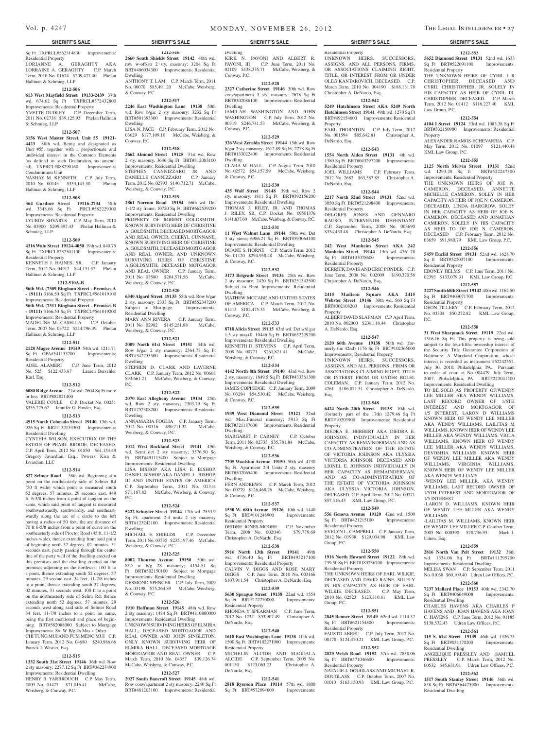Sq Ft TXPRCL#562314830 Improvements: Residential Property
LORIANNE A. GERAGHTY AKA LORRAINE A. GERAGHTY C.P. March Term, 2010 No. 01674 $209,477.40 Phelan Hallinan & Schmieg, LLP

**1212-506**

**613 West Mayfield Street 19133-2439** 37th wd. 674.62 Sq Ft TXPRCL#372432800 Improvements: Residential Property
YVETTE DUDLEY C.P. December Term, 2011 No. 02738 $39,125.93 Phelan Hallinan & Schmieg, LLP

**1212-507**

**3156 West Master Street, Unit 55 19121-4423** 88th wd. Being and designated as Unit #55, together with a proportionate and undivided interest in the Common Elements (as defined in such Declaration, as amended). TXPRCL#888290160 Improvements: Condominium Unit
NASHAY M. KENNETH C.P. July Term, 2010 No. 00143 $333,145.30 Phelan Hallinan & Schmieg, LLP

**1212-508**

**364 Gardner Street 19116-2734** 58th wd. 3348.66 Sq Ft PRCL#582229300 Improvements: Residential Property
LYUBOV SHVARTS C.P. May Term, 2010 No. 03900 $209,397.43 Phelan Hallinan & Schmieg, LLP

**1212-509**

**4316 Waln Street 19124-4050** 19th wd. 840.75 Sq Ft TXPRCL#232301100 Improvements: Residential Property
KENNETH J. HAINES, SR. C.P. January Term, 2012 No. 04912 $44,131.52 Phelan Hallinan & Schmieg, LLP

**1212-510A-B**

**56th Wd. (7309 Bingham Street - Premises A - 19111)** 3166.50 Sq Ft TXPRCL#561019100 Improvements: Residential Property
**56th Wd. (7311 Bingham Street - Premises B - 19111)** 3166.50 Sq Ft TXPRCL#561019200 Improvements: Residential Property
MADELINE M. CASELLA C.P. October Term, 2007 No. 03722 $214,796.39 Phelan Hallinan & Schmieg, LLP

**1212-511**

**2128 Magee Avenue 19149** 54th wd. 1211.71 Sq Ft OPA#541133700 Improvements: Residential Property
ADEL ALAMERI C.P. June Term, 2012 No. 525 $122,433.87 Lauren Berschler Karl, Esq.

**1212-512**

**6080 Ridge Avenue** 21st wd. 2604 Sq Ft more or less BRT#882821400
VALERIE COYLE C.P. Docket No. 00251 $355,725.67 Jennifer G. Fowler, Esq.

**1212-513**

**4515 North Colorado Street 19140** 13th wd. 926 Sq Ft BRT#132153300 Improvements: Residential Dwelling
CYNTHIA WILSON, EXECUTRIX OF THE ESTATE OF PEARL BRODIE, DECEASED. C.P. April Term, 2012 No. 01850 $61,154.49 Gregory Javardian, Esq.; Powers, Kirn & Javardian, LLC

**1212-514**

**827 Selmer Road** 58th wd. Beginning at a point on the northeasterly side of Selmer Rd (50 ft wide) which point is measured south 52 degrees, 57 minutes, 29 seconds east, 449 ft, 6-3/8 inches from a point of tangent on the same, which said point of tangent is measured southwestwardly, southwardly, and southeastwardly along the arc of a circle to the left having a radius of 50 feet, the arc distance of 70 ft 6-5/8 inches from a point of curve on the southeasterly side of Proctor Road (45 ft, 11-1/2 inches wide), thence extending from said point of beginning north 37 degree, 02 minutes, 31 seconds east, partly passing through the center line of the party wall of the dwelling erected on this premises and the dwelling erected on the premises adjoining on the northwest 100 ft to a point, thence extending south 52 degrees, 57 minutes, 29 second east, 34 feet, 11-7/8 inches to a point, thence extending south 37 degrees, 02 minutes, 31 seconds west, 100 ft to a point on the northeasterly side of Selmr Rd, thence extending north 52 degrees, 57 minutes, 29 seconds west along said side of Selmer Road 34 feet, 11-7/8 inches to a point on same, being the first mentioned and place of beginning. BRT#582088000 Subject to Mortgage Improvements: S/d W B/g 2s Mas + Other
CHI TUNG MUI AND FUM MENG MUI C.P. January Term, 2012 No. 04680 $240,986.66 Patrick J. Wesner, Esq.

**1212-515**

**1332 South 31st Street 19146** 36th wd. Row 2 sty masonry; 2277.12 Sq Ft BRT#362274900 Improvements: Residential Dwelling
HENRY R. YARBROUGH C.P. May Term, 2009 No. 01477 $71,016.41 McCabe, Weisberg & Conway, P.C.

**1212-516**

**2660 South Shields Street 19142** 40th wd. row w-off/str 2 sty, masonry; 3204 Sq Ft BRT#406034300 Improvements: Residential Dwelling
ANTHONY T. LAM C.P. March Term, 2011 No. 00070 $85,491.20 McCabe, Weisberg, & Conway, P.C.

**1212-517**

**2246 East Washington Lane 19138** 50th wd. Row b/gar 2 sty masonry; 3232 Sq Ft BRT#501393300 Improvements: Residential Dwelling
LISA N. PACE C.P. February Term, 2012 No. 03629 $177,109.10 McCabe, Weisberg, & Conway, P.C.

**1212-518**

**2662 Almond Street 19125** 31st wd. Row 2 sty, masonry, 3646 Sq Ft BRT#312083100 Improvements: Residential Dwelling
STEPHEN CANNIZZARO JR. AND DANIELLE CANNIZZARO C.P. January Term, 2012 No. 02793 $140,712.71 McCabe, Weisberg & Conway, P.C.

**1212-519**

**2861 Norcom Road 19154** 66th wd. Det 1-1/2 sty frame; 10720 Sq Ft BRT#662539200 Improvements: Residential Dwelling
PROPERTY OF ROBERT GOLDSMITH, KNOWN SURVIVING HEIR OF CHRISTINE A. GOLDSMITH, DECEASED MORTGAGOR AND REAL OWNER, CHERYL CUNNANE, KNOWN SURVIVING HEIR OF CHRISTINE A. GOLDSMITH, DECEASED MORTGAGOR AND REAL OWNER, AND UNKNOWN SURVIVING HEIRS OF CHRISTINE A.GOLDSMITH, DECEASED MOTGAGOR AND REAL OWNER C.P. January Term, 2011 No. 03580 $204,571.56 McCabe, Weisberg & Conway, P.C.

**1212-520**

**6340 Algard Street 19135** 55th wd. Row b/gar 2 sty, masonry; 2333 Sq Ft BRT#552347200 Subject to Mortgage Improvements: Residential Dwelling
MARY ANN RIVERA C.P. January Term, 2011 No. 02982 $145,251.88 McCabe, Weisberg, & Conway, P.C.

**1212-521**

**2009 North 61st Street 19151** 34th wd. Row b/gar 2 sty masonry; 2564.73 Sq Ft BRT#342253500 Improvements: Residential Dwelling
STEPHEN D. CLARK AND LAVERNE CLARK C.P. January Term, 2012 No. 00668 $93,661.21 McCabe, Weisberg, & Conway, P.C.

**1212-522**

**2070 East Allegheny Avenue 19134** 25th wd. Row 2 sty, masonry; 2303.79 Sq Ft BRT#252308200 Improvements: Residential Dwelling
ANNAMARIA FOGLIA C.P. January Term, 2012 No. 00316 $90,711.32 McCabe, Weisberg, & Conway, P.C.

**1212-523**

**1012 West Rockland Street 19141** 49th wd. Semi det 2 sty masonry; 3576.50 Sq Ft BRT#491115400 Subject to Mortgage Improvements: Residential Dwelling
LISA BISHOP AKA LISA E. BISHOP, DANIEL BISHOP AKA DANIEL L. BISHOP, III AND UNITED STATES OF AMERICA C.P. September Term, 2011 No. 01314 $71,187.82 McCabe, Weisberg, & Conway, P.C.

**1212-524**

**5222 Schuyler Street 19144** 12th wd. 2553.9 Sq Ft; apartment 2-4 units 2 sty masonry BRT#123242100 Improvements: Residential Dwelling
MICHAEL E. SHIELDS C.P. December Term, 2011 No. 03335 $235,197.46 McCabe, Weisberg, & Conway, P.C.

**1212-525**

**8002 Thouron Avenue 19150** 50th wd. S/D w b/g 2S masonry; 4154.51 Sq Ft BRT#502150100 Subject to Mortgage Improvements: Residential Dwelling
DESMOND SPENCER C.P. July Term, 2009 No. 03198 $75,264.89 McCabe, Weisberg, & Conway, P.C.

**1212-526**

**1910 Hoffman Street 19145** 48th wd. Row 2 sty masonry; 1484 Sq Ft BRT#4810800000 Improvements: Residential Dwelling
UNKNOWN SURVIVING HEIRS OF ELMIRA HALL, DECEASED MORTGAGOR AND REAL OWNER AND JOHN SINGLETON, ONLY KNOWN SURVIVING HEIR OF ELMIRA HALL, DECEASED MORTGAGE MORTGAGOR AND REAL OWNER C.P. March Term, 2010 No. 04357 $39,126.74 McCabe, Weisberg, & Conway, P.C.

**1212-527**

**2027 South Bancroft Street 19145** 48th wd. Row conv/apartment 2 sty masonry; 2240 Sq Ft BRT#481203100 Improvements: Residential Dwelling
KIRK N. PAVONI AND ALBERT R. PAVONI, III C.P. June Term, 2011 No. 02109 $138,335.71 McCabe, Weisberg, & Conway, P.C.

**1212-528**

**2327 Catherine Street 19146** 30th wd. Row conv/apartment 3 sty, masonry; 2678 Sq Ft BRT#302086100 Improvements: Residential Dwelling
JAMILAH WASHINGTON AND JOHN WASHINGTON C.P. July Term, 2012 No. 00319 $246,741.53 McCabe, Weisberg, & Conway, P.C.

**1212-529**

**326 West Zeralda Street 19144** 13th wd. Row b/gar 2 sty masonry; 1612.89 Sq Ft, 2278 Sq Ft BRT#133022400 Improvements: Residential Dwelling
CLARA M. HALL C.P. August Term, 2010 No. 02572 $54,157.59 McCabe, Weisberg, & Conway, P.C.

**1212-530**

**435 Wolf Street 19148** 39th wd. Row 2 sty, masonry; 1811 Sq Ft BRT#392156200 Improvements: Residential Dwelling
THOMAS J. RILEY, JR. AND THOMAS J. RILEY, SR. C.P. Docket No. 09501376 $141,837.60 McCabe, Weisberg, & Conway, P.C.

**1212-531**

**11 West Walnut Lane 19144** 59th wd. Det 3 sty stone; 6986.21 Sq Ft BRT#593064100 Improvements: Residential Dwelling
DUANE S. HORNE C.P. March Term, 2012 No. 01120 $294,958.48 McCabe, Weisberg, & Conway, P.C.

**1212-532**

**3173 Belgrade Street 19134** 25th wd. Row 2 sty masonry; 2420 Sq Ft BRT#251343500 Subject to Rent Improvements: Residential Dwelling
MATHEW MCCABE AND UNITED STATES OF AMERICA C.P. March Term, 2012 No. 01415 $182,475.35 McCabe, Weisberg, & Conway, P.C.

**1212-533**

**8718 Alicia Street 19115** 63rd wd. Det w/d gar 1.5 sty mas+0; 10446 Sq Ft BRT#632229200 Improvements: Residential Dwelling
KENNETH D. STEVENS C.P. April Term, 2009 No. 00771 $261,821.41 McCabe, Weisberg, & Conway, P.C.

**1212-534**

**4142 North 8th Street 19140** 43rd wd. Row 2 sty, masonry; 1849.5 Sq Ft BRT#433361300 Improvements: Residential Dwelling
JAMES COPPEDGE C.P. January Term, 2009 No. 03294 $54,530.42 McCabe, Weisberg, & Conway, P.C.

**1212-535**

**1939 West Diamond Street 19121** 32nd wd. Misc.Funeral masonry; 5913 Sq Ft BRT#321187600 Improvements: Residential Dwelling
MARGARET P. CARNEY C.P. October Term, 2011 No. 02733 $35,781.84 McCabe, Weisberg, & Conway, P.C.

**1212-536**

**7705 Woolston Avenue 19150** 50th wd. 4730 Sq Ft, Apartment 2-4 Units 2 sty, masonry BRT#502065400 Improvements: Residential Dwelling
FERN ANDREWS C.P. March Term, 2012 No. 00779 $126,468.76 McCabe, Weisberg, & Conway, P.C.

**1212-537**

**1530 W. 68th Avenue 19126** 10th wd. 1440 Sq Ft BRT#101248900 Improvements: Residential Property
DEIDRE JONES-MOORE C.P. November Term, 2008 No. 002046 $79,779.69 Christopher A. DeNardo, Esq.

**1212-538**

**5916 North 13th Street 19141** 49th wd. 4736.40 Sq Ft BRT#493217100 Improvements: Residential Property
CALVIN V. DIGGS AND ROSE MARY DIGGS C.P. June Term, 2010 No. 003166 $107,911.54 Christopher A. DeNardo, Esq.

**1212-539**

**5630 Sprague Street 19138** 22nd wd. 1554 Sq Ft BRT#122270000 Improvements: Residential Property
RHONDA Y SPEARMAN C.P. June Term, 2012 No. 1232 $53,907.49 Christopher A. DeNardo, Esq.

**1212-540**

**1618 East Washington Lane 19138** 10th wd. 1500 Sq Ft BRT#102271900 Improvements: Residential Property
MICHELIN ALCIDE AND MAGDALA ALCIDE C.P. September Term, 2005 No. 001150 $123,063.23 Christopher A. DeNardo, Esq.

**1212-541**

**2818 Ryerson Place 19114** 57th wd. 1800 Sq Ft BRT#572094609 Improvements: Residential Property
UNKNOWN HEIRS, SUCCESSORS, ASSIGNS, AND ALL PERSONS, FIRMS, OR ASSOCIATIONS CLAIMING RIGHT, TITLE, OR INTEREST FROM OR UNDER OLEG KANTAROVICH, DECEASED. C.P. March Term, 2010 No. 004190 $188,131.78 Christopher A. DeNardo, Esq.

**1212-542**

**5249 Hutchinson Street AKA 5249 North Hutchinson Street 19141** 49th wd. 1270 Sq Ft BRT#492154600 Improvements: Residential Property
EARL THORNTON C.P. July Term, 2012 No. 001594 $85,642.81 Christopher A. DeNardo, Esq.

**1212-543**

**1554 North Alden Street 19131** 4th wd. 1380 Sq Ft BRT#043297200 Improvements: Residential Property
JOEL WILLIAMS C.P. February Term, 2012 No. 2682 $63,587.85 Christopher A. DeNardo, Esq.

**1212-544**

**2217 North 52nd Street 19131** 52nd wd. 3050 Sq Ft BRT#521298400 Improvements: Residential Property
DELORES JONES AND GENNARO RAUSO, INTERVENOR DEFENDANT C.P. September Term, 2008 No. 003690 $334,433.48 Christopher A. DeNardo, Esq.

**1212-545**

**242 West Manheim Street AKA 242 Manheim Street 19144** 13th wd. 4761.78 Sq Ft BRT#133078600 Improvements: Residential Property
DERRICK DAVIS AND ERIC PONDER C.P. June Term, 2008 No. 002009 $190,370.56 Christopher A. DeNardo, Esq.

**1212-546**

**2415 Madison Square AKA 2415 Webster Street 19146** 30th wd. 560 Sq Ft BRT#302108200 Improvements: Residential Property
ALBERT DAVID SLAFMAN C.P. April Term, 2010 No. 002000 $238,118.44 Christopher A. DeNardo, Esq.

**1212-547**

**2120 66th Avenue 19138** 50th wd. (formerly the 42nd) 1176 Sq Ft BRT#102365000 Improvements: Residential Property
UNKNOWN HEIRS, SUCCESSORS, ASSIGNS, AND ALL PERSONS , FIRMS OR ASSOCIATIONS CLAIMING RIGHT, TITLE OR INTERST FROM OR UNDER ROLEL COLEMAN. C.P. January Term, 2012 No. 4761 $106,871.51 Christopher A. DeNardo, Esq.

**1212-548**

**6424 North 20th Street 19138** 10th wd. (formerly part of the 17th) 1279.46 Sq Ft BRT#10203900 Improvements: Residential Property
DIEDRA E. HERBERT AKA DIEDRA E. JOHNSON, INDIVIDUALLY IN HER CAPACITY AS REMAINDERMAN AND AS CO-ADMINISTRATRIX OF THE ESTATE OF VICTORIA JOHNSON AKA ULYSSIA VICTORIA JOHNSON, DECEASED AND LIONEL E. JOHNSON INDIVIDUALLY IN HER CAPACITY AS REMAINDERMAN, AND AS CO-ADMINISTRATRIX OF THE ESTATE OF VICTORIA JOHNSON AKA ULYSSIA VICTORIA JOHNSON, DECEASED. C.P. April Term, 2012 No. 00771 $57,316.43 KML Law Group, P.C.

**1212-549**

**556 Geneva Avenue 19120** 42nd wd. 1500 Sq Ft BRT#421215100 Improvements: Residential Property
EVELYN L. CAMPBELL C.P. January Term, 2012 No. 01938 $129,034.98 KML Law Group, P.C.

**1212-550**

**1916 North Howard Street 19122** 19th wd. 739.50 Sq Ft BRT#183236700 Improvements: Residential Property
THE UNKNOWN HEIRS OF EARL WILKIE, DECEASED AND DAVID RAINE, SOLELY IN HIS CAPACITY AS HEIR OF EARL WILKIE, DECEASED. C.P. May Term, 2010 No. 02523 $123,310.81 KML Law Group, P.C.

**1212-551**

**2845 Benner Street 19149** 62nd wd. 1114.37 Sq Ft BRT#621154800 Improvements: Residential Property
FAUSTO ABREU C.P. July Term, 2012 No. 00178 $124,470.21 KML Law Group, P.C.

**1212-552**

**2829 Welsh Road 19152** 57th wd. 2838.06 Sq Ft BRT#571046600 Improvements: Residential Property
NATALIE J. DOUGLASS AND MICHAEL R. DOUGLASS C.P. October Term, 2007 No. 01013 $163,150.93 KML Law Group, P.C.

**1212-553**

**5652 Diamond Street 19131** 52nd wd. 1633 Sq Ft BRT#522091100 Improvements: Residential Property
THE UNKNOWN HEIRS OF CYRIL J R CHRISTOPHER, DECEASED AND CYRIL CHRISTOPHER, JR. SOLELY IN HIS CAPACITY AS HEIR OF CYRIL JR. CHRISTOPHER, DECEASED. C.P. March Term, 2012 No. 01412 $116,227.40 KML Law Group, P.C.

**1212-554**

**4104 I Street 19124** 33rd wd. 1083.38 Sq Ft BRT#332150900 Improvements: Residential Property
ALEXANDER RAMOS-ECHEVARRIA C.P. May Term, 2012 No. 01097 $121,440.48 KML Law Group, P.C.

**1212-555**

**2125 North Melvin Street 19131** 52nd wd. 1293.28 Sq ft BRT#522247300 Improvements: Residential Property
THE UNKNOWN HEIRS OF JOE N. CAMERON, DECEASED, ANNETTE MICHELLE CAMERON, SOLEY IN HER CAPACITY AS HEIR OF JOE N. CAMERON, DECEASED, LINDA HARGROW, SOLEY IN HER CAPACITY AS HEIR OF JOE N. CAMERON, DECEASED AND JONATHAN CAMERON, SOLELY IN HIS CAPACITY AS HEIR TO OF JOE N CAMERON, DECEASED C.P. February Term, 2012 No. 03659 $91,980.79 KML Law Group, P.C.

**1212-556**

**5459 Euclid Street 19131** 52nd wd. 1628.70 Sq ft BRT#522037100 Improvements: Residential Property
EBONEY HELMS C.P. June Term, 2011 No. 02393 $133,079.31 KML Law Group, P.C.

**1212-557**

**2227 South 68th Street 19142** 40th wd. 1162.50 Sq Ft BRT#403071700 Improvements: Residential Property
DEON TILLERY C.P. February Term, 2012 No. 03334 $50,272.82 KML Law Group, P.C.

**1212-558**

**31 West Sharpnack Street 19119** 22nd wd. 1316.16 Sq Ft; This property is being sold subject to the four-fifths ownership interest of the Security Title Guarantee Corporation of Baltimore, A Maryland Corporation, whose interest is recorded as instrument #52242557, July 30, 2010, Philadelphia, PA. Pursuant to order of court at No 004479, July Term, 2007, Philadelphia, PA. BRT#223041500 Improvements: Residential Dwelling
TO BE SOLD AS PROPERTY OF:WENDY LEE MILLER AKA WENDY WILLIAMS, LAST RECORD OWNER OF 1/5TH INTEREST AND MORTGAGOR OF 1/5 INTEREST, LARON D WILLIAMS KNOWN HEIR OF WENDY LEE MILLER AKA WENDY WILLIAMS, LAILITAS M WILLIAMS, KNOWN HEIR OF WENDY LEE MILLER AKA WENDY WILLIAMS, VIOLA WILLIAMS, KNOWN HEIR OF WENDY LEE MILLER AKA WENDY WILLIAMS, DEVOSHIA WILLIAMS KNOWN HEIR OF WENDY LEE MILLER AKA WENDY WILLIAMS, VIRGINIA WILLIAMS, KNOWN HEIR OF WENDY LEE MILLER AKA WENDY WILLIAMS
-WENDY LEE MILLER, AKA WENDY WILLIAMS, LAST RECORD OWNER OF 1/5TH INTEREST AND MORTGAGOR OF 1/5 INTEREST
-LARON D. WILLIAMS, KNOWN HEIR OF WENDY LEE MLLER AKA WENDY WILLIAMS
-LAILITAS M. WILLIAMS, KNOWN HEIR OF WENDY LEE MILLER C.P. October Term, 2005 No. 00390 $78,736.95 Mark J. Udren, Esq.

**1212-559**

**2816 North Van Pelt Street 19132** 38th wd. 1334.06 Sq Ft BRT#111295700 Improvements: Residential Dwelling
MELISA SWAN C.P. September Term, 2011 No. 01038 $60,109.40 Udren Law Offices, P.C.

**1212-560**

**7237 Mallard Place 19153** 40th wd. 2342.70 Sq Ft BRT#406649008 Improvements: Residential Dwelling
CHARLES HAVENS AKA CHARLES P HAVENS AND JOAN HAVENS AKA JOAN C. HAVENS C.P. June Term, 2012 No. 01185 $138,532.43 Udren Law Offices, P.C.

**1212-561**

**115 S. 61st Street 19139** 46th wd. 1326.75 Sq Ft BRT#031170200 Improvements: Residential Dwelling
ANGELIQUE PRESSLEY AND SAMUEL PRESSLEY C.P. March Term, 2012 No. 00532 $45,631.91 Udren Law Offices, P.C.

**1212-562**

**1517 South Stanley Street 19146** 36th wd. 858 Sq Ft BRT#364425900 Improvements: Residential Dwelling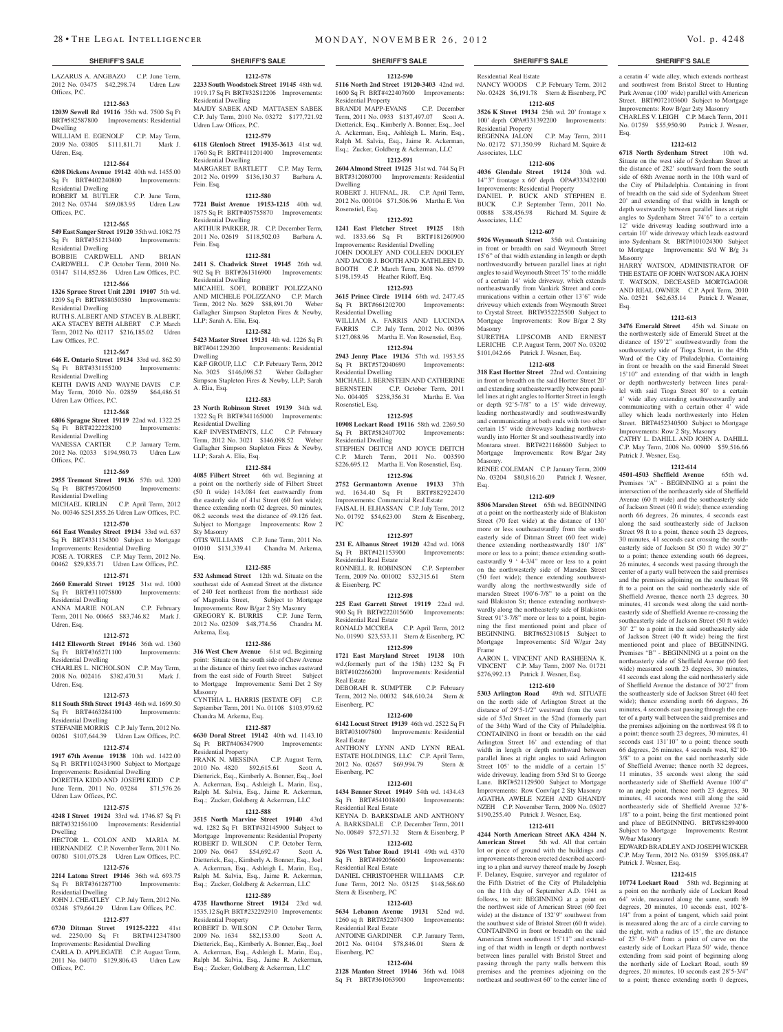## SHERIFF'S SALE

LAZARUS A. ANGBAZO C.P. June Term, 2012 No. 03475 $42,298.74 Udren Law Offices, P.C.

**1212-563**

**12039 Sewell Rd 19116** 35th wd. 7500 Sq Ft BRT#582587800 Improvements: Residential Dwelling

WILLIAM E. EGENOLF C.P. May Term, 2009 No. 03805 $111,811.71 Mark J. Udren, Esq.

**1212-564**

**6208 Dickens Avenue 19142** 40th wd. 1455.00 Sq Ft BRT#402240800 Improvements: Residential Dwelling

ROBERT M. BUTLER C.P. June Term, 2012 No. 03744 $69,083.95 Udren Law Offices, P.C.

**1212-565**

**549 East Sanger Street 19120** 35th wd. 1082.75 Sq Ft BRT#351213400 Improvements: Residential Dwelling

BOBBIE CARDWELL AND BRIAN CARDWELL C.P. October Term, 2010 No. 03147 $114,852.86 Udren Law Offices, P.C.

**1212-566**

**1326 Spruce Street Unit 2201 19107** 5th wd. 1209 Sq Ft BRT#888050380 Improvements: Residential Dwelling

RUTH S. ALBERT AND STACEY B. ALBERT, AKA STACEY BETH ALBERT C.P. March Term, 2012 No. 02117 $216,185.02 Udren Law Offices, P.C.

**1212-567**

**646 E. Ontario Street 19134** 33rd wd. 862.50 Sq Ft BRT#331155200 Improvements: Residential Dwelling

KEITH DAVIS AND WAYNE DAVIS C.P. May Term, 2010 No. 02859 $64,486.51 Udren Law Offices, P.C.

**1212-568**

**6806 Sprague Street 19119** 22nd wd. 1322.25 Sq Ft BRT#222228200 Improvements: Residential Dwelling

VANESSA CARTER C.P. January Term, 2012 No. 02033 $194,980.73 Udren Law Offices, P.C.

**1212-569**

**2955 Tremont Street 19136** 57th wd. 3200 Sq Ft BRT#572060500 Improvements: Residential Dwelling

MICHAEL KIRLIN C.P. April Term, 2012 No. 00346 $251,855.26 Udren Law Offices, P.C.

**1212-570**

**661 East Wensley Street 19134** 33rd wd. 637 Sq Ft BRT#331134300 Subject to Mortgage Improvements: Residential Dwelling

JOSE A. TORRES C.P. May Term, 2012 No. 00462 $29,835.71 Udren Law Offices, P.C.

**1212-571**

**2660 Emerald Street 19125** 31st wd. 1000 Sq Ft BRT#311075800 Improvements: Residential Dwelling

ANNA MARIE NOLAN C.P. February Term, 2011 No. 00665 $83,746.82 Mark J. Udren, Esq.

**1212-572**

**1412 Ellsworth Street 19146** 36th wd. 1360 Sq Ft BRT#365271100 Improvements: Residential Dwelling

CHARLES L. NICHOLSON C.P. May Term, 2008 No. 002416 $382,470.31 Mark J. Udren, Esq.

**1212-573**

**811 South 58th Street 19143** 46th wd. 1699.50 Sq Ft BRT#463284100 Improvements: Residential Dwelling

STEFANIE MORRIS C.P. July Term, 2012 No. 00261 $107,644.39 Udren Law Offices, P.C.

**1212-574**

**1917 67th Avenue 19138** 10th wd. 1422.00 Sq Ft BRT#1102431900 Subject to Mortgage Improvements: Residential Dwelling

DORETHA KIDD AND JOSEPH KIDD C.P. June Term, 2011 No. 03284 $71,576.26 Udren Law Offices, P.C.

**1212-575**

**4248 I Street 19124** 33rd wd. 1746.87 Sq Ft BRT#332156100 Improvements: Residential Dwelling

HECTOR L. COLON AND MARIA M. HERNANDEZ C.P. November Term, 2011 No. 00780 $101,075.28 Udren Law Offices, P.C.

**1212-576**

**2214 Latona Street 19146** 36th wd. 693.75 Sq Ft BRT#361287700 Improvements: Residential Dwelling

JOHN J. CHEATLEY C.P. July Term, 2012 No. 03248 $79,664.29 Udren Law Offices, P.C.

**1212-577**

**6730 Ditman Street 19125-2222** 41st wd. 2250.00 Sq Ft BRT#412347800 Improvements: Residential Dwelling

CARLA D. APPLEGATE C.P. August Term, 2011 No. 04070 $129,806.43 Udren Law Offices, P.C.

**1212-578**

**2233 South Woodstock Street 19145** 48th wd. 1919.17 Sq Ft BRT#32S12206 Improvements: Residential Dwelling

MAJDY SABEK AND MATTASEN SABEK C.P. July Term, 2010 No. 03272 $177,721.92 Udren Law Offices, P.C.

**1212-579**

**6118 Glenloch Street 19135-3613** 41st wd. 1760 Sq Ft BRT#411201400 Improvements: Residential Dwelling

MARGARET BARTLETT C.P. May Term, 2012 No. 01999 $136,130.37 Barbara A. Fein. Esq.

**1212-580**

**7721 Buist Avenue 19153-1215** 40th wd. 1875 Sq Ft BRT#405755870 Improvements: Residential Dwelling

ARTHUR PARKER, JR. C.P. December Term, 2011 No. 02619 $118,502.03 Barbara A. Fein. Esq.

**1212-581**

**2411 S. Chadwick Street 19145** 26th wd. 902 Sq Ft BRT#261316900 Improvements: Residential Dwelling

MICAHEL SOFI, ROBERT POLIZZANO AND MICHELE POLIZZANO C.P. March Term, 2012 No. 3629 $88,891.70 Weber Gallagher Simpson Stapleton Fires & Newby, LLP; Sarah A. Elia, Esq.

**1212-582**

**5423 Master Street 19131** 4th wd. 1226 Sq Ft BRT#041229200 Improvements: Residential Dwelling

K&F GROUP, LLC C.P. February Term, 2012 No. 3025 $146,098.52 Weber Gallagher Simpson Stapleton Fires & Newby, LLP; Sarah A. Elia, Esq.

**1212-583**

**23 North Robinson Street 19139** 34th wd. 1322 Sq Ft BRT#341165000 Improvements: Residential Dwelling

K&F INVESTMENTS, LLC C.P. February Term, 2012 No. 3021 $146,098.52 Weber Gallagher Simpson Stapleton Fires & Newby, LLP; Sarah A. Elia, Esq.

**1212-584**

**4085 Filbert Street** 6th wd. Beginning at a point on the northerly side of Filbert Street (50 ft wide) 143.084 feet eastwardly from the easterly side of 41st Street (60 feet wide); thence extending north 02 degrees, 50 minutes, 08.2 seconds west the distance of 49.126 feet. Subject to Mortgage Improvements: Row 2 Sty Masonry

OTIS WILLIAMS C.P. June Term, 2011 No. 01010 $131,339.41 Chandra M. Arkema, Esq.

**1212-585**

**532 Ashmead Street** 12th wd. Situate on the southeast side of Asmead Street at the distance of 240 feet northeast from the northeast side of Magnolia Street, Subject to Mortgage Improvements: Row B/gar 2 Sty Masonry

GREGORY K. BURRIS C.P. June Term, 2012 No. 02309 $48,774.56 Chandra M. Arkema, Esq.

**1212-586**

**316 West Chew Avenue** 61st wd. Beginning point: Situate on the south side of Chew Avenue at the distance of thirty feet two inches eastward from the east side of Fourth Street Subject to Mortgage Improvements: Semi Det 2 Sty Masonry

CYNTHIA L. HARRIS [ESTATE OF] C.P. September Term, 2011 No. 01108 $103,979.62 Chandra M. Arkema, Esq.

**1212-587**

**6630 Doral Street 19142** 40th wd. 1143.10 Sq Ft BRT#406347900 Improvements: Residential Property

FRANK N. MESSINA C.P. August Term, 2010 No. 4820 $92,615.61 Scott A. Dietterick, Esq., Kimberly A. Bonner, Esq., Joel A. Ackerman, Esq., Ashleigh L. Marin, Esq., Ralph M. Salvia, Esq., Jaime R. Ackerman, Esq.; Zucker, Goldberg & Ackerman, LLC

**1212-588**

**3515 North Marvine Street 19140** 43rd wd. 1282 Sq Ft BRT#43214S900 Subject to Mortgage Improvements: Residential Property

ROBERT D. WILSON C.P. October Term, 2009 No. 0647 $54,692.47 Scott A. Dietterick, Esq., Kimberly A. Bonner, Esq., Joel A. Ackerman, Esq., Ashleigh L. Marin, Esq., Ralph M. Salvia, Esq., Jaime R. Ackerman, Esq.; Zucker, Goldberg & Ackerman, LLC

**1212-589**

**4735 Hawthorne Street 19124** 23rd wd. 1535.12 Sq Ft BRT#232292910 Improvements: Residential Property

ROBERT D. WILSON C.P. October Term, 2009 No. 1634 $82,153.00 Scott A. Dietterick, Esq., Kimberly A. Bonner, Esq., Joel A. Ackerman, Esq., Ashleigh L. Marin, Esq., Ralph M. Salvia, Esq., Jaime R. Ackerman, Esq.; Zucker, Goldberg & Ackerman, LLC

**1212-590**

**5116 North 2nd Street 19120-3403** 42nd wd. 1600 Sq Ft BRT#422407600 Improvements: Residential Property

BRANDI MAPP-EVANS C.P. December Term, 2011 No. 0933 $137,497.07 Scott A. Dietterick, Esq., Kimberly A. Bonner, Esq., Joel A. Ackerman, Esq., Ashleigh L. Marin, Esq., Ralph M. Salvia, Esq., Jaime R. Ackerman, Esq.; Zucker, Goldberg & Ackerman, LLC

**1212-591**

**2604 Almond Street 19125** 31st wd. 744 Sq Ft BRT#312080700 Improvements: Residential Dwelling

ROBERT J. HUFNAL, JR. C.P. April Term, 2012 No. 000104 $71,506.96 Martha E. Von Rosenstiel, Esq.

**1212-592**

**1241 East Fletcher Street 19125** 18th wd. 1833.66 Sq Ft BRT#181260900 Improvements: Residential Dwelling

JOHN DOOLEY AND COLLEEN DOOLEY AND JACOB J. BOOTH AND KATHLEEN D. BOOTH C.P. March Term, 2008 No. 05799 $198,159.45 Heather Riloff, Esq.

**1212-593**

**3615 Prince Circle 19114** 66th wd. 2477.45 Sq Ft BRT#661202700 Improvements: Residential Dwelling

WILLIAM A. FARRIS AND LUCINDA FARRIS C.P. July Term, 2012 No. 00396 $127,088.96 Martha E. Von Rosenstiel, Esq.

**1212-594**

**2943 Jenny Place 19136** 57th wd. 1953.55 Sq Ft BRT#572040690 Improvements: Residential Dwelling

MICHAEL J. BERNSTEIN AND CATHERINE BERNSTEIN C.P. October Term, 2011 No. 004405 $238,356.31 Martha E. Von Rosenstiel, Esq.

**1212-595**

**10908 Lockart Road 19116** 58th wd. 2269.50 Sq Ft BRT#582407702 Improvements: Residential Dwelling

STEPHEN DEITCH AND JOYCE DEITCH C.P. March Term, 2011 No. 003590 $226,695.12 Martha E. Von Rosenstiel, Esq.

**1212-596**

**2752 Germantown Avenue 19133** 37th wd. 1634.40 Sq Ft BRT#882922470 Improvements: Commercial Real Estate

FAISAL H. ELHASSAN C.P. July Term, 2012 No. 01792 $54,623.00 Stern & Eisenberg, PC

**1212-597**

**231 E. Albanus Street 19120** 42nd wd. 1068 Sq Ft BRT#421153900 Improvements: Residential Real Estate

RONNELL R. ROBINSON C.P. September Term, 2009 No. 001002 $32,315.61 Stern & Eisenberg, PC

**1212-598**

**225 East Garrett Street 19119** 22nd wd. 900 Sq Ft BRT#222015600 Improvements: Residential Real Estate

RONALD MCCREA C.P. April Term, 2012 No. 01990 $23,533.11 Stern & Eisenberg, PC

**1212-599**

**1721 East Maryland Street 19138** 10th wd.(formerly part of the 15th) 1232 Sq Ft BRT#102266200 Improvements: Residential Real Estate

DEBORAH R. SUMPTER C.P. February Term, 2012 No. 00032 $48,610.24 Stern & Eisenberg, PC

**1212-600**

**6142 Locust Street 19139** 46th wd. 2522 Sq Ft BRT#031097800 Improvements: Residential Real Estate

ANTHONY LYNN AND LYNN REAL ESTATE HOLDINGS, LLC C.P. April Term, 2012 No. 02657 $69,994.79 Stern & Eisenberg, PC

**1212-601**

**1434 Benner Street 19149** 54th wd. 1434.43 Sq Ft BRT#541018400 Improvements: Residential Real Estate

KEYNA D. BARKSDALE AND ANTHONY A. BARKSDALE C.P. December Term, 2011 No. 00849 $72,571.32 Stern & Eisenberg, P

**1212-602**

**926 West Tabor Road 19141** 49th wd. 4370 Sq Ft BRT#492056600 Improvements: Residential Real Estate

DANIEL CHRISTOPHER WILLIAMS C.P. June Term, 2012 No. 03125 $148,568.60 Stern & Eisenberg, PC

**1212-603**

**5634 Lebanon Avenue 19131** 52nd wd. 1260 sq ft BRT#522074300 Improvements: Residential Real Estate

ANTOINE GARDINER C.P. January Term, 2012 No. 04104 $78,846.01 Stern & Eisenberg, PC

**1212-604**

**2128 Manton Street 19146** 36th wd. 1048 Sq Ft BRT#361063900 Improvements: Residential Real Estate

NANCY WOODS C.P. February Term, 2012 No. 02428 $6,191.78 Stern & Eisenberg, PC

**1212-605**

**3526 K Street 19134** 25th wd. 20' frontage x 100' depth OPA#331392200 Improvements: Residential Property

REGENNA JALON C.P. May Term, 2011 No. 02172 $71,350.99 Richard M. Squire & Associates, LLC

**1212-606**

**4036 Glendale Street 19124** 30th wd. 14''3'' frontage x 60' depth OPA#333432100 Improvements: Residential Property

DANIEL P. BUCK AND STEPHEN E. BUCK C.P. September Term, 2011 No. 00888 $38,456.98 Richard M. Squire & Associates, LLC

**1212-607**

**5926 Weymouth Street** 35th wd. Containing in front or breadth on said Weymouth Street 15'6" of that width extending in length or depth northwestwardly between parallel lines at right angles to said Weymouth Street 75' to the middle of a certain 14' wide driveway, which extends northeastwardly from Vankirk Street and communications within a certain other 13'6" wide driveway which extends from Weymouth Street to Crystal Street. BRT#352225500 Subject to Mortgage Improvements: Row B/gar 2 Sty Masonry

SURETHA LIPSCOMB AND ERNEST LERICHE C.P. August Term, 2007 No. 03202 $101,042.66 Patrick J. Wesner, Esq.

**1212-608**

**318 East Hortter Street** 22nd wd. Containing in front or breadth on the said Hortter Street 20' and extending southeasterwardly between parallel lines at right angles to Hortter Street in length or depth 92'5-7/8" to a 15' wide driveway, leading northeastwardly and southwestwardly and communicating at both ends with two other certain 15' wide driveways leading northwestwardly into Hortter St and southeastwardly into Montana street. BRT#221168600 Subject to Mortgage Improvements: Row B/gar 2sty Masonry.

RENEE COLEMAN C.P. January Term, 2009 No. 03204 $80,816.20 Patrick J. Wesner, Esq.

**1212-609**

**8506 Marsden Street** 65th wd. BEGINNING at a point on the northeasterly side of Blakiston Street (70 feet wide) at the distance of 130' more or less southeastwardly from the southeasterly side of Ditman Street (60 feet wide) thence extending northeastwardly 180' 1/8" more or less to a point; thence extending southeastwardly 9 ' 4-3/4" more or less to a point on the northwesterly side of Marsden Street (50 feet wide); thence extending southwestwardly along the northwestwardly side of marsden Street 190'6-7/8" to a point on the said Blakiston St; thence extending northwestwardly along the northeasterly side of Blakiston Street 91'3-7/8" more or less to a point, beginning the first mentioned point and place of BEGINNING. BRT#652310815 Subject to Mortgage Improvements: S/d W/gar 2sty Frame

AARON L. VINCENT AND RASHEENA K. VINCENT C.P. May Term, 2007 No. 01721 $276,992.13 Patrick J. Wesner, Esq.

**1212-610**

**5303 Arlington Road** 49th wd. SITUATE on the north side of Arlington Street at the distance of 29'5-1/2" westward from the west side of 53rd Street in the 52nd (formerly part of the 34th) Ward of the City of Philadelphia. CONTAINING in front or breadth on the said Arlington Street 16' and extending of that width in length or depth northward between parallel lines at right angles to said Arlington Street 105' to the middle of a certain 15' wide driveway, leading from 53rd St to George Lane. BRT#521129500 Subject to Mortgage Improvements: Row Conv/apt 2 Sty Masonry

AGATHA AWELE NZEH AND GHANDY NZEH C.P. November Term, 2009 No. 05027 $190,255.40 Patrick J. Wesner, Esq.

**1212-611**

**4244 North American Street AKA 4244 N. American Street** 5th wd. All that certain lot or piece of ground with the buildings and improvements thereon erected described according to a plan and survey thereof made by Joseph F. Delaney, Esquire, surveyor and regulator of the Fifth District of the City of Philadelphia on the 11th day of September A.D. 1941 as follows, to wit: BEGINNING at a point on the northwest side of American Street (60 feet wide) at the distance of 132'9" southwest from the southwest side of Bristol Street (60 ft wide). CONTAINING in front or breadth on the said American Street southwest 15'11" and extending of that width in length or depth northwest between lines parallel with Bristol Street and passing through the party walls between this premises and the premises adjoining on the northeast and southwest 60' to the center line of a ceratin 4' wide alley, which extends northeast and southwest from Bristol Street to Hunting Park Avenue (100' wide) parallel with American Street. BRT#072103600 Subject to Mortgage Improvements: Row B/gar 2sty Masonry

CHARLES V. LEIGH C.P. March Term, 2011 No. 01759 $55,950.90 Patrick J. Wesner, Esq.

**1212-612**

**6718 North Sydenham Street** 10th wd. Situate on the west side of Sydenham Street at the distance of 282' southward from the south side of 68th Avenue north in the 10th ward of the City of Philadelphia. Containing in front of breadth on the said side of Sydenham Street 20' and extending of that width in length or depth westwardly between parallel lines at right angles to Sydenham Street 74'6" to a certain 12' wide driveway leading southward into a certain 10' wide driveway which leads eastward into Sydenham St. BRT#101024300 Subject to Mortgage Improvements: S/d W B/g 3s Masonry

HARRY WATSON, ADMINISTRATOR OF THE ESTATE OF JOHN WATSON AKA JOHN T. WATSON, DECEASED MORTGAGOR AND REAL OWNER C.P. April Term, 2010 No. 02521 $62,635.14 Patrick J. Wesner, Esq.

**1212-613**

**3476 Emerald Street** 45th wd. Situate on the northwesterly side of Emerald Street at the distance of 159'2" southwestwardly from the southwesterly side of Tioga Street, in the 45th Ward of the City of Philadelphia. Containing in front or breadth on the said Emerald Street 15'10" and extending of that width in length or depth northwesterly between lines parallel with said Tioga Street 80' to a certain 4' wide alley extending southwestwardly and communicating with a certain other 4' wide alley which leads northwesterly into Helen Street. BRT#452340500 Subject to Mortgage Improvements: Row 2 Sty, Masonry

CATHY L. DAHILL AND JOHN A. DAHILL C.P. May Term, 2008 No. 00900 $59,516.66 Patrick J. Wesner, Esq.

**1212-614**

**4501-4503 Sheffield Avenue** 65th wd. Premises "A" - BEGINNING at a point the intersection of the northeasterly side of Sheffield Avenue (60 ft wide) and the southeasterly side of Jackson Street (40 ft wide); thence extending north 66 degrees, 26 minutes, 4 seconds east along the said southeasterly side of Jackson Street 98 ft to a point, thence south 23 degrees, 30 minutes, 41 seconds east crossing the southeasterly side of Jackson St (50 ft wide) 30'2" to a point; thence extending south 66 degrees, 26 minutes, 4 seconds west passing through the center of a party wall between the said premises and the premises adjoining on the southeast 98 ft to a point on the said northeasterly side of Sheffield Avenue, thence north 23 degrees, 30 minutes, 41 seconds west along the said northeasterly side of Sheffield Avenue re-crossing the southeasterly side of Jackson Street (50 ft wide) 30' 2" to a point in the said southeasterly side of Jackson Street (40 ft wide) being the first mentioned point and place of BEGINNING. Premises "B" - BEGINNING at a point on the northeasterly side of Sheffield Avenue (60 feet wide) measured south 23 degrees, 30 minutes, 41 seconds east along the said northeasterly side of Sheffield Avenue the distance of 30'2" from the southeasterly side of Jackson Street (40 feet wide); thence extending north 66 degrees, 26 minutes, 4 seconds east passing through the center of a party wall between the said premises and the premises adjoining on the northwest 98 ft to a point; thence south 23 degrees, 30 minutes, 41 seconds east 131'10" to a point; thence south 66 degrees, 26 minutes, 4 seconds west, 82'10-3/8" to a point on the said northeasterly side of Sheffield Avenue; thence north 32 degrees, 11 minutes, 35 seconds west along the said northeasterly side of Sheffield Avenue 100'4" to an angle point, thence north 23 degrees, 30 minutes, 41 seconds west still along the said northeasterly side of Sheffield Avenue 32'8-1/8" to a point, being the first mentioned point and place of BEGINNING. BRT#882894000 Subject to Mortgage Improvements: Restrnt W/bar Masonry

EDWARD BRADLEY AND JOSEPH WICKER C.P. May Term, 2012 No. 03159 $395,088.47 Patrick J. Wesner, Esq.

**1212-615**

**10774 Lockart Road** 58th wd. Beginning at a point on the northerly side of Lockart Road 64' wide, measured along the same, south 89 degrees, 20 minutes, 10 seconds east, 102'8-1/4" from a point of tangent, which said point is measured along the arc of a circle curving to the right, with a radius of 15', the arc distance of 23' 0-3/4" from a point of curve on the easterly side of Lockart Plaza 50' wide, thence extending from said point of beginning along the northerly side of Lockart Road, south 89 degrees, 20 minutes, 10 seconds east 28'5-3/4" to a point; thence extending north 0 degrees,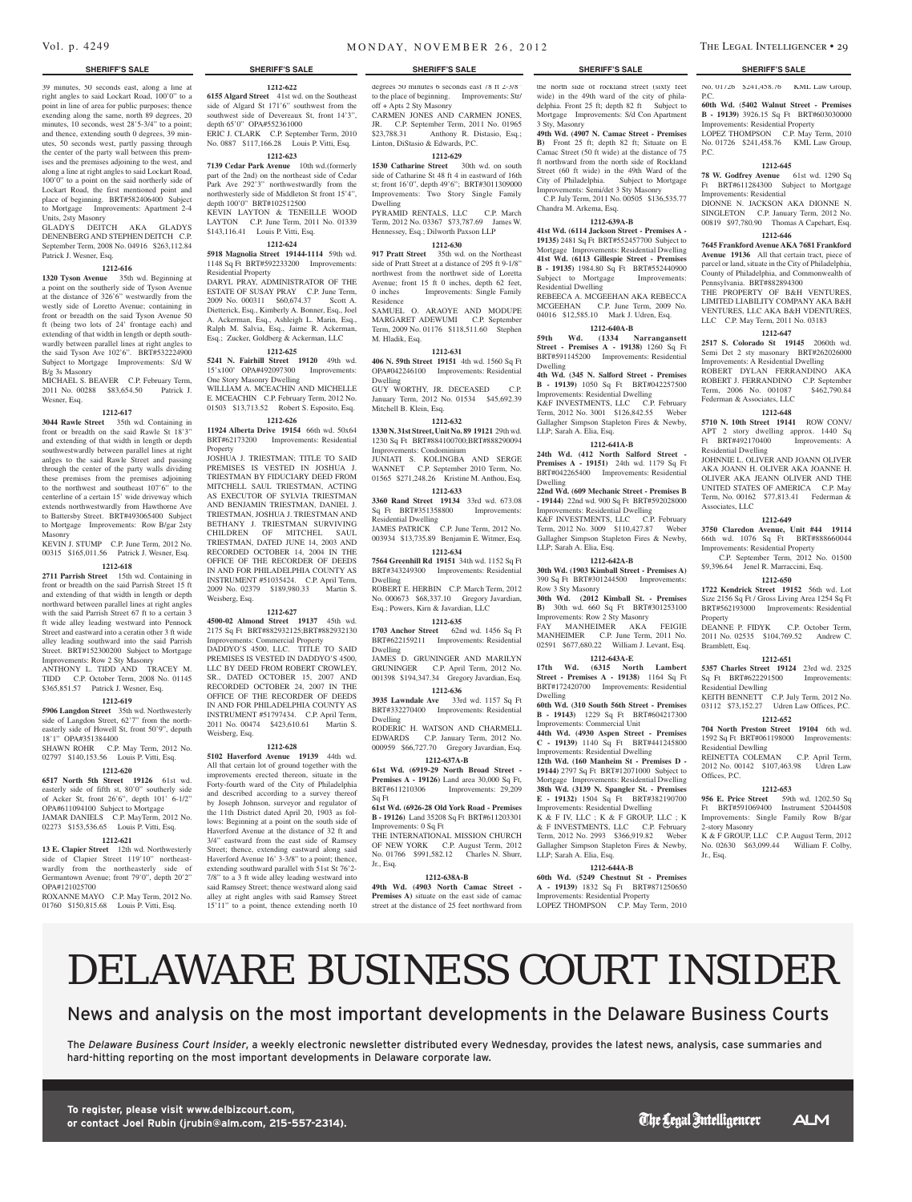39 minutes, 50 seconds east, along a line at right angles to said Lockart Road, 100'0" to a point in line of area for public purposes; thence exending along the same, north 89 degrees, 20 minutes, 10 seconds, west 28'5-3/4" to a point; and thence, extending south 0 degrees, 39 minutes, 50 seconds west, partly passing through the center of the party wall between this premises and the premises adjoining to the west, and along a line at right angles to said Lockart Road, 100'0" to a point on the said northerly side of Lockart Road, the first mentioned point and place of beginning. BRT#582406400 Subject to Mortgage Improvements: Apartment 2-4 Units, 2sty Masonry
GLADYS DEITCH AKA GLADYS DENENBERG AND STEPHEN DEITCH C.P. September Term, 2008 No. 04916 $263,112.84 Patrick J. Wesner, Esq.

**1212-616**

**1320 Tyson Avenue** 35th wd. Beginning at a point on the southerly side of Tyson Avenue at the distance of 326'6" westwardly from the westly side of Loretto Avenue; containing in front or breadth on the said Tyson Avenue 50 ft (being two lots of 24' frontage each) and extending of that width in length or depth southwardly between parallel lines at right angles to the said Tyson Ave 102'6". BRT#532224900 Subject to Mortgage Improvements: S/d W B/g 3s Masonry
MICHAEL S. BEAVER C.P. February Term, 2011 No. 00288 $83,654.50 Patrick J. Wesner, Esq.

**1212-617**

**3044 Rawle Street** 35th wd. Containing in front or breadth on the said Rawle St 18'3" and extending of that width in length or depth southwestwardly between parallel lines at right anlges to the said Rawle Street and passing through the center of the party walls dividing these premises from the premises adjoining to the northwest and southeast 107'6" to the centerline of a certain 15' wide driveway which extends northwestwardly from Hawthorne Ave to Battersby Street. BRT#493065400 Subject to Mortgage Improvements: Row B/gar 2sty Masonry
KEVIN J. STUMP C.P. June Term, 2012 No. 00315 $165,011.56 Patrick J. Wesner, Esq.

**1212-618**

**2711 Parrish Street** 15th wd. Containing in front or breadth on the said Parrish Street 15 ft and extending of that width in length or depth northward between parallel lines at right angles with the said Parrish Street 67 ft to a certain 3 ft wide alley leading westward into Pennock Street and eastward into a ceratin other 3 ft wide alley leading southward into the said Parrish Street. BRT#152300200 Subject to Mortgage Improvements: Row 2 Sty Masonry
ANTHONY L. TIDD AND TRACEY M. TIDD C.P. October Term, 2008 No. 01145 $365,851.57 Patrick J. Wesner, Esq.

**1212-619**

**5906 Langdon Street** 35th wd. Northwesterly side of Langdon Street, 62'7" from the northeasterly side of Howell St, front 50'9", depth 18'1" OPA#351384400
SHAWN ROHR C.P. May Term, 2012 No. 02797 $140,153.56 Louis P. Vitti, Esq.

**1212-620**

**6517 North 5th Street 19126** 61st wd. easterly side of fifth st, 80'0" southerly side of Acker St, front 26'6", depth 101' 6-1/2" OPA#611094100 Subject to Mortgage
JAMAR DANIELS C.P. MayTerm, 2012 No. 02273 $153,536.65 Louis P. Vitti, Esq.

**1212-621**

**13 E. Clapier Street** 12th wd. Northwesterly side of Clapier Street 119'10" northeastwardly from the northeasterly side of Germantown Avenue; front 79'0", depth 20'2" OPA#121025700
ROXANNE MAYO C.P. May Term, 2012 No. 01760 $150,815.68 Louis P. Vitti, Esq.

**1212-622**

**6155 Algard Street** 41st wd. on the Southeast side of Algard St 171'6" southwest from the southwest side of Devereaux St, front 14'3", depth 65'0" OPA#552361000
ERIC J. CLARK C.P. September Term, 2010 No. 0887 $117,166.28 Louis P. Vitti, Esq.

**1212-623**

**7139 Cedar Park Avenue** 10th wd.(formerly part of the 2nd) on the northeast side of Cedar Park Ave 292'3" northwestwardly from the northwesterly side of Middleton St front 15'4", depth 100'0" BRT#102512500
KEVIN LAYTON & TENEILLE WOOD LAYTON C.P. June Term, 2011 No. 01339 $143,116.41 Louis P. Vitti, Esq.

**1212-624**

**5918 Magnolia Street 19144-1114** 59th wd. 1148 Sq Ft BRT#592233200 Improvements: Residential Property
DARYL PRAY, ADMINISTRATOR OF THE ESTATE OF SUSAY PRAY C.P. June Term, 2009 No. 000311 $60,674.37 Scott A. Dietterick, Esq., Kimberly A. Bonner, Esq., Joel A. Ackerman, Esq., Ashleigh L. Marin, Esq., Ralph M. Salvia, Esq., Jaime R. Ackerman, Esq.; Zucker, Goldberg & Ackerman, LLC

**1212-625**

**5241 N. Fairhill Street 19120** 49th wd. 15'x100' OPA#492097300 Improvements: One Story Masonry Dwelling
WILLIAM A. MCEACHIN AND MICHELLE E. MCEACHIN C.P. February Term, 2012 No. 01503 $13,713.52 Robert S. Esposito, Esq.

**1212-626**

**11924 Alberta Drive 19154** 66th wd. 50x64 BRT#62173200 Improvements: Residential Property
JOSHUA J. TRIESTMAN; TITLE TO SAID PREMISES IS VESTED IN JOSHUA J. TRIESTMAN BY FIDUCIARY DEED FROM MITCHELL SAUL TRIESTMAN, ACTING AS EXECUTOR OF SYLVIA TRIESTMAN AND BENJAMIN TRIESTMAN, DANIEL J. TRIESTMAN, JOSHUA J. TRIESTMAN AND BETHANY J. TRIESTMAN SURVIVING CHILDREN OF MITCHEL SAUL TRIESTMAN, DATED JUNE 14, 2003 AND RECORDED OCTOBER 14, 2004 IN THE OFFICE OF THE RECORDER OF DEEDS IN AND FOR PHILADELPHIA COUNTY AS INSTRUMENT #51035424. C.P. April Term, 2009 No. 02379 $189,980.33 Martin S. Weisberg, Esq.

**1212-627**

**4500-02 Almond Street 19137** 45th wd. 2175 Sq Ft BRT#882932125;BRT#882932130 Improvements: Commercial Property
DADDYO'S 4500, LLC. TITLE TO SAID PREMISES IS VESTED IN DADDYO'S 4500, LLC BY DEED FROM ROBERT CROWLEY, SR., DATED OCTOBER 15, 2007 AND RECORDED OCTOBER 24, 2007 IN THE OFFICE OF THE RECORDER OF DEEDS IN AND FOR PHILADELPHIA COUNTY AS INSTRUMENT #51797434. C.P. April Term, 2011 No. 00474 $423,610.61 Martin S. Weisberg, Esq.

**1212-628**

**5102 Haverford Avenue 19139** 44th wd. All that certain lot of ground together with the improvements erected thereon, situate in the Forty-fourth ward of the City of Philadelphia and described according to a survey thereof by Joseph Johnson, surveyor and regulator of the 11th District dated April 20, 1903 as follows: Beginning at a point on the south side of Haverford Avenue at the distance of 32 ft and 3/4" eastward from the east side of Ramsey Street; thence, extending eastward along said Haverford Avenue 16' 3-3/8" to a point; thence, extending southward parallel with 51st St 76'2-7/8" to a 3 ft wide alley leading westward into said Ramsey Street; thence westward along said alley at right angles with said Ramsey Street 15'11" to a point, thence extending north 10 degrees 50 minutes 6 seconds east 78 ft 2-3/8" to the place of beginning. Improvements: Str/ off + Apts 2 Sty Masonry
CARMEN JONES AND CARMEN JONES, JR. C.P. September Term, 2011 No. 01965 $23,788.31 Anthony R. Distasio, Esq.; Linton, DiStasio & Edwards, P.C.

**1212-629**

**1530 Catharine Street** 30th wd. on south side of Catharine St 48 ft 4 in eastward of 16th st; front 16'0", depth 49'6"; BRT#3011309000 Improvements: Two Story Single Family Dwelling
PYRAMID RENTALS, LLC C.P. March Term, 2012 No. 03367 $73,787.69 James W. Hennessey, Esq.; Dilworth Paxson LLP

**1212-630**

**917 Pratt Street** 35th wd. on the Northeast side of Pratt Street at a distance of 295 ft 9-1/8" northwest from the northwest side of Loretta Avenue; front 15 ft 0 inches, depth 62 feet, 0 inches Improvements: Single Family Residence
SAMUEL O. ARAOYE AND MODUPE MARGARET ADEWUMI C.P. September Term, 2009 No. 01176 $118,511.60 Stephen M. Hladik, Esq.

**1212-631**

**406 N. 59th Street 19151** 4th wd. 1560 Sq Ft OPA#042246100 Improvements: Residential Dwelling
GUY WORTHY, JR. DECEASED C.P. January Term, 2012 No. 01534 $45,692.39 Mitchell B. Klein, Esq.

**1212-632**

**1330 N. 31st Street, Unit No. 89 19121** 29th wd. 1230 Sq Ft BRT#884100700;BRT#888290094 Improvements: Condominium
JUNIATI S. KOLINGBA AND SERGE WANNET C.P. September 2010 Term, No. 01565 $271,248.26 Kristine M. Anthou, Esq.

**1212-633**

**3360 Rand Street 19134** 33rd wd. 673.08 Sq Ft BRT#351358800 Improvements: Residential Dwelling
JAMES PATRICK C.P. June Term, 2012 No. 003934 $13,735.89 Benjamin E. Witmer, Esq.

**1212-634**

**7564 Greenhill Rd 19151** 34th wd. 1152 Sq Ft BRT#343249300 Improvements: Residential Dwelling
ROBERT E. HERBIN C.P. March Term, 2012 No. 000673 $68,337.10 Gregory Javardian, Esq.; Powers, Kirn & Javardian, LLC

**1212-635**

**1703 Anchor Street** 62nd wd. 1456 Sq Ft BRT#622159211 Improvements: Residential Dwelling
JAMES D. GRUNINGER AND MARILYN GRUNINGER C.P. April Term, 2012 No. 001398 $194,347.34 Gregory Javardian, Esq.

**1212-636**

**3935 Lawndale Ave** 33rd wd. 1157 Sq Ft BRT#332270400 Improvements: Residential Dwelling
RODERIC H. WATSON AND CHARMELL EDWARDS C.P. January Term, 2012 No. 000959 $66,727.70 Gregory Javardian, Esq.

**1212-637A-B**

**61st Wd. (6919-29 North Broad Street - Premises A - 19126)** Land area 30,000 Sq Ft, BRT#611210306 Improvements: 29,209 Sq Ft
**61st Wd. (6926-28 Old York Road - Premises B - 19126)** Land 35208 Sq Ft BRT#611203301 Improvements: 0 Sq Ft
THE INTERNATIONAL MISSION CHURCH OF NEW YORK C.P. August Term, 2012 No. 01766 $991,582.12 Charles N. Shurr, Jr., Esq.

**1212-638A-B**

**49th Wd. (4903 North Camac Street - Premises A)** situate on the east side of camac street at the distance of 25 feet northward from the north side of rockland street (sixty feet wide) in the 49th ward of the city of philadelphia. Front 25 ft; depth 82 ft Subject to Mortgage Improvements: S/d Con Apartment 3 Sty, Masonry
**49th Wd. (4907 N. Camac Street - Premises B)** Front 25 ft; depth 82 ft; Situate on E Camac Street (50 ft wide) at the distance of 75 ft northward from the north side of Rockland Street (60 ft wide) in the 49th Ward of the City of Philadelphia. Subject to Mortgage Improvements: Semi/det 3 Sty Masonry
C.P. July Term, 2011 No. 00505 $136,535.77 Chandra M. Arkema, Esq.

**1212-639A-B**

**41st Wd. (6114 Jackson Street - Premises A - 19135)** 2481 Sq Ft BRT#552457700 Subject to Mortgage Improvements: Residential Dwelling
**41st Wd. (6113 Gillespie Street - Premises B - 19135)** 1984.80 Sq Ft BRT#552440900 Subject to Mortgage Improvements: Residential Dwelling
REBEECA A. MCGEEHAN AKA REBECCA MCGEEHAN C.P. June Term, 2009 No. 04016 $12,585.10 Mark J. Udren, Esq.

**1212-640A-B**

**59th Wd. (1334 Narragansett Street - Premises A - 19138)** 1260 Sq Ft BRT#591145200 Improvements: Residential Dwelling
**4th Wd. (345 N. Salford Street - Premises B - 19139)** 1050 Sq Ft BRT#042257500 Improvements: Residential Dwelling
K&F INVESTMENTS, LLC C.P. February Term, 2012 No. 3001 $126,842.55 Weber Gallagher Simpson Stapleton Fires & Newby, LLP; Sarah A. Elia, Esq.

**1212-641A-B**

**24th Wd. (412 North Salford Street - Premises A - 19151)** 24th wd. 1179 Sq Ft BRT#042265400 Improvements: Residential Dwelling
**22nd Wd. (609 Mechanic Street - Premises B - 19144)** 22nd wd. 900 Sq Ft BRT#592028000 Improvements: Residential Dwelling
K&F INVESTMENTS, LLC C.P. February Term, 2012 No. 3009 $110,427.87 Weber Gallagher Simpson Stapleton Fires & Newby, LLP; Sarah A. Elia, Esq.

**1212-642A-B**

**30th Wd. (1903 Kimball Street - Premises A)** 390 Sq Ft BRT#301244500 Improvements: Row 3 Sty Masonry
**30th Wd. (2012 Kimball St. - Premises B)** 30th wd. 660 Sq Ft BRT#301253100 Improvements: Row 2 Sty Masonry
FAY MANHEIMER AKA FEIGIE MANHEIMER C.P. June Term, 2011 No. 02591 $677,680.22 William J. Levant, Esq.

**1212-643A-E**

**17th Wd. (6315 North Lambert Street - Premises A - 19138)** 1164 Sq Ft BRT#172420700 Improvements: Residential Dwelling
**60th Wd. (310 South 56th Street - Premises B - 19143)** 1229 Sq Ft BRT#604217300 Improvements: Commercial Unit
**44th Wd. (4930 Aspen Street - Premises C - 19139)** 1140 Sq Ft BRT#441245800 Improvements: Residential Dwelling
**12th Wd. (160 Manheim St - Premises D - 19144)** 2797 Sq Ft BRT#12071000 Subject to Mortgage Improvements: Residential Dwelling
**38th Wd. (3139 N. Spangler St. - Premises E - 19132)** 1504 Sq Ft BRT#382190700 Improvements: Residential Dwelling
K & F IV, LLC ; K & F GROUP, LLC ; K & F INVESTMENTS, LLC C.P. February Term, 2012 No. 2993 $366,919.82 Weber Gallagher Simpson Stapleton Fires & Newby, LLP; Sarah A. Elia, Esq.

**1212-644A-B**

**60th Wd. (5249 Chestnut St - Premises A - 19139)** 1832 Sq Ft BRT#871250650 Improvements: Residential Property
LOPEZ THOMPSON C.P. May Term, 2010 No. 01726 $241,458.76 KML Law Group, P.C.
**60th Wd. (5402 Walnut Street - Premises B - 19139)** 3926.15 Sq Ft BRT#603030000 Improvements: Residential Property
LOPEZ THOMPSON C.P. May Term, 2010 No. 01726 $241,458.76 KML Law Group, P.C.

**1212-645**

**78 W. Godfrey Avenue** 61st wd. 1290 Sq Ft BRT#611284300 Subject to Mortgage Improvements: Residential
DIONNE N. JACKSON AKA DIONNE N. SINGLETON C.P. January Term, 2012 No. 00819 $97,780.90 Thomas A Capehart, Esq.

**1212-646**

**7645 Frankford Avenue AKA 7681 Frankford Avenue 19136** All that certain tract, piece of parcel or land, situate in the City of Philadelphia, County of Philadelphia, and Commonwealth of Pennsylvania. BRT#882894300
THE PROPERTY OF B&H VENTURES, LIMITED LIABILITY COMPANY AKA B&H VENTURES, LLC AKA B&H VDENTURES, LLC C.P. May Term, 2011 No. 03183

**1212-647**

**2517 S. Colorado St 19145** 2060th wd. Semi Det 2 sty masonary BRT#262026000 Improvements: A Residential Dwelling
ROBERT DYLAN FERRANDINO AKA ROBERT J. FERRANDINO C.P. September Term, 2006 No. 001087 $462,790.84 Federman & Associates, LLC

**1212-648**

**5710 N. 10th Street 19141** ROW CONV/APT 2 story dwelling approx. 1440 Sq Ft BRT#492170400 Improvements: A Residential Dwelling
JOHNNIE L. OLIVER AND JOANN OLIVER AKA JOANN H. OLIVER AKA JOANNE H. OLIVER AKA JEANN OLIVER AND THE UNITED STATES OF AMERICA C.P. May Term, No. 00162 $77,813.41 Federman & Associates, LLC

**1212-649**

**3750 Claredon Avenue, Unit #44 19114** 66th wd. 1076 Sq Ft BRT#888660044 Improvements: Residential Property
C.P. September Term, 2012 No. 01500 $9,396.64 Jenel R. Marraccini, Esq.

**1212-650**

**1722 Kendrick Street 19152** 56th wd. Lot Size 2156 Sq Ft / Gross Living Area 1254 Sq Ft BRT#562193000 Improvements: Residential Property
DEANNE P. FIDYK C.P. October Term, 2011 No. 02535 $104,769.52 Andrew C. Bramblett, Esq.

**1212-651**

**5357 Charles Street 19124** 23rd wd. 2325 Sq Ft BRT#622291500 Improvements: Residential Dwelling
KEITH BENNETT C.P. July Term, 2012 No. 03112 $73,152.27 Udren Law Offices, P.C.

**1212-652**

**704 North Preston Street 19104** 6th wd. 1592 Sq Ft BRT#061198000 Improvements: Residential Dwelling
REINETTA COLEMAN C.P. April Term, 2012 No. 00142 $107,463.98 Udren Law Offices, P.C.

**1212-653**

**956 E. Price Street** 59th wd. 1202.50 Sq Ft BRT#591069400 Instrument 52044508 Improvements: Single Family Row B/gar 2-story Masonry
K & F GROUP, LLC C.P. August Term, 2012 No. 02630 $63,099.44 William F. Colby, Jr., Esq.

# DELAWARE BUSINESS COURT INSIDER

## News and analysis on the most important developments in the Delaware Business Courts

The *Delaware Business Court Insider*, a weekly electronic newsletter distributed every Wednesday, provides the latest news, analysis, case summaries and hard-hitting reporting on the most important developments in Delaware corporate law.

**To register, please visit www.delbizcourt.com, or contact Joel Rubin (jrubin@alm.com, 215-557-2314).**

The Legal Intelligencer ALM